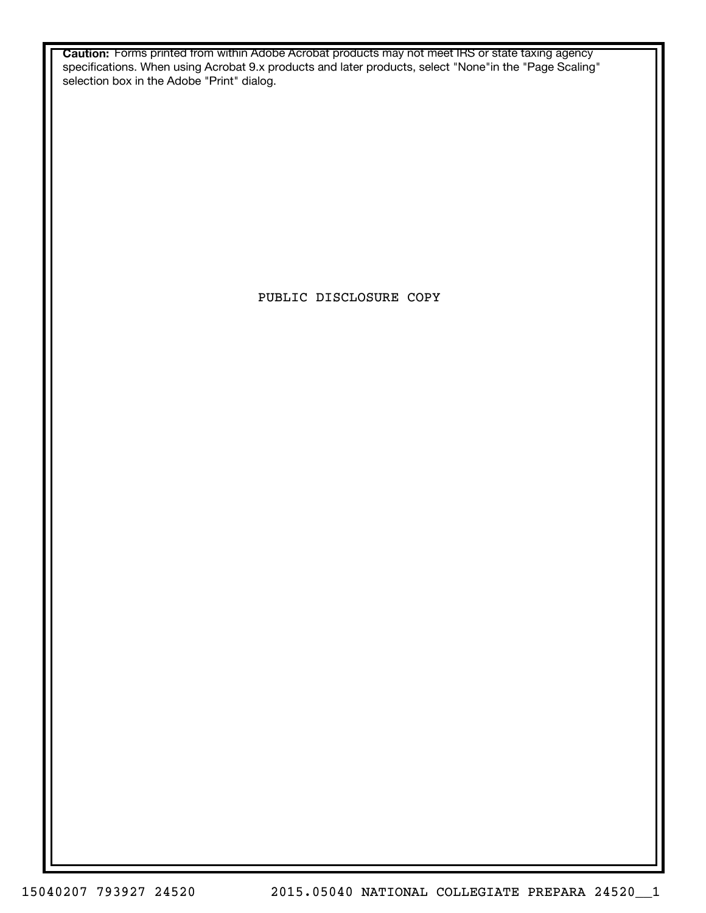**Caution:** Forms printed from within Adobe Acrobat products may not meet IRS or state taxing agency specifications. When using Acrobat 9.x products and later products, select "None"in the "Page Scaling" selection box in the Adobe "Print" dialog.

PUBLIC DISCLOSURE COPY

15040207 793927 24520 2015.05040 NATIONAL COLLEGIATE PREPARA 24520__1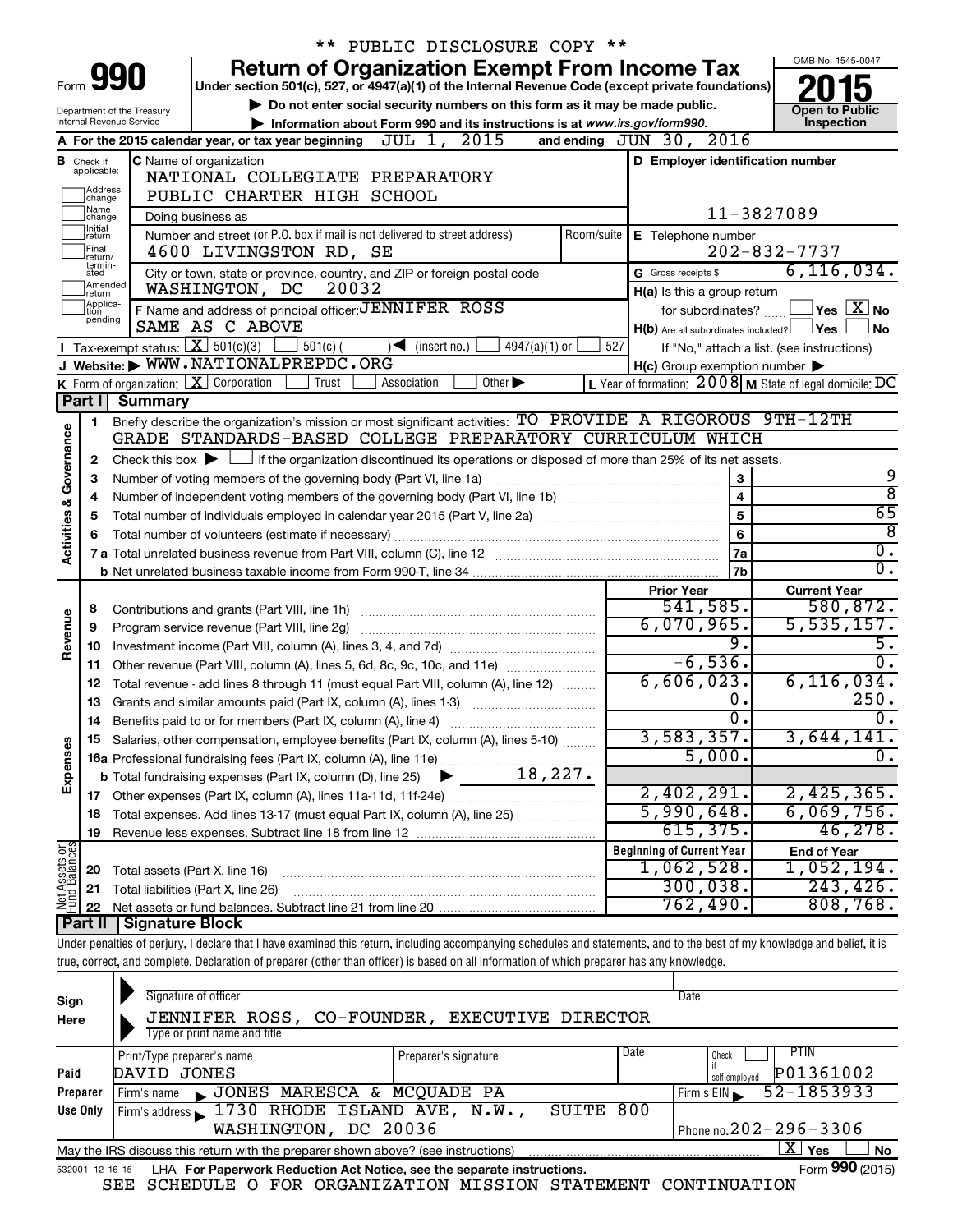** PUBLIC DISCLOSURE COPY **

# Form 990 — Return of Organization Exempt From Income Tax (2015)

Under section 501(c), 527, or 4947(a)(1) of the Internal Revenue Code (except private foundations)

▶ Do not enter social security numbers on this form as it may be made public.

▶ Information about Form 990 and its instructions is at www.irs.gov/form990.

Department of the Treasury
Internal Revenue Service

OMB No. 1545-0047

**Open to Public Inspection**

**A** For the 2015 calendar year, or tax year beginning JUL 1, 2015 and ending JUN 30, 2016

**B** Check if applicable: Address change, Name change, Initial return, Final return/terminated, Amended return, Application pending

**C** Name of organization: NATIONAL COLLEGIATE PREPARATORY PUBLIC CHARTER HIGH SCHOOL

Doing business as

Number and street (or P.O. box if mail is not delivered to street address): 4600 LIVINGSTON RD, SE — Room/suite

City or town, state or province, country, and ZIP or foreign postal code: WASHINGTON, DC 20032

**D** Employer identification number: 11-3827089

**E** Telephone number: 202-832-7737

**G** Gross receipts $ 6,116,034.

**F** Name and address of principal officer: JENNIFER ROSS, SAME AS C ABOVE

**H(a)** Is this a group return for subordinates? ☐ Yes ☒ No

**H(b)** Are all subordinates included? ☐ Yes ☐ No — If "No," attach a list. (see instructions)

**H(c)** Group exemption number ▶

**I** Tax-exempt status: ☒ 501(c)(3) ☐ 501(c) ( ) ◀ (insert no.) ☐ 4947(a)(1) or ☐ 527

**J** Website: ▶ WWW.NATIONALPREPDC.ORG

**K** Form of organization: ☒ Corporation ☐ Trust ☐ Association ☐ Other ▶

**L** Year of formation: 2008 **M** State of legal domicile: DC

## Part I Summary

**Activities & Governance**

1 Briefly describe the organization's mission or most significant activities: TO PROVIDE A RIGOROUS 9TH-12TH GRADE STANDARDS-BASED COLLEGE PREPARATORY CURRICULUM WHICH

2 Check this box ▶ ☐ if the organization discontinued its operations or disposed of more than 25% of its net assets.

| Line | Description | | Value |
|---|---|---|---|
| 3 | Number of voting members of the governing body (Part VI, line 1a) | 3 | 9 |
| 4 | Number of independent voting members of the governing body (Part VI, line 1b) | 4 | 8 |
| 5 | Total number of individuals employed in calendar year 2015 (Part V, line 2a) | 5 | 65 |
| 6 | Total number of volunteers (estimate if necessary) | 6 | 8 |
| 7a | Total unrelated business revenue from Part VIII, column (C), line 12 | 7a | 0. |
| 7b | Net unrelated business taxable income from Form 990-T, line 34 | 7b | 0. |

| Line | Description | Prior Year | Current Year |
|---|---|---|---|
| **Revenue** | | | |
| 8 | Contributions and grants (Part VIII, line 1h) | 541,585. | 580,872. |
| 9 | Program service revenue (Part VIII, line 2g) | 6,070,965. | 5,535,157. |
| 10 | Investment income (Part VIII, column (A), lines 3, 4, and 7d) | 9. | 5. |
| 11 | Other revenue (Part VIII, column (A), lines 5, 6d, 8c, 9c, 10c, and 11e) | -6,536. | 0. |
| 12 | Total revenue - add lines 8 through 11 (must equal Part VIII, column (A), line 12) | 6,606,023. | 6,116,034. |
| **Expenses** | | | |
| 13 | Grants and similar amounts paid (Part IX, column (A), lines 1-3) | 0. | 250. |
| 14 | Benefits paid to or for members (Part IX, column (A), line 4) | 0. | 0. |
| 15 | Salaries, other compensation, employee benefits (Part IX, column (A), lines 5-10) | 3,583,357. | 3,644,141. |
| 16a | Professional fundraising fees (Part IX, column (A), line 11e) | 5,000. | 0. |
| b | Total fundraising expenses (Part IX, column (D), line 25) ▶ 18,227. | | |
| 17 | Other expenses (Part IX, column (A), lines 11a-11d, 11f-24e) | 2,402,291. | 2,425,365. |
| 18 | Total expenses. Add lines 13-17 (must equal Part IX, column (A), line 25) | 5,990,648. | 6,069,756. |
| 19 | Revenue less expenses. Subtract line 18 from line 12 | 615,375. | 46,278. |

| Line | Net Assets or Fund Balances | Beginning of Current Year | End of Year |
|---|---|---|---|
| 20 | Total assets (Part X, line 16) | 1,062,528. | 1,052,194. |
| 21 | Total liabilities (Part X, line 26) | 300,038. | 243,426. |
| 22 | Net assets or fund balances. Subtract line 21 from line 20 | 762,490. | 808,768. |

## Part II Signature Block

Under penalties of perjury, I declare that I have examined this return, including accompanying schedules and statements, and to the best of my knowledge and belief, it is true, correct, and complete. Declaration of preparer (other than officer) is based on all information of which preparer has any knowledge.

**Sign Here**

Signature of officer — Date

JENNIFER ROSS, CO-FOUNDER, EXECUTIVE DIRECTOR

Type or print name and title

**Paid Preparer Use Only**

| Print/Type preparer's name | Preparer's signature | Date | Check ☐ if self-employed | PTIN |
|---|---|---|---|---|
| DAVID JONES | | | | P01361002 |

Firm's name ▶ JONES MARESCA & MCQUADE PA — Firm's EIN ▶ 52-1853933

Firm's address ▶ 1730 RHODE ISLAND AVE, N.W., SUITE 800, WASHINGTON, DC 20036 — Phone no. 202-296-3306

May the IRS discuss this return with the preparer shown above? (see instructions) ☒ Yes ☐ No

532001 12-16-15 LHA For Paperwork Reduction Act Notice, see the separate instructions. Form 990 (2015)

SEE SCHEDULE O FOR ORGANIZATION MISSION STATEMENT CONTINUATION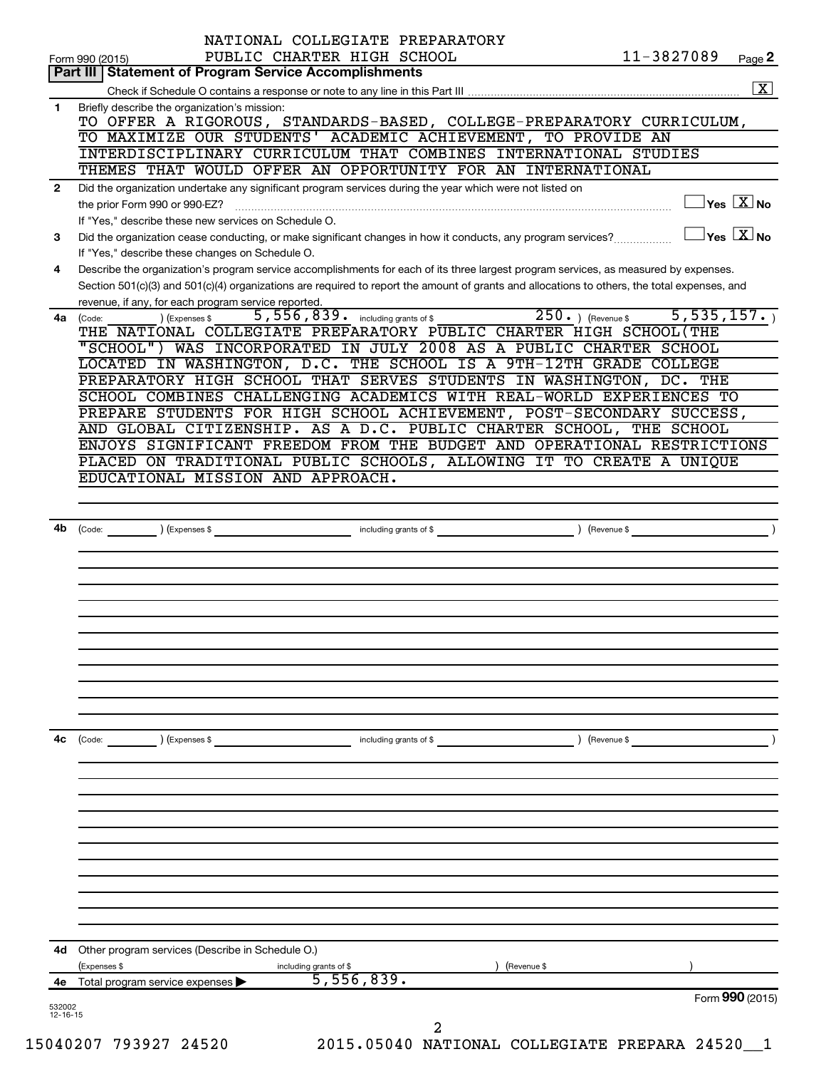NATIONAL COLLEGIATE PREPARATORY PUBLIC CHARTER HIGH SCHOOL

Form 990 (2015) 11-3827089 Page 2

## Part III Statement of Program Service Accomplishments

Check if Schedule O contains a response or note to any line in this Part III [X]

**1** Briefly describe the organization's mission:

TO OFFER A RIGOROUS, STANDARDS-BASED, COLLEGE-PREPARATORY CURRICULUM, TO MAXIMIZE OUR STUDENTS' ACADEMIC ACHIEVEMENT, TO PROVIDE AN INTERDISCIPLINARY CURRICULUM THAT COMBINES INTERNATIONAL STUDIES THEMES THAT WOULD OFFER AN OPPORTUNITY FOR AN INTERNATIONAL

**2** Did the organization undertake any significant program services during the year which were not listed on the prior Form 990 or 990-EZ? [ ] Yes [X] No

If "Yes," describe these new services on Schedule O.

**3** Did the organization cease conducting, or make significant changes in how it conducts, any program services? [ ] Yes [X] No

If "Yes," describe these changes on Schedule O.

**4** Describe the organization's program service accomplishments for each of its three largest program services, as measured by expenses. Section 501(c)(3) and 501(c)(4) organizations are required to report the amount of grants and allocations to others, the total expenses, and revenue, if any, for each program service reported.

**4a** (Code: ) (Expenses $ 5,556,839. including grants of $ 250. ) (Revenue $ 5,535,157. )

THE NATIONAL COLLEGIATE PREPARATORY PUBLIC CHARTER HIGH SCHOOL(THE "SCHOOL") WAS INCORPORATED IN JULY 2008 AS A PUBLIC CHARTER SCHOOL LOCATED IN WASHINGTON, D.C. THE SCHOOL IS A 9TH-12TH GRADE COLLEGE PREPARATORY HIGH SCHOOL THAT SERVES STUDENTS IN WASHINGTON, DC. THE SCHOOL COMBINES CHALLENGING ACADEMICS WITH REAL-WORLD EXPERIENCES TO PREPARE STUDENTS FOR HIGH SCHOOL ACHIEVEMENT, POST-SECONDARY SUCCESS, AND GLOBAL CITIZENSHIP. AS A D.C. PUBLIC CHARTER SCHOOL, THE SCHOOL ENJOYS SIGNIFICANT FREEDOM FROM THE BUDGET AND OPERATIONAL RESTRICTIONS PLACED ON TRADITIONAL PUBLIC SCHOOLS, ALLOWING IT TO CREATE A UNIQUE EDUCATIONAL MISSION AND APPROACH.

**4b** (Code: ) (Expenses $ including grants of $ ) (Revenue $ )

**4c** (Code: ) (Expenses $ including grants of $ ) (Revenue $ )

**4d** Other program services (Describe in Schedule O.)

(Expenses $ including grants of $ ) (Revenue $ )

**4e** Total program service expenses ▶ 5,556,839.

Form 990 (2015)

532002 12-16-15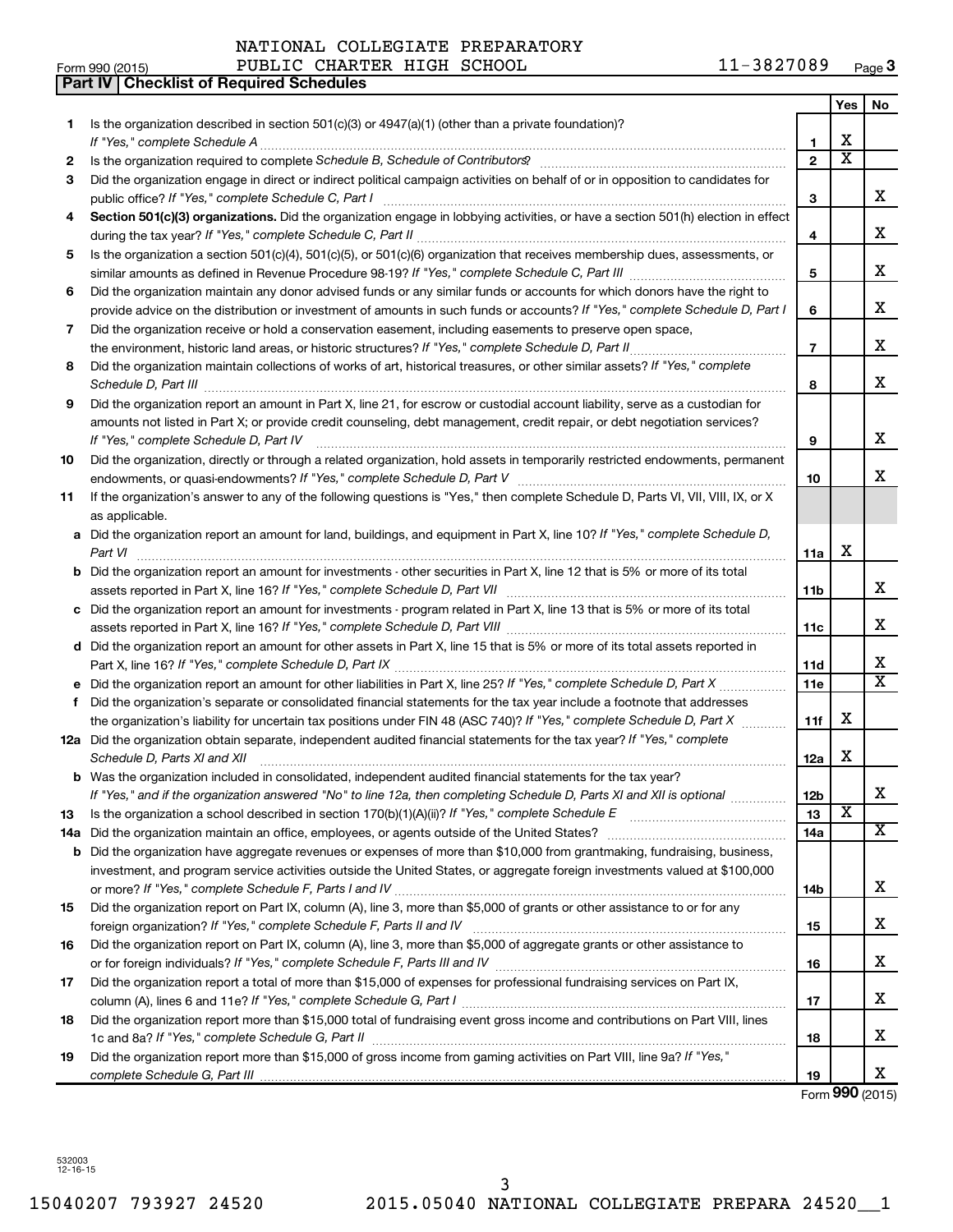NATIONAL COLLEGIATE PREPARATORY

Form 990 (2015) PUBLIC CHARTER HIGH SCHOOL 11-3827089 Page **3**

## Part IV | Checklist of Required Schedules

| | | | Yes | No |
|---|---|---|---|---|
| **1** | Is the organization described in section 501(c)(3) or 4947(a)(1) (other than a private foundation)? *If "Yes," complete Schedule A* | **1** | X | |
| **2** | Is the organization required to complete *Schedule B, Schedule of Contributors*? | **2** | X | |
| **3** | Did the organization engage in direct or indirect political campaign activities on behalf of or in opposition to candidates for public office? *If "Yes," complete Schedule C, Part I* | **3** | | X |
| **4** | **Section 501(c)(3) organizations.** Did the organization engage in lobbying activities, or have a section 501(h) election in effect during the tax year? *If "Yes," complete Schedule C, Part II* | **4** | | X |
| **5** | Is the organization a section 501(c)(4), 501(c)(5), or 501(c)(6) organization that receives membership dues, assessments, or similar amounts as defined in Revenue Procedure 98-19? *If "Yes," complete Schedule C, Part III* | **5** | | X |
| **6** | Did the organization maintain any donor advised funds or any similar funds or accounts for which donors have the right to provide advice on the distribution or investment of amounts in such funds or accounts? *If "Yes," complete Schedule D, Part I* | **6** | | X |
| **7** | Did the organization receive or hold a conservation easement, including easements to preserve open space, the environment, historic land areas, or historic structures? *If "Yes," complete Schedule D, Part II* | **7** | | X |
| **8** | Did the organization maintain collections of works of art, historical treasures, or other similar assets? *If "Yes," complete Schedule D, Part III* | **8** | | X |
| **9** | Did the organization report an amount in Part X, line 21, for escrow or custodial account liability, serve as a custodian for amounts not listed in Part X; or provide credit counseling, debt management, credit repair, or debt negotiation services? *If "Yes," complete Schedule D, Part IV* | **9** | | X |
| **10** | Did the organization, directly or through a related organization, hold assets in temporarily restricted endowments, permanent endowments, or quasi-endowments? *If "Yes," complete Schedule D, Part V* | **10** | | X |
| **11** | If the organization's answer to any of the following questions is "Yes," then complete Schedule D, Parts VI, VII, VIII, IX, or X as applicable. | | | |
| **a** | Did the organization report an amount for land, buildings, and equipment in Part X, line 10? *If "Yes," complete Schedule D, Part VI* | **11a** | X | |
| **b** | Did the organization report an amount for investments - other securities in Part X, line 12 that is 5% or more of its total assets reported in Part X, line 16? *If "Yes," complete Schedule D, Part VII* | **11b** | | X |
| **c** | Did the organization report an amount for investments - program related in Part X, line 13 that is 5% or more of its total assets reported in Part X, line 16? *If "Yes," complete Schedule D, Part VIII* | **11c** | | X |
| **d** | Did the organization report an amount for other assets in Part X, line 15 that is 5% or more of its total assets reported in Part X, line 16? *If "Yes," complete Schedule D, Part IX* | **11d** | | X |
| **e** | Did the organization report an amount for other liabilities in Part X, line 25? *If "Yes," complete Schedule D, Part X* | **11e** | | X |
| **f** | Did the organization's separate or consolidated financial statements for the tax year include a footnote that addresses the organization's liability for uncertain tax positions under FIN 48 (ASC 740)? *If "Yes," complete Schedule D, Part X* | **11f** | X | |
| **12a** | Did the organization obtain separate, independent audited financial statements for the tax year? *If "Yes," complete Schedule D, Parts XI and XII* | **12a** | X | |
| **b** | Was the organization included in consolidated, independent audited financial statements for the tax year? *If "Yes," and if the organization answered "No" to line 12a, then completing Schedule D, Parts XI and XII is optional* | **12b** | | X |
| **13** | Is the organization a school described in section 170(b)(1)(A)(ii)? *If "Yes," complete Schedule E* | **13** | X | |
| **14a** | Did the organization maintain an office, employees, or agents outside of the United States? | **14a** | | X |
| **b** | Did the organization have aggregate revenues or expenses of more than $10,000 from grantmaking, fundraising, business, investment, and program service activities outside the United States, or aggregate foreign investments valued at $100,000 or more? *If "Yes," complete Schedule F, Parts I and IV* | **14b** | | X |
| **15** | Did the organization report on Part IX, column (A), line 3, more than $5,000 of grants or other assistance to or for any foreign organization? *If "Yes," complete Schedule F, Parts II and IV* | **15** | | X |
| **16** | Did the organization report on Part IX, column (A), line 3, more than $5,000 of aggregate grants or other assistance to or for foreign individuals? *If "Yes," complete Schedule F, Parts III and IV* | **16** | | X |
| **17** | Did the organization report a total of more than $15,000 of expenses for professional fundraising services on Part IX, column (A), lines 6 and 11e? *If "Yes," complete Schedule G, Part I* | **17** | | X |
| **18** | Did the organization report more than $15,000 total of fundraising event gross income and contributions on Part VIII, lines 1c and 8a? *If "Yes," complete Schedule G, Part II* | **18** | | X |
| **19** | Did the organization report more than $15,000 of gross income from gaming activities on Part VIII, line 9a? *If "Yes," complete Schedule G, Part III* | **19** | | X |

Form **990** (2015)

532003 12-16-15

15040207 793927 24520 2015.05040 NATIONAL COLLEGIATE PREPARA 24520__1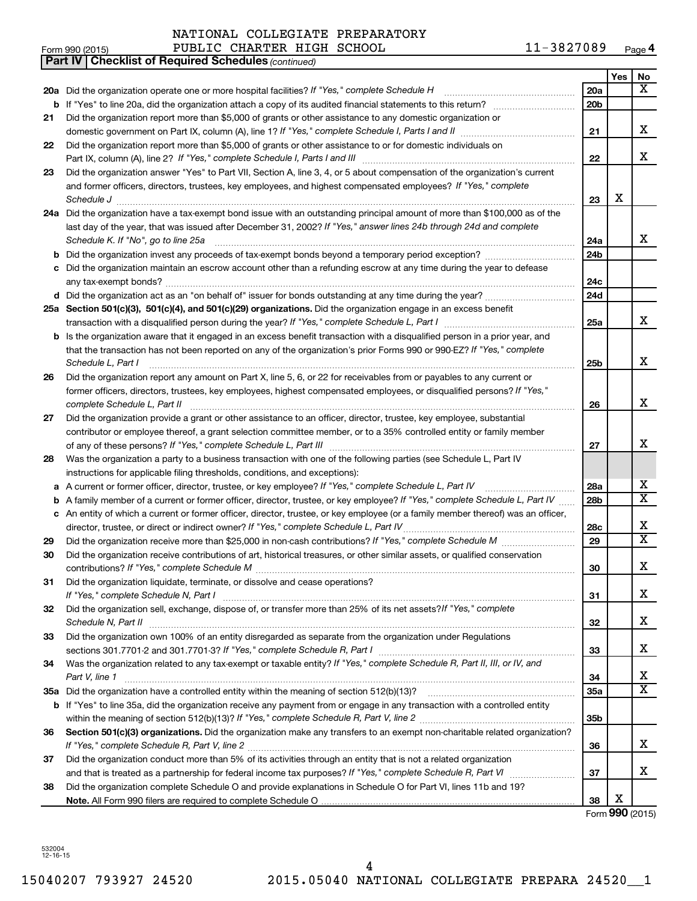NATIONAL COLLEGIATE PREPARATORY PUBLIC CHARTER HIGH SCHOOL 11-3827089

Form 990 (2015) Page 4

**Part IV Checklist of Required Schedules** *(continued)*

| | | | Yes | No |
|---|---|---|---|---|
| 20a | Did the organization operate one or more hospital facilities? *If "Yes," complete Schedule H* | 20a | | X |
| b | If "Yes" to line 20a, did the organization attach a copy of its audited financial statements to this return? | 20b | | |
| 21 | Did the organization report more than $5,000 of grants or other assistance to any domestic organization or domestic government on Part IX, column (A), line 1? *If "Yes," complete Schedule I, Parts I and II* | 21 | | X |
| 22 | Did the organization report more than $5,000 of grants or other assistance to or for domestic individuals on Part IX, column (A), line 2? *If "Yes," complete Schedule I, Parts I and III* | 22 | | X |
| 23 | Did the organization answer "Yes" to Part VII, Section A, line 3, 4, or 5 about compensation of the organization's current and former officers, directors, trustees, key employees, and highest compensated employees? *If "Yes," complete Schedule J* | 23 | X | |
| 24a | Did the organization have a tax-exempt bond issue with an outstanding principal amount of more than $100,000 as of the last day of the year, that was issued after December 31, 2002? *If "Yes," answer lines 24b through 24d and complete Schedule K. If "No", go to line 25a* | 24a | | X |
| b | Did the organization invest any proceeds of tax-exempt bonds beyond a temporary period exception? | 24b | | |
| c | Did the organization maintain an escrow account other than a refunding escrow at any time during the year to defease any tax-exempt bonds? | 24c | | |
| d | Did the organization act as an "on behalf of" issuer for bonds outstanding at any time during the year? | 24d | | |
| 25a | **Section 501(c)(3), 501(c)(4), and 501(c)(29) organizations.** Did the organization engage in an excess benefit transaction with a disqualified person during the year? *If "Yes," complete Schedule L, Part I* | 25a | | X |
| b | Is the organization aware that it engaged in an excess benefit transaction with a disqualified person in a prior year, and that the transaction has not been reported on any of the organization's prior Forms 990 or 990-EZ? *If "Yes," complete Schedule L, Part I* | 25b | | X |
| 26 | Did the organization report any amount on Part X, line 5, 6, or 22 for receivables from or payables to any current or former officers, directors, trustees, key employees, highest compensated employees, or disqualified persons? *If "Yes," complete Schedule L, Part II* | 26 | | X |
| 27 | Did the organization provide a grant or other assistance to an officer, director, trustee, key employee, substantial contributor or employee thereof, a grant selection committee member, or to a 35% controlled entity or family member of any of these persons? *If "Yes," complete Schedule L, Part III* | 27 | | X |
| 28 | Was the organization a party to a business transaction with one of the following parties (see Schedule L, Part IV instructions for applicable filing thresholds, conditions, and exceptions): | | | |
| a | A current or former officer, director, trustee, or key employee? *If "Yes," complete Schedule L, Part IV* | 28a | | X |
| b | A family member of a current or former officer, director, trustee, or key employee? *If "Yes," complete Schedule L, Part IV* | 28b | | X |
| c | An entity of which a current or former officer, director, trustee, or key employee (or a family member thereof) was an officer, director, trustee, or direct or indirect owner? *If "Yes," complete Schedule L, Part IV* | 28c | | X |
| 29 | Did the organization receive more than $25,000 in non-cash contributions? *If "Yes," complete Schedule M* | 29 | | X |
| 30 | Did the organization receive contributions of art, historical treasures, or other similar assets, or qualified conservation contributions? *If "Yes," complete Schedule M* | 30 | | X |
| 31 | Did the organization liquidate, terminate, or dissolve and cease operations? *If "Yes," complete Schedule N, Part I* | 31 | | X |
| 32 | Did the organization sell, exchange, dispose of, or transfer more than 25% of its net assets? *If "Yes," complete Schedule N, Part II* | 32 | | X |
| 33 | Did the organization own 100% of an entity disregarded as separate from the organization under Regulations sections 301.7701-2 and 301.7701-3? *If "Yes," complete Schedule R, Part I* | 33 | | X |
| 34 | Was the organization related to any tax-exempt or taxable entity? *If "Yes," complete Schedule R, Part II, III, or IV, and Part V, line 1* | 34 | | X |
| 35a | Did the organization have a controlled entity within the meaning of section 512(b)(13)? | 35a | | X |
| b | If "Yes" to line 35a, did the organization receive any payment from or engage in any transaction with a controlled entity within the meaning of section 512(b)(13)? *If "Yes," complete Schedule R, Part V, line 2* | 35b | | |
| 36 | **Section 501(c)(3) organizations.** Did the organization make any transfers to an exempt non-charitable related organization? *If "Yes," complete Schedule R, Part V, line 2* | 36 | | X |
| 37 | Did the organization conduct more than 5% of its activities through an entity that is not a related organization and that is treated as a partnership for federal income tax purposes? *If "Yes," complete Schedule R, Part VI* | 37 | | X |
| 38 | Did the organization complete Schedule O and provide explanations in Schedule O for Part VI, lines 11b and 19? **Note.** All Form 990 filers are required to complete Schedule O | 38 | X | |

Form **990** (2015)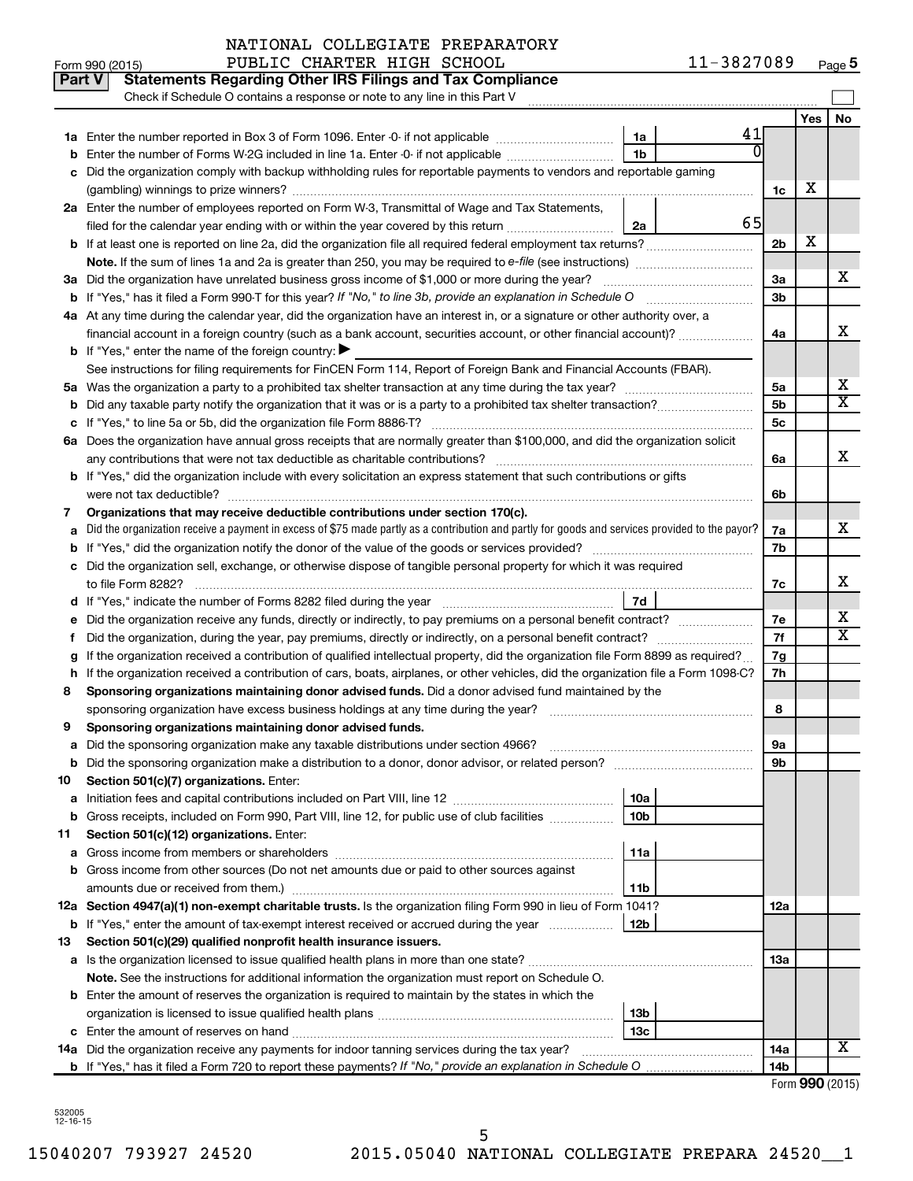Form 990 (2015) NATIONAL COLLEGIATE PREPARATORY PUBLIC CHARTER HIGH SCHOOL 11-3827089 Page 5

**Part V Statements Regarding Other IRS Filings and Tax Compliance**

Check if Schedule O contains a response or note to any line in this Part V

| | | | | | Yes | No |
|---|---|---|---|---|---|---|
| 1a | Enter the number reported in Box 3 of Form 1096. Enter -0- if not applicable | 1a | 41 | | | |
| b | Enter the number of Forms W-2G included in line 1a. Enter -0- if not applicable | 1b | 0 | | | |
| c | Did the organization comply with backup withholding rules for reportable payments to vendors and reportable gaming (gambling) winnings to prize winners? | | | 1c | X | |
| 2a | Enter the number of employees reported on Form W-3, Transmittal of Wage and Tax Statements, filed for the calendar year ending with or within the year covered by this return | 2a | 65 | | | |
| b | If at least one is reported on line 2a, did the organization file all required federal employment tax returns? | | | 2b | X | |
| | **Note.** If the sum of lines 1a and 2a is greater than 250, you may be required to *e-file* (see instructions) | | | | | |
| 3a | Did the organization have unrelated business gross income of $1,000 or more during the year? | | | 3a | | X |
| b | If "Yes," has it filed a Form 990-T for this year? *If "No," to line 3b, provide an explanation in Schedule O* | | | 3b | | |
| 4a | At any time during the calendar year, did the organization have an interest in, or a signature or other authority over, a financial account in a foreign country (such as a bank account, securities account, or other financial account)? | | | 4a | | X |
| b | If "Yes," enter the name of the foreign country: ▶ | | | | | |
| | See instructions for filing requirements for FinCEN Form 114, Report of Foreign Bank and Financial Accounts (FBAR). | | | | | |
| 5a | Was the organization a party to a prohibited tax shelter transaction at any time during the tax year? | | | 5a | | X |
| b | Did any taxable party notify the organization that it was or is a party to a prohibited tax shelter transaction? | | | 5b | | X |
| c | If "Yes," to line 5a or 5b, did the organization file Form 8886-T? | | | 5c | | |
| 6a | Does the organization have annual gross receipts that are normally greater than $100,000, and did the organization solicit any contributions that were not tax deductible as charitable contributions? | | | 6a | | X |
| b | If "Yes," did the organization include with every solicitation an express statement that such contributions or gifts were not tax deductible? | | | 6b | | |
| 7 | **Organizations that may receive deductible contributions under section 170(c).** | | | | | |
| a | Did the organization receive a payment in excess of $75 made partly as a contribution and partly for goods and services provided to the payor? | | | 7a | | X |
| b | If "Yes," did the organization notify the donor of the value of the goods or services provided? | | | 7b | | |
| c | Did the organization sell, exchange, or otherwise dispose of tangible personal property for which it was required to file Form 8282? | | | 7c | | X |
| d | If "Yes," indicate the number of Forms 8282 filed during the year | 7d | | | | |
| e | Did the organization receive any funds, directly or indirectly, to pay premiums on a personal benefit contract? | | | 7e | | X |
| f | Did the organization, during the year, pay premiums, directly or indirectly, on a personal benefit contract? | | | 7f | | X |
| g | If the organization received a contribution of qualified intellectual property, did the organization file Form 8899 as required? | | | 7g | | |
| h | If the organization received a contribution of cars, boats, airplanes, or other vehicles, did the organization file a Form 1098-C? | | | 7h | | |
| 8 | **Sponsoring organizations maintaining donor advised funds.** Did a donor advised fund maintained by the sponsoring organization have excess business holdings at any time during the year? | | | 8 | | |
| 9 | **Sponsoring organizations maintaining donor advised funds.** | | | | | |
| a | Did the sponsoring organization make any taxable distributions under section 4966? | | | 9a | | |
| b | Did the sponsoring organization make a distribution to a donor, donor advisor, or related person? | | | 9b | | |
| 10 | **Section 501(c)(7) organizations.** Enter: | | | | | |
| a | Initiation fees and capital contributions included on Part VIII, line 12 | 10a | | | | |
| b | Gross receipts, included on Form 990, Part VIII, line 12, for public use of club facilities | 10b | | | | |
| 11 | **Section 501(c)(12) organizations.** Enter: | | | | | |
| a | Gross income from members or shareholders | 11a | | | | |
| b | Gross income from other sources (Do not net amounts due or paid to other sources against amounts due or received from them.) | 11b | | | | |
| 12a | **Section 4947(a)(1) non-exempt charitable trusts.** Is the organization filing Form 990 in lieu of Form 1041? | | | 12a | | |
| b | If "Yes," enter the amount of tax-exempt interest received or accrued during the year | 12b | | | | |
| 13 | **Section 501(c)(29) qualified nonprofit health insurance issuers.** | | | | | |
| a | Is the organization licensed to issue qualified health plans in more than one state? | | | 13a | | |
| | **Note.** See the instructions for additional information the organization must report on Schedule O. | | | | | |
| b | Enter the amount of reserves the organization is required to maintain by the states in which the organization is licensed to issue qualified health plans | 13b | | | | |
| c | Enter the amount of reserves on hand | 13c | | | | |
| 14a | Did the organization receive any payments for indoor tanning services during the tax year? | | | 14a | | X |
| b | If "Yes," has it filed a Form 720 to report these payments? *If "No," provide an explanation in Schedule O* | | | 14b | | |

Form **990** (2015)

532005 12-16-15

15040207 793927 24520 2015.05040 NATIONAL COLLEGIATE PREPARA 24520__1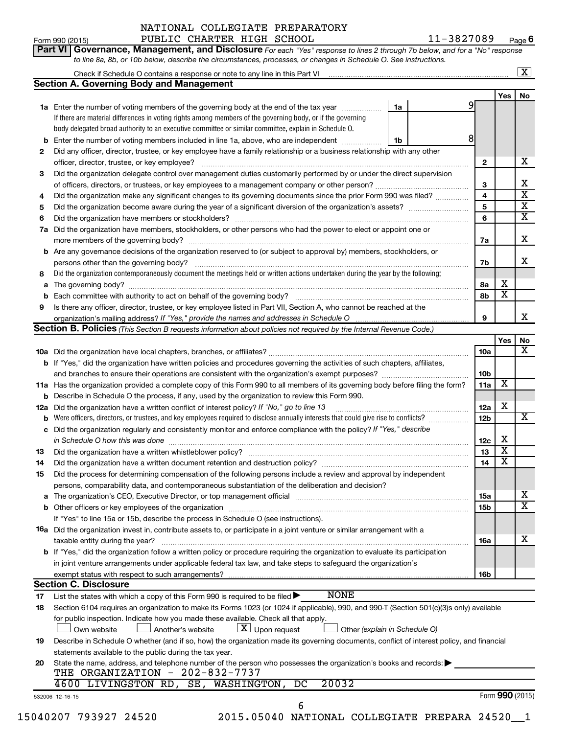NATIONAL COLLEGIATE PREPARATORY PUBLIC CHARTER HIGH SCHOOL 11-3827089

Form 990 (2015) Page 6

**Part VI Governance, Management, and Disclosure** *For each "Yes" response to lines 2 through 7b below, and for a "No" response to line 8a, 8b, or 10b below, describe the circumstances, processes, or changes in Schedule O. See instructions.*

Check if Schedule O contains a response or note to any line in this Part VI [X]

**Section A. Governing Body and Management**

| | | | | Yes | No |
|---|---|---|---|---|---|
| **1a** | Enter the number of voting members of the governing body at the end of the tax year **1a** 9<br>If there are material differences in voting rights among members of the governing body, or if the governing body delegated broad authority to an executive committee or similar committee, explain in Schedule O. | | | | |
| **b** | Enter the number of voting members included in line 1a, above, who are independent **1b** 8 | | | | |
| **2** | Did any officer, director, trustee, or key employee have a family relationship or a business relationship with any other officer, director, trustee, or key employee? | **2** | | | X |
| **3** | Did the organization delegate control over management duties customarily performed by or under the direct supervision of officers, directors, or trustees, or key employees to a management company or other person? | **3** | | | X |
| **4** | Did the organization make any significant changes to its governing documents since the prior Form 990 was filed? | **4** | | | X |
| **5** | Did the organization become aware during the year of a significant diversion of the organization's assets? | **5** | | | X |
| **6** | Did the organization have members or stockholders? | **6** | | | X |
| **7a** | Did the organization have members, stockholders, or other persons who had the power to elect or appoint one or more members of the governing body? | **7a** | | | X |
| **b** | Are any governance decisions of the organization reserved to (or subject to approval by) members, stockholders, or persons other than the governing body? | **7b** | | | X |
| **8** | Did the organization contemporaneously document the meetings held or written actions undertaken during the year by the following: | | | | |
| **a** | The governing body? | **8a** | | X | |
| **b** | Each committee with authority to act on behalf of the governing body? | **8b** | | X | |
| **9** | Is there any officer, director, trustee, or key employee listed in Part VII, Section A, who cannot be reached at the organization's mailing address? *If "Yes," provide the names and addresses in Schedule O* | **9** | | | X |

**Section B. Policies** *(This Section B requests information about policies not required by the Internal Revenue Code.)*

| | | | Yes | No |
|---|---|---|---|---|
| **10a** | Did the organization have local chapters, branches, or affiliates? | **10a** | | X |
| **b** | If "Yes," did the organization have written policies and procedures governing the activities of such chapters, affiliates, and branches to ensure their operations are consistent with the organization's exempt purposes? | **10b** | | |
| **11a** | Has the organization provided a complete copy of this Form 990 to all members of its governing body before filing the form? | **11a** | X | |
| **b** | Describe in Schedule O the process, if any, used by the organization to review this Form 990. | | | |
| **12a** | Did the organization have a written conflict of interest policy? *If "No," go to line 13* | **12a** | X | |
| **b** | Were officers, directors, or trustees, and key employees required to disclose annually interests that could give rise to conflicts? | **12b** | | X |
| **c** | Did the organization regularly and consistently monitor and enforce compliance with the policy? *If "Yes," describe in Schedule O how this was done* | **12c** | X | |
| **13** | Did the organization have a written whistleblower policy? | **13** | X | |
| **14** | Did the organization have a written document retention and destruction policy? | **14** | X | |
| **15** | Did the process for determining compensation of the following persons include a review and approval by independent persons, comparability data, and contemporaneous substantiation of the deliberation and decision? | | | |
| **a** | The organization's CEO, Executive Director, or top management official | **15a** | | X |
| **b** | Other officers or key employees of the organization | **15b** | | X |
| | If "Yes" to line 15a or 15b, describe the process in Schedule O (see instructions). | | | |
| **16a** | Did the organization invest in, contribute assets to, or participate in a joint venture or similar arrangement with a taxable entity during the year? | **16a** | | X |
| **b** | If "Yes," did the organization follow a written policy or procedure requiring the organization to evaluate its participation in joint venture arrangements under applicable federal tax law, and take steps to safeguard the organization's exempt status with respect to such arrangements? | **16b** | | |

**Section C. Disclosure**

**17** List the states with which a copy of this Form 990 is required to be filed ▶ NONE

**18** Section 6104 requires an organization to make its Forms 1023 (or 1024 if applicable), 990, and 990-T (Section 501(c)(3)s only) available for public inspection. Indicate how you made these available. Check all that apply.

[ ] Own website [ ] Another's website [X] Upon request [ ] Other *(explain in Schedule O)*

**19** Describe in Schedule O whether (and if so, how) the organization made its governing documents, conflict of interest policy, and financial statements available to the public during the tax year.

**20** State the name, address, and telephone number of the person who possesses the organization's books and records: ▶
THE ORGANIZATION - 202-832-7737
4600 LIVINGSTON RD, SE, WASHINGTON, DC 20032

532006 12-16-15 Form **990** (2015)

15040207 793927 24520 2015.05040 NATIONAL COLLEGIATE PREPARA 24520__1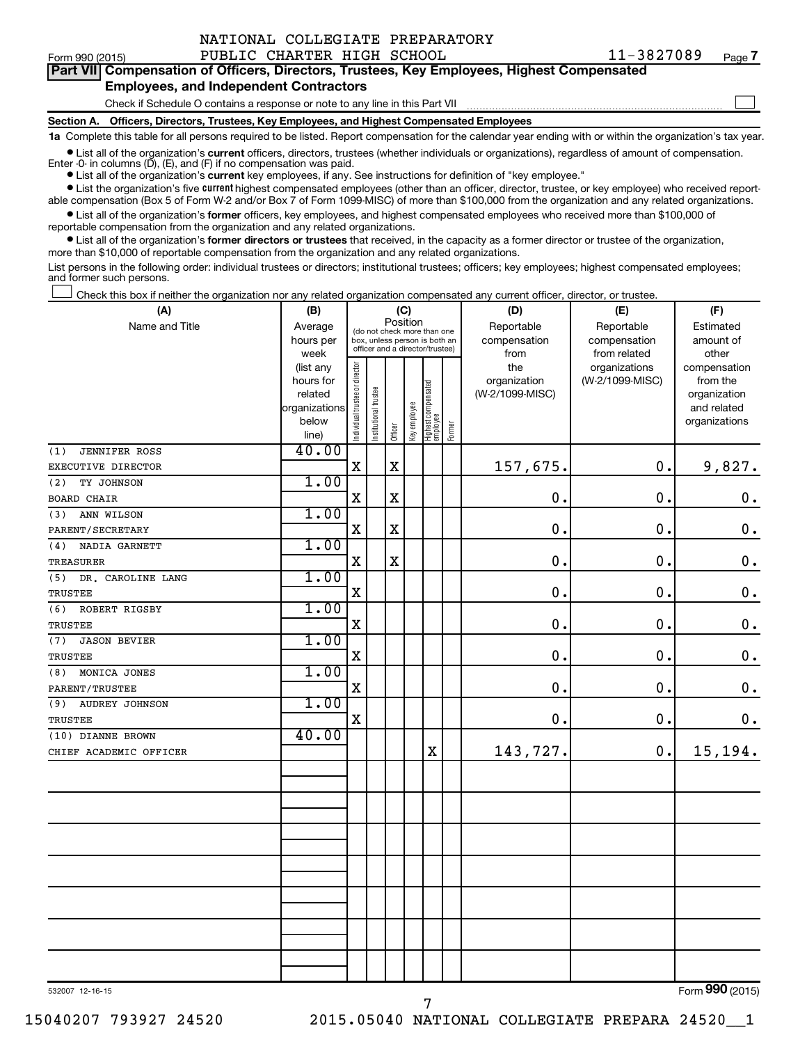NATIONAL COLLEGIATE PREPARATORY PUBLIC CHARTER HIGH SCHOOL 11-3827089

Form 990 (2015)

## Part VII Compensation of Officers, Directors, Trustees, Key Employees, Highest Compensated Employees, and Independent Contractors

Check if Schedule O contains a response or note to any line in this Part VII

### Section A. Officers, Directors, Trustees, Key Employees, and Highest Compensated Employees

**1a** Complete this table for all persons required to be listed. Report compensation for the calendar year ending with or within the organization's tax year.

- List all of the organization's **current** officers, directors, trustees (whether individuals or organizations), regardless of amount of compensation. Enter -0- in columns (D), (E), and (F) if no compensation was paid.
- List all of the organization's **current** key employees, if any. See instructions for definition of "key employee."
- List the organization's five **current** highest compensated employees (other than an officer, director, trustee, or key employee) who received reportable compensation (Box 5 of Form W-2 and/or Box 7 of Form 1099-MISC) of more than $100,000 from the organization and any related organizations.
- List all of the organization's **former** officers, key employees, and highest compensated employees who received more than $100,000 of reportable compensation from the organization and any related organizations.
- List all of the organization's **former directors or trustees** that received, in the capacity as a former director or trustee of the organization, more than $10,000 of reportable compensation from the organization and any related organizations.

List persons in the following order: individual trustees or directors; institutional trustees; officers; key employees; highest compensated employees; and former such persons.

Check this box if neither the organization nor any related organization compensated any current officer, director, or trustee.

| (A) Name and Title | (B) Average hours per week (list any hours for related organizations below line) | (C) Position: Individual trustee or director | Institutional trustee | Officer | Key employee | Highest compensated employee | Former | (D) Reportable compensation from the organization (W-2/1099-MISC) | (E) Reportable compensation from related organizations (W-2/1099-MISC) | (F) Estimated amount of other compensation from the organization and related organizations |
|---|---|---|---|---|---|---|---|---|---|---|
| (1) JENNIFER ROSS<br>EXECUTIVE DIRECTOR | 40.00 | X | | X | | | | 157,675. | 0. | 9,827. |
| (2) TY JOHNSON<br>BOARD CHAIR | 1.00 | X | | X | | | | 0. | 0. | 0. |
| (3) ANN WILSON<br>PARENT/SECRETARY | 1.00 | X | | X | | | | 0. | 0. | 0. |
| (4) NADIA GARNETT<br>TREASURER | 1.00 | X | | X | | | | 0. | 0. | 0. |
| (5) DR. CAROLINE LANG<br>TRUSTEE | 1.00 | X | | | | | | 0. | 0. | 0. |
| (6) ROBERT RIGSBY<br>TRUSTEE | 1.00 | X | | | | | | 0. | 0. | 0. |
| (7) JASON BEVIER<br>TRUSTEE | 1.00 | X | | | | | | 0. | 0. | 0. |
| (8) MONICA JONES<br>PARENT/TRUSTEE | 1.00 | X | | | | | | 0. | 0. | 0. |
| (9) AUDREY JOHNSON<br>TRUSTEE | 1.00 | X | | | | | | 0. | 0. | 0. |
| (10) DIANNE BROWN<br>CHIEF ACADEMIC OFFICER | 40.00 | | | | | X | | 143,727. | 0. | 15,194. |

532007 12-16-15

Form **990** (2015)

15040207 793927 24520 2015.05040 NATIONAL COLLEGIATE PREPARA 24520__1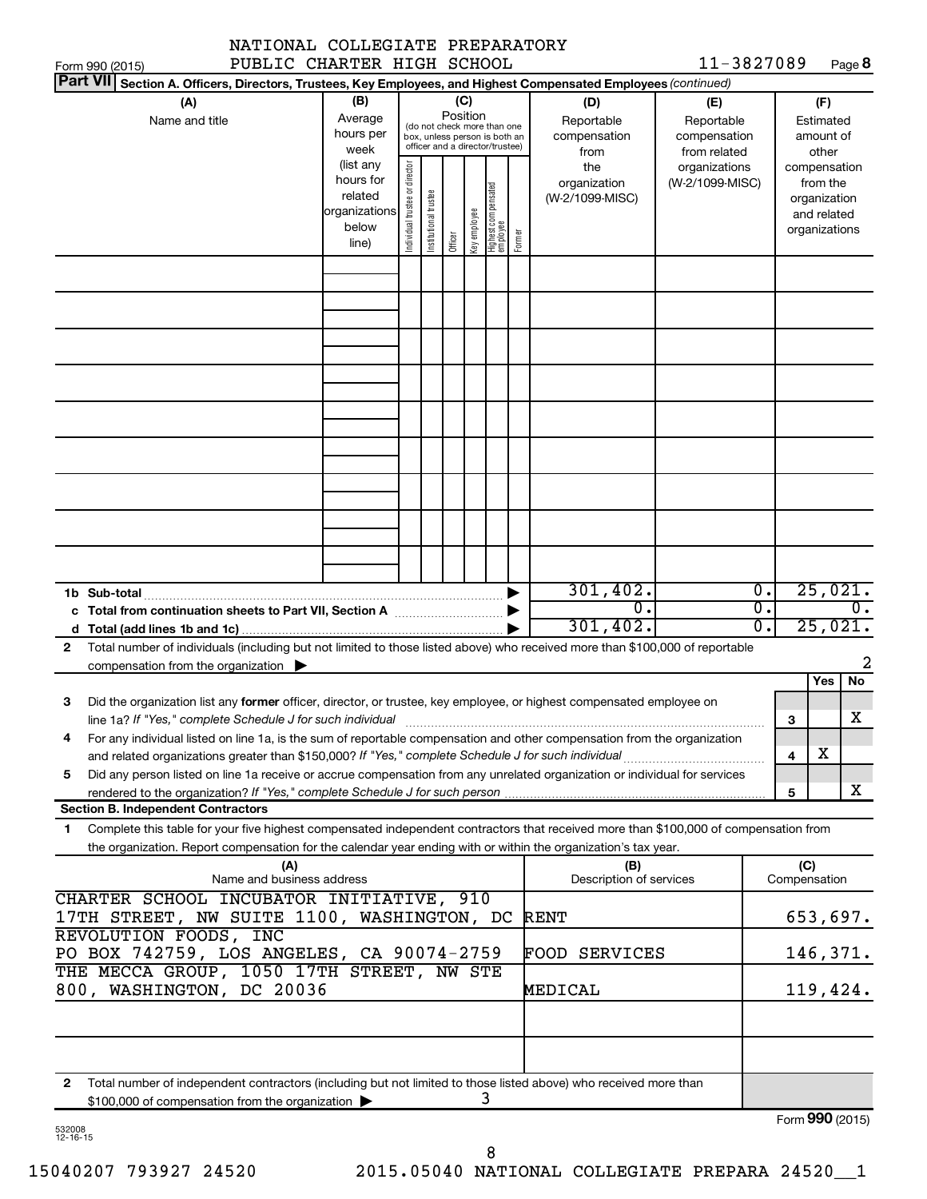NATIONAL COLLEGIATE PREPARATORY PUBLIC CHARTER HIGH SCHOOL

Form 990 (2015) 11-3827089 Page 8

**Part VII Section A. Officers, Directors, Trustees, Key Employees, and Highest Compensated Employees** *(continued)*

| (A) Name and title | (B) Average hours per week (list any hours for related organizations below line) | (C) Position (do not check more than one box, unless person is both an officer and a director/trustee): Individual trustee or director | Institutional trustee | Officer | Key employee | Highest compensated employee | Former | (D) Reportable compensation from the organization (W-2/1099-MISC) | (E) Reportable compensation from related organizations (W-2/1099-MISC) | (F) Estimated amount of other compensation from the organization and related organizations |
|---|---|---|---|---|---|---|---|---|---|---|
| | | | | | | | | | | |
| | | | | | | | | | | |
| | | | | | | | | | | |
| | | | | | | | | | | |
| | | | | | | | | | | |
| | | | | | | | | | | |
| | | | | | | | | | | |
| | | | | | | | | | | |
| | | | | | | | | | | |
| **1b Sub-total** | | | | | | | | 301,402. | 0. | 25,021. |
| **c Total from continuation sheets to Part VII, Section A** | | | | | | | | 0. | 0. | 0. |
| **d Total (add lines 1b and 1c)** | | | | | | | | 301,402. | 0. | 25,021. |

**2** Total number of individuals (including but not limited to those listed above) who received more than $100,000 of reportable compensation from the organization ▶ 2

| | | Yes | No |
|---|---|---|---|
| **3** Did the organization list any **former** officer, director, or trustee, key employee, or highest compensated employee on line 1a? *If "Yes," complete Schedule J for such individual* | 3 | | X |
| **4** For any individual listed on line 1a, is the sum of reportable compensation and other compensation from the organization and related organizations greater than $150,000? *If "Yes," complete Schedule J for such individual* | 4 | X | |
| **5** Did any person listed on line 1a receive or accrue compensation from any unrelated organization or individual for services rendered to the organization? *If "Yes," complete Schedule J for such person* | 5 | | X |

**Section B. Independent Contractors**

**1** Complete this table for your five highest compensated independent contractors that received more than $100,000 of compensation from the organization. Report compensation for the calendar year ending with or within the organization's tax year.

| (A) Name and business address | (B) Description of services | (C) Compensation |
|---|---|---|
| CHARTER SCHOOL INCUBATOR INITIATIVE, 910 17TH STREET, NW SUITE 1100, WASHINGTON, DC | RENT | 653,697. |
| REVOLUTION FOODS, INC PO BOX 742759, LOS ANGELES, CA 90074-2759 | FOOD SERVICES | 146,371. |
| THE MECCA GROUP, 1050 17TH STREET, NW STE 800, WASHINGTON, DC 20036 | MEDICAL | 119,424. |
| | | |
| | | |

**2** Total number of independent contractors (including but not limited to those listed above) who received more than $100,000 of compensation from the organization ▶ 3

Form **990** (2015)

532008 12-16-15

15040207 793927 24520 2015.05040 NATIONAL COLLEGIATE PREPARA 24520__1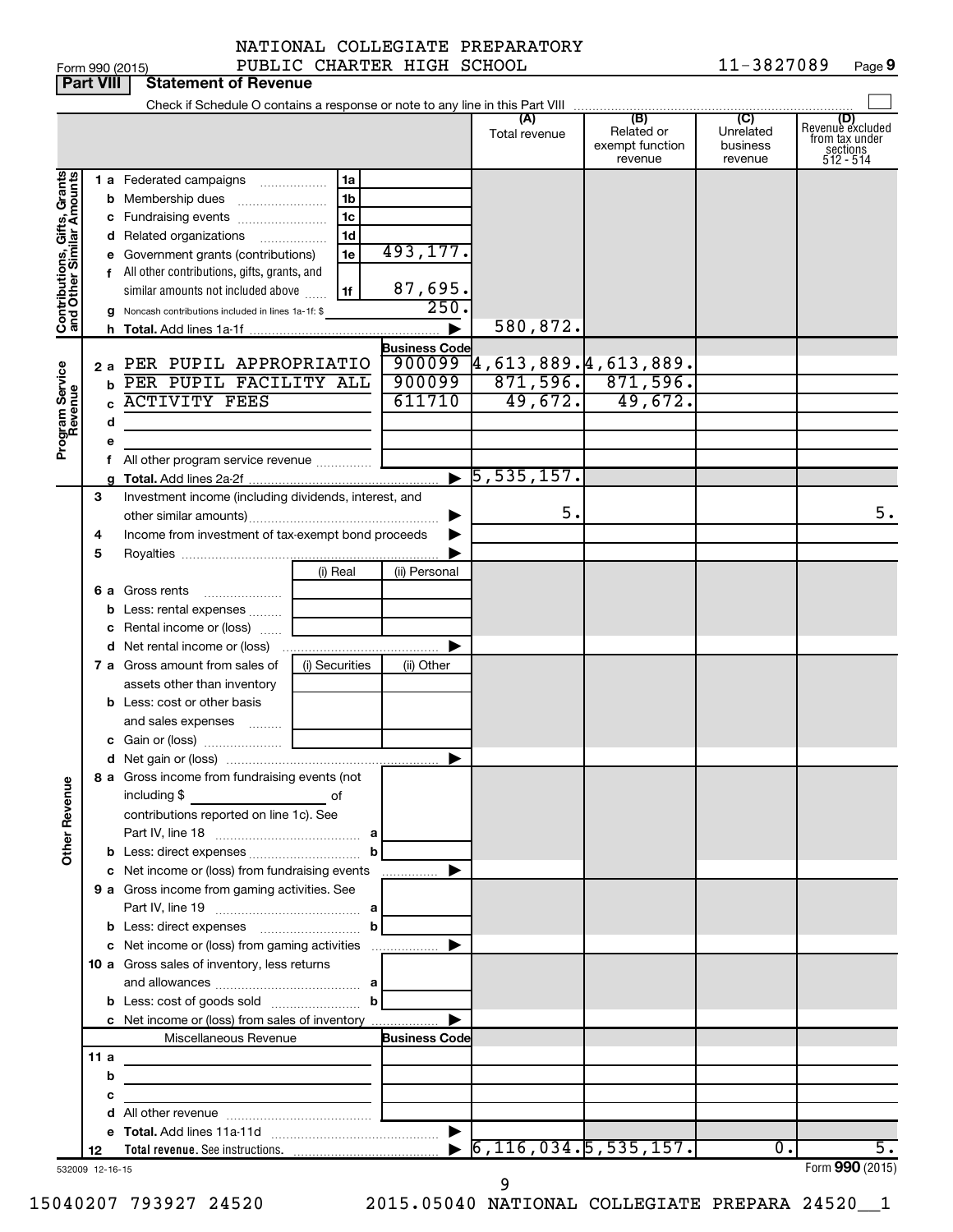NATIONAL COLLEGIATE PREPARATORY PUBLIC CHARTER HIGH SCHOOL 11-3827089

Form 990 (2015)

## Part VIII Statement of Revenue

Check if Schedule O contains a response or note to any line in this Part VIII

| | | | | (A) Total revenue | (B) Related or exempt function revenue | (C) Unrelated business revenue | (D) Revenue excluded from tax under sections 512 - 514 |
|---|---|---|---|---|---|---|---|
| **Contributions, Gifts, Grants and Other Similar Amounts** | 1a Federated campaigns | 1a | | | | | |
| | b Membership dues | 1b | | | | | |
| | c Fundraising events | 1c | | | | | |
| | d Related organizations | 1d | | | | | |
| | e Government grants (contributions) | 1e | 493,177. | | | | |
| | f All other contributions, gifts, grants, and similar amounts not included above | 1f | 87,695. | | | | |
| | g Noncash contributions included in lines 1a-1f: $ | | 250. | | | | |
| | h **Total.** Add lines 1a-1f | | | 580,872. | | | |
| | | | **Business Code** | | | | |
| **Program Service Revenue** | 2a PER PUPIL APPROPRIATIO | | 900099 | 4,613,889. | 4,613,889. | | |
| | b PER PUPIL FACILITY ALL | | 900099 | 871,596. | 871,596. | | |
| | c ACTIVITY FEES | | 611710 | 49,672. | 49,672. | | |
| | d | | | | | | |
| | e | | | | | | |
| | f All other program service revenue | | | | | | |
| | g **Total.** Add lines 2a-2f | | | 5,535,157. | | | |
| **Other Revenue** | 3 Investment income (including dividends, interest, and other similar amounts) | | | 5. | | | 5. |
| | 4 Income from investment of tax-exempt bond proceeds | | | | | | |
| | 5 Royalties | | | | | | |
| | | (i) Real | (ii) Personal | | | | |
| | 6a Gross rents | | | | | | |
| | b Less: rental expenses | | | | | | |
| | c Rental income or (loss) | | | | | | |
| | d Net rental income or (loss) | | | | | | |
| | | (i) Securities | (ii) Other | | | | |
| | 7a Gross amount from sales of assets other than inventory | | | | | | |
| | b Less: cost or other basis and sales expenses | | | | | | |
| | c Gain or (loss) | | | | | | |
| | d Net gain or (loss) | | | | | | |
| | 8a Gross income from fundraising events (not including $ of contributions reported on line 1c). See Part IV, line 18 | a | | | | | |
| | b Less: direct expenses | b | | | | | |
| | c Net income or (loss) from fundraising events | | | | | | |
| | 9a Gross income from gaming activities. See Part IV, line 19 | a | | | | | |
| | b Less: direct expenses | b | | | | | |
| | c Net income or (loss) from gaming activities | | | | | | |
| | 10a Gross sales of inventory, less returns and allowances | a | | | | | |
| | b Less: cost of goods sold | b | | | | | |
| | c Net income or (loss) from sales of inventory | | | | | | |
| | Miscellaneous Revenue | | **Business Code** | | | | |
| | 11a | | | | | | |
| | b | | | | | | |
| | c | | | | | | |
| | d All other revenue | | | | | | |
| | e **Total.** Add lines 11a-11d | | | | | | |
| | 12 **Total revenue.** See instructions. | | | 6,116,034. | 5,535,157. | 0. | 5. |

532009 12-16-15

Form **990** (2015)

15040207 793927 24520 2015.05040 NATIONAL COLLEGIATE PREPARA 24520__1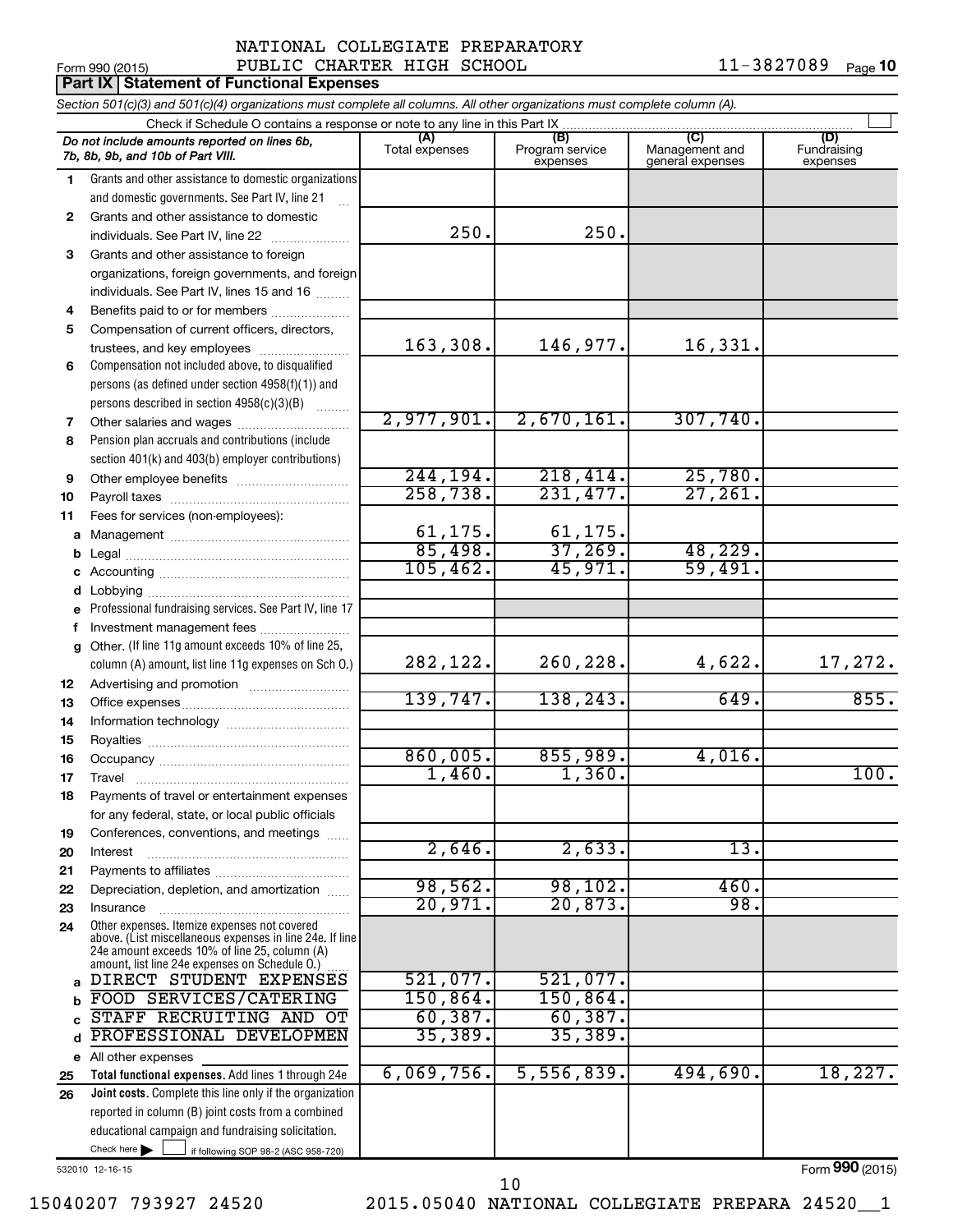NATIONAL COLLEGIATE PREPARATORY PUBLIC CHARTER HIGH SCHOOL 11-3827089

Form 990 (2015) Page 10

**Part IX Statement of Functional Expenses**

*Section 501(c)(3) and 501(c)(4) organizations must complete all columns. All other organizations must complete column (A).*

Check if Schedule O contains a response or note to any line in this Part IX

| *Do not include amounts reported on lines 6b, 7b, 8b, 9b, and 10b of Part VIII.* | (A) Total expenses | (B) Program service expenses | (C) Management and general expenses | (D) Fundraising expenses |
|---|---|---|---|---|
| 1 Grants and other assistance to domestic organizations and domestic governments. See Part IV, line 21 | | | | |
| 2 Grants and other assistance to domestic individuals. See Part IV, line 22 | 250. | 250. | | |
| 3 Grants and other assistance to foreign organizations, foreign governments, and foreign individuals. See Part IV, lines 15 and 16 | | | | |
| 4 Benefits paid to or for members | | | | |
| 5 Compensation of current officers, directors, trustees, and key employees | 163,308. | 146,977. | 16,331. | |
| 6 Compensation not included above, to disqualified persons (as defined under section 4958(f)(1)) and persons described in section 4958(c)(3)(B) | | | | |
| 7 Other salaries and wages | 2,977,901. | 2,670,161. | 307,740. | |
| 8 Pension plan accruals and contributions (include section 401(k) and 403(b) employer contributions) | | | | |
| 9 Other employee benefits | 244,194. | 218,414. | 25,780. | |
| 10 Payroll taxes | 258,738. | 231,477. | 27,261. | |
| 11 Fees for services (non-employees): | | | | |
| a Management | 61,175. | 61,175. | | |
| b Legal | 85,498. | 37,269. | 48,229. | |
| c Accounting | 105,462. | 45,971. | 59,491. | |
| d Lobbying | | | | |
| e Professional fundraising services. See Part IV, line 17 | | | | |
| f Investment management fees | | | | |
| g Other. (If line 11g amount exceeds 10% of line 25, column (A) amount, list line 11g expenses on Sch O.) | 282,122. | 260,228. | 4,622. | 17,272. |
| 12 Advertising and promotion | | | | |
| 13 Office expenses | 139,747. | 138,243. | 649. | 855. |
| 14 Information technology | | | | |
| 15 Royalties | | | | |
| 16 Occupancy | 860,005. | 855,989. | 4,016. | |
| 17 Travel | 1,460. | 1,360. | | 100. |
| 18 Payments of travel or entertainment expenses for any federal, state, or local public officials | | | | |
| 19 Conferences, conventions, and meetings | | | | |
| 20 Interest | 2,646. | 2,633. | 13. | |
| 21 Payments to affiliates | | | | |
| 22 Depreciation, depletion, and amortization | 98,562. | 98,102. | 460. | |
| 23 Insurance | 20,971. | 20,873. | 98. | |
| 24 Other expenses. Itemize expenses not covered above. (List miscellaneous expenses in line 24e. If line 24e amount exceeds 10% of line 25, column (A) amount, list line 24e expenses on Schedule O.) | | | | |
| a DIRECT STUDENT EXPENSES | 521,077. | 521,077. | | |
| b FOOD SERVICES/CATERING | 150,864. | 150,864. | | |
| c STAFF RECRUITING AND OT | 60,387. | 60,387. | | |
| d PROFESSIONAL DEVELOPMEN | 35,389. | 35,389. | | |
| e All other expenses | | | | |
| 25 **Total functional expenses.** Add lines 1 through 24e | 6,069,756. | 5,556,839. | 494,690. | 18,227. |
| 26 **Joint costs.** Complete this line only if the organization reported in column (B) joint costs from a combined educational campaign and fundraising solicitation. Check here ☐ if following SOP 98-2 (ASC 958-720) | | | | |

532010 12-16-15

Form **990** (2015)

15040207 793927 24520 2015.05040 NATIONAL COLLEGIATE PREPARA 24520__1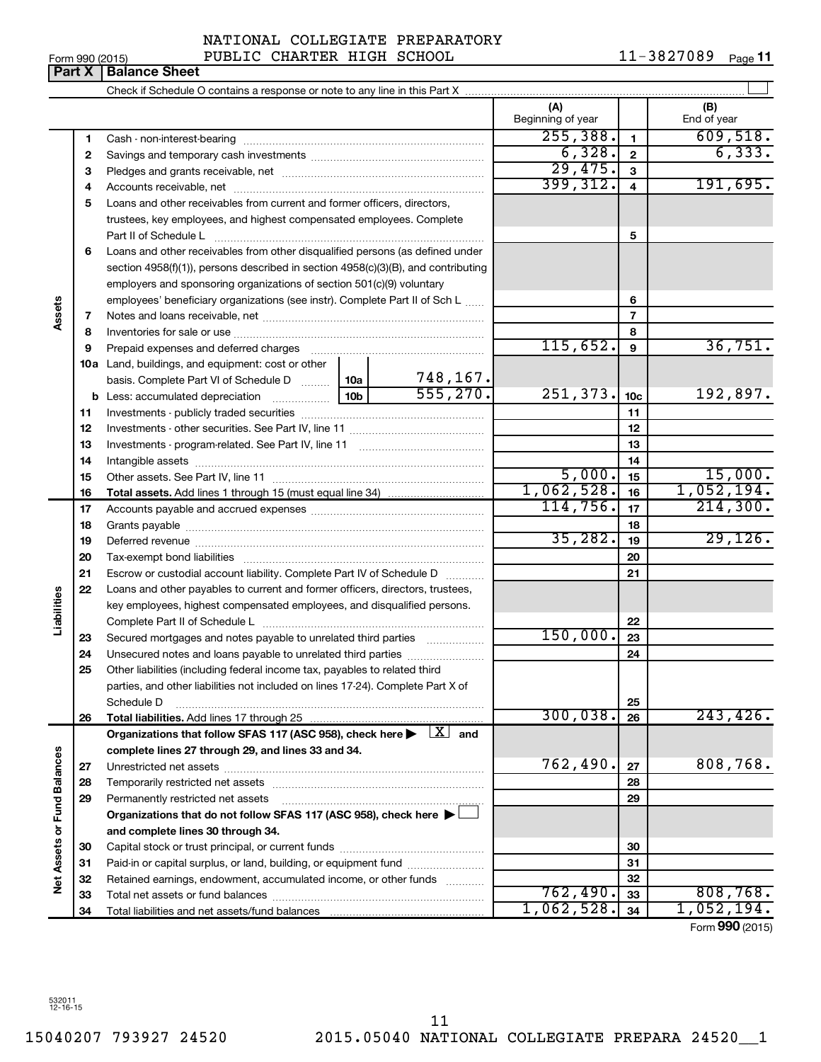NATIONAL COLLEGIATE PREPARATORY
PUBLIC CHARTER HIGH SCHOOL

Form 990 (2015) 11-3827089 Page **11**

## Part X | Balance Sheet

Check if Schedule O contains a response or note to any line in this Part X ☐

| | | | | (A) Beginning of year | | (B) End of year |
|---|---|---|---|---|---|---|
| **Assets** | 1 | Cash - non-interest-bearing | | 255,388. | 1 | 609,518. |
| | 2 | Savings and temporary cash investments | | 6,328. | 2 | 6,333. |
| | 3 | Pledges and grants receivable, net | | 29,475. | 3 | |
| | 4 | Accounts receivable, net | | 399,312. | 4 | 191,695. |
| | 5 | Loans and other receivables from current and former officers, directors, trustees, key employees, and highest compensated employees. Complete Part II of Schedule L | | | 5 | |
| | 6 | Loans and other receivables from other disqualified persons (as defined under section 4958(f)(1)), persons described in section 4958(c)(3)(B), and contributing employers and sponsoring organizations of section 501(c)(9) voluntary employees' beneficiary organizations (see instr). Complete Part II of Sch L | | | 6 | |
| | 7 | Notes and loans receivable, net | | | 7 | |
| | 8 | Inventories for sale or use | | | 8 | |
| | 9 | Prepaid expenses and deferred charges | | 115,652. | 9 | 36,751. |
| | 10a | Land, buildings, and equipment: cost or other basis. Complete Part VI of Schedule D | 10a 748,167. | | | |
| | b | Less: accumulated depreciation | 10b 555,270. | 251,373. | 10c | 192,897. |
| | 11 | Investments - publicly traded securities | | | 11 | |
| | 12 | Investments - other securities. See Part IV, line 11 | | | 12 | |
| | 13 | Investments - program-related. See Part IV, line 11 | | | 13 | |
| | 14 | Intangible assets | | | 14 | |
| | 15 | Other assets. See Part IV, line 11 | | 5,000. | 15 | 15,000. |
| | 16 | **Total assets.** Add lines 1 through 15 (must equal line 34) | | 1,062,528. | 16 | 1,052,194. |
| **Liabilities** | 17 | Accounts payable and accrued expenses | | 114,756. | 17 | 214,300. |
| | 18 | Grants payable | | | 18 | |
| | 19 | Deferred revenue | | 35,282. | 19 | 29,126. |
| | 20 | Tax-exempt bond liabilities | | | 20 | |
| | 21 | Escrow or custodial account liability. Complete Part IV of Schedule D | | | 21 | |
| | 22 | Loans and other payables to current and former officers, directors, trustees, key employees, highest compensated employees, and disqualified persons. Complete Part II of Schedule L | | | 22 | |
| | 23 | Secured mortgages and notes payable to unrelated third parties | | 150,000. | 23 | |
| | 24 | Unsecured notes and loans payable to unrelated third parties | | | 24 | |
| | 25 | Other liabilities (including federal income tax, payables to related third parties, and other liabilities not included on lines 17-24). Complete Part X of Schedule D | | | 25 | |
| | 26 | **Total liabilities.** Add lines 17 through 25 | | 300,038. | 26 | 243,426. |
| **Net Assets or Fund Balances** | | **Organizations that follow SFAS 117 (ASC 958), check here ▶ [X] and complete lines 27 through 29, and lines 33 and 34.** | | | | |
| | 27 | Unrestricted net assets | | 762,490. | 27 | 808,768. |
| | 28 | Temporarily restricted net assets | | | 28 | |
| | 29 | Permanently restricted net assets | | | 29 | |
| | | **Organizations that do not follow SFAS 117 (ASC 958), check here ▶ ☐ and complete lines 30 through 34.** | | | | |
| | 30 | Capital stock or trust principal, or current funds | | | 30 | |
| | 31 | Paid-in or capital surplus, or land, building, or equipment fund | | | 31 | |
| | 32 | Retained earnings, endowment, accumulated income, or other funds | | | 32 | |
| | 33 | Total net assets or fund balances | | 762,490. | 33 | 808,768. |
| | 34 | Total liabilities and net assets/fund balances | | 1,062,528. | 34 | 1,052,194. |

Form **990** (2015)

532011
12-16-15

15040207 793927 24520 2015.05040 NATIONAL COLLEGIATE PREPARA 24520__1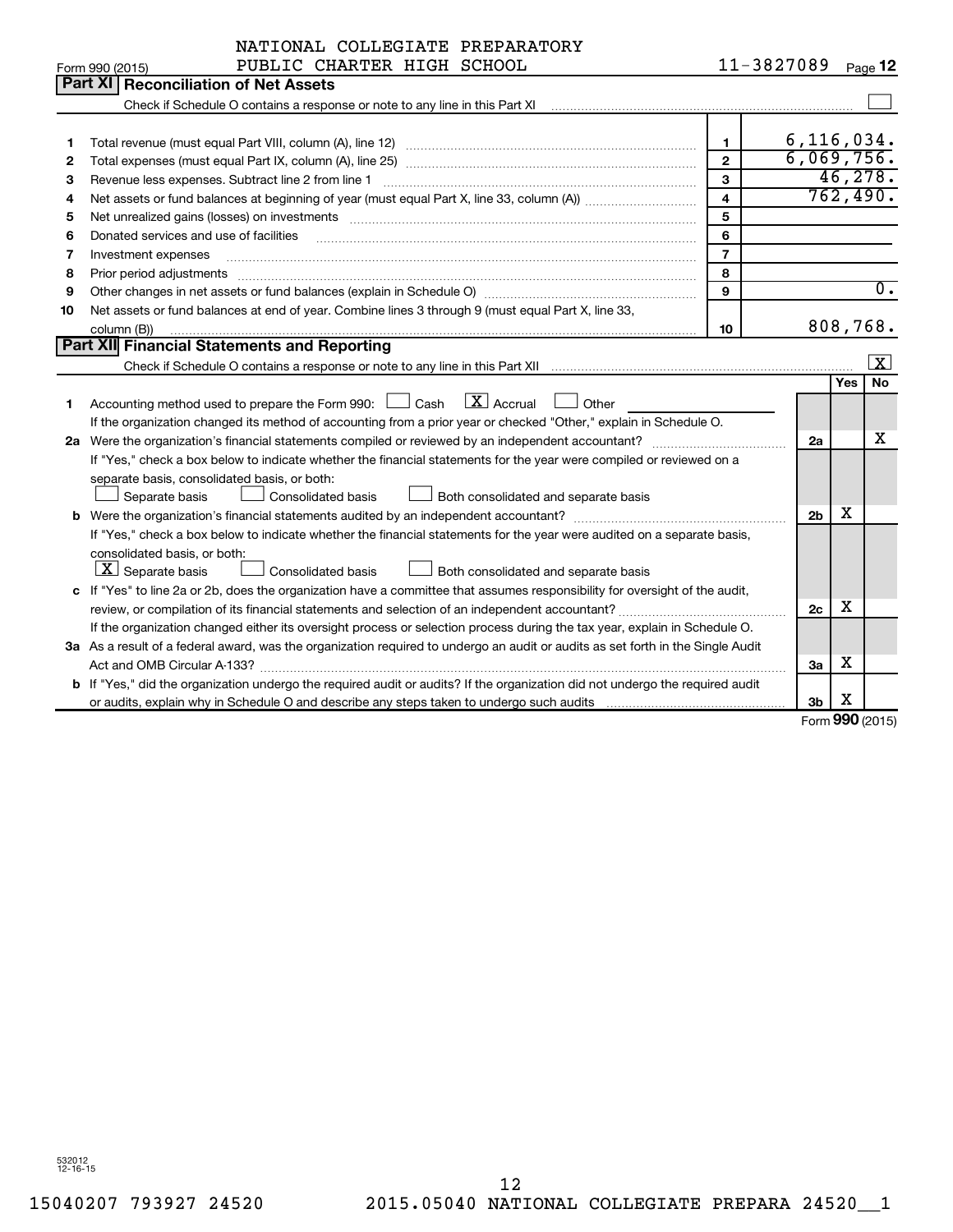NATIONAL COLLEGIATE PREPARATORY
Form 990 (2015) PUBLIC CHARTER HIGH SCHOOL 11-3827089 Page 12

## Part XI Reconciliation of Net Assets

Check if Schedule O contains a response or note to any line in this Part XI ☐

| | | | |
|---|---|---|---|
| 1 | Total revenue (must equal Part VIII, column (A), line 12) | 1 | 6,116,034. |
| 2 | Total expenses (must equal Part IX, column (A), line 25) | 2 | 6,069,756. |
| 3 | Revenue less expenses. Subtract line 2 from line 1 | 3 | 46,278. |
| 4 | Net assets or fund balances at beginning of year (must equal Part X, line 33, column (A)) | 4 | 762,490. |
| 5 | Net unrealized gains (losses) on investments | 5 | |
| 6 | Donated services and use of facilities | 6 | |
| 7 | Investment expenses | 7 | |
| 8 | Prior period adjustments | 8 | |
| 9 | Other changes in net assets or fund balances (explain in Schedule O) | 9 | 0. |
| 10 | Net assets or fund balances at end of year. Combine lines 3 through 9 (must equal Part X, line 33, column (B)) | 10 | 808,768. |

## Part XII Financial Statements and Reporting

Check if Schedule O contains a response or note to any line in this Part XII ☒

| | | | Yes | No |
|---|---|---|---|---|
| 1 | Accounting method used to prepare the Form 990: ☐ Cash ☒ Accrual ☐ Other<br>If the organization changed its method of accounting from a prior year or checked "Other," explain in Schedule O. | | | |
| 2a | Were the organization's financial statements compiled or reviewed by an independent accountant?<br>If "Yes," check a box below to indicate whether the financial statements for the year were compiled or reviewed on a separate basis, consolidated basis, or both:<br>☐ Separate basis ☐ Consolidated basis ☐ Both consolidated and separate basis | 2a | | X |
| b | Were the organization's financial statements audited by an independent accountant?<br>If "Yes," check a box below to indicate whether the financial statements for the year were audited on a separate basis, consolidated basis, or both:<br>☒ Separate basis ☐ Consolidated basis ☐ Both consolidated and separate basis | 2b | X | |
| c | If "Yes" to line 2a or 2b, does the organization have a committee that assumes responsibility for oversight of the audit, review, or compilation of its financial statements and selection of an independent accountant?<br>If the organization changed either its oversight process or selection process during the tax year, explain in Schedule O. | 2c | X | |
| 3a | As a result of a federal award, was the organization required to undergo an audit or audits as set forth in the Single Audit Act and OMB Circular A-133? | 3a | X | |
| b | If "Yes," did the organization undergo the required audit or audits? If the organization did not undergo the required audit or audits, explain why in Schedule O and describe any steps taken to undergo such audits | 3b | X | |

Form 990 (2015)

532012 12-16-15

15040207 793927 24520 2015.05040 NATIONAL COLLEGIATE PREPARA 24520__1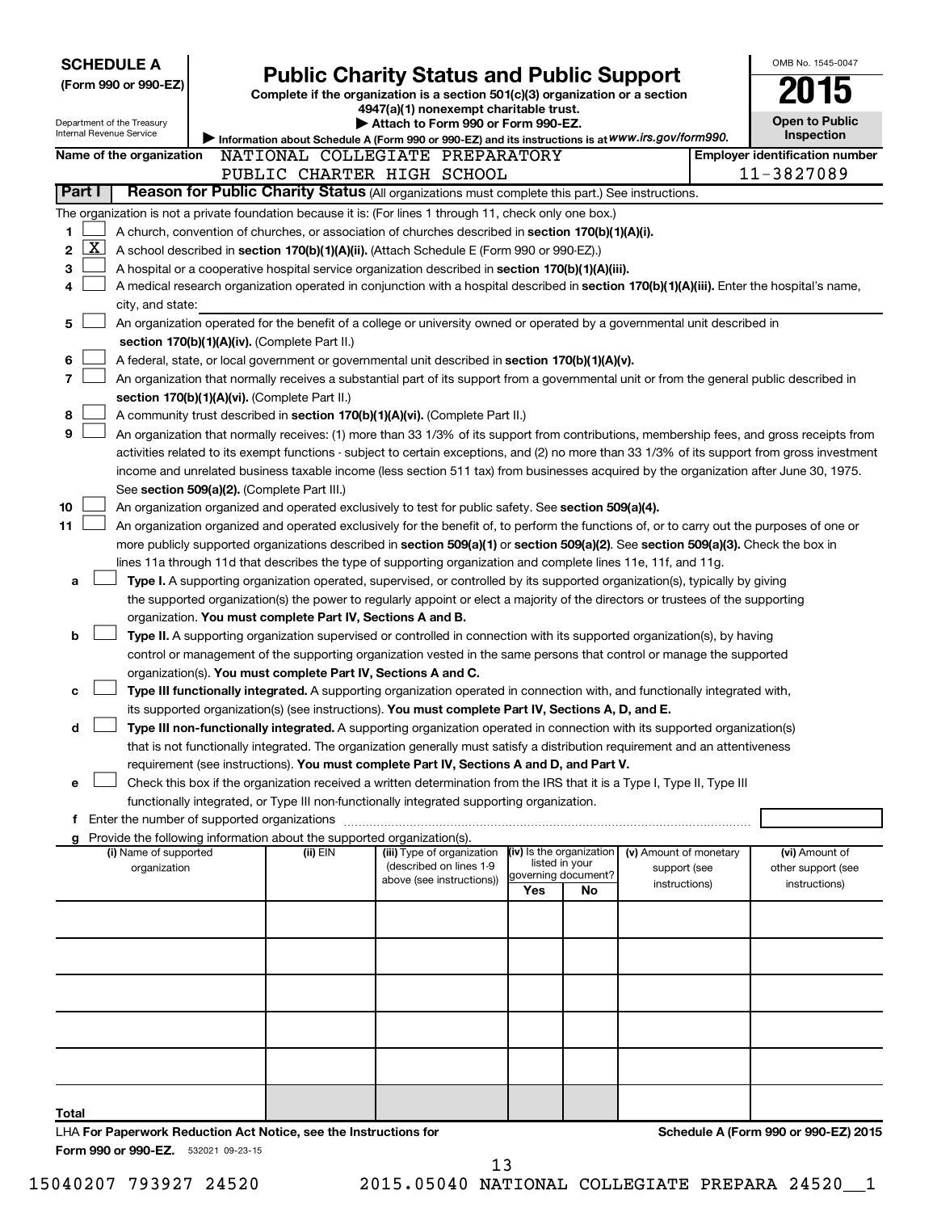**SCHEDULE A**
**(Form 990 or 990-EZ)**

Department of the Treasury
Internal Revenue Service

# Public Charity Status and Public Support

**Complete if the organization is a section 501(c)(3) organization or a section 4947(a)(1) nonexempt charitable trust.**
**▶ Attach to Form 990 or Form 990-EZ.**
▶ Information about Schedule A (Form 990 or 990-EZ) and its instructions is at *www.irs.gov/form990.*

OMB No. 1545-0047
**2015**
**Open to Public Inspection**

**Name of the organization** NATIONAL COLLEGIATE PREPARATORY PUBLIC CHARTER HIGH SCHOOL

**Employer identification number** 11-3827089

## Part I Reason for Public Charity Status (All organizations must complete this part.) See instructions.

The organization is not a private foundation because it is: (For lines 1 through 11, check only one box.)

1 ☐ A church, convention of churches, or association of churches described in **section 170(b)(1)(A)(i).**

2 ☒ A school described in **section 170(b)(1)(A)(ii).** (Attach Schedule E (Form 990 or 990-EZ).)

3 ☐ A hospital or a cooperative hospital service organization described in **section 170(b)(1)(A)(iii).**

4 ☐ A medical research organization operated in conjunction with a hospital described in **section 170(b)(1)(A)(iii).** Enter the hospital's name, city, and state:

5 ☐ An organization operated for the benefit of a college or university owned or operated by a governmental unit described in **section 170(b)(1)(A)(iv).** (Complete Part II.)

6 ☐ A federal, state, or local government or governmental unit described in **section 170(b)(1)(A)(v).**

7 ☐ An organization that normally receives a substantial part of its support from a governmental unit or from the general public described in **section 170(b)(1)(A)(vi).** (Complete Part II.)

8 ☐ A community trust described in **section 170(b)(1)(A)(vi).** (Complete Part II.)

9 ☐ An organization that normally receives: (1) more than 33 1/3% of its support from contributions, membership fees, and gross receipts from activities related to its exempt functions - subject to certain exceptions, and (2) no more than 33 1/3% of its support from gross investment income and unrelated business taxable income (less section 511 tax) from businesses acquired by the organization after June 30, 1975. See **section 509(a)(2).** (Complete Part III.)

10 ☐ An organization organized and operated exclusively to test for public safety. See **section 509(a)(4).**

11 ☐ An organization organized and operated exclusively for the benefit of, to perform the functions of, or to carry out the purposes of one or more publicly supported organizations described in **section 509(a)(1)** or **section 509(a)(2)**. See **section 509(a)(3).** Check the box in lines 11a through 11d that describes the type of supporting organization and complete lines 11e, 11f, and 11g.

a ☐ **Type I.** A supporting organization operated, supervised, or controlled by its supported organization(s), typically by giving the supported organization(s) the power to regularly appoint or elect a majority of the directors or trustees of the supporting organization. **You must complete Part IV, Sections A and B.**

b ☐ **Type II.** A supporting organization supervised or controlled in connection with its supported organization(s), by having control or management of the supporting organization vested in the same persons that control or manage the supported organization(s). **You must complete Part IV, Sections A and C.**

c ☐ **Type III functionally integrated.** A supporting organization operated in connection with, and functionally integrated with, its supported organization(s) (see instructions). **You must complete Part IV, Sections A, D, and E.**

d ☐ **Type III non-functionally integrated.** A supporting organization operated in connection with its supported organization(s) that is not functionally integrated. The organization generally must satisfy a distribution requirement and an attentiveness requirement (see instructions). **You must complete Part IV, Sections A and D, and Part V.**

e ☐ Check this box if the organization received a written determination from the IRS that it is a Type I, Type II, Type III functionally integrated, or Type III non-functionally integrated supporting organization.

f Enter the number of supported organizations

g Provide the following information about the supported organization(s).

| (i) Name of supported organization | (ii) EIN | (iii) Type of organization (described on lines 1-9 above (see instructions)) | (iv) Is the organization listed in your governing document? Yes | No | (v) Amount of monetary support (see instructions) | (vi) Amount of other support (see instructions) |
|---|---|---|---|---|---|---|
| | | | | | | |
| | | | | | | |
| | | | | | | |
| | | | | | | |
| | | | | | | |
| **Total** | | | | | | |

LHA **For Paperwork Reduction Act Notice, see the Instructions for Form 990 or 990-EZ.** 532021 09-23-15

**Schedule A (Form 990 or 990-EZ) 2015**

15040207 793927 24520 2015.05040 NATIONAL COLLEGIATE PREPARA 24520__1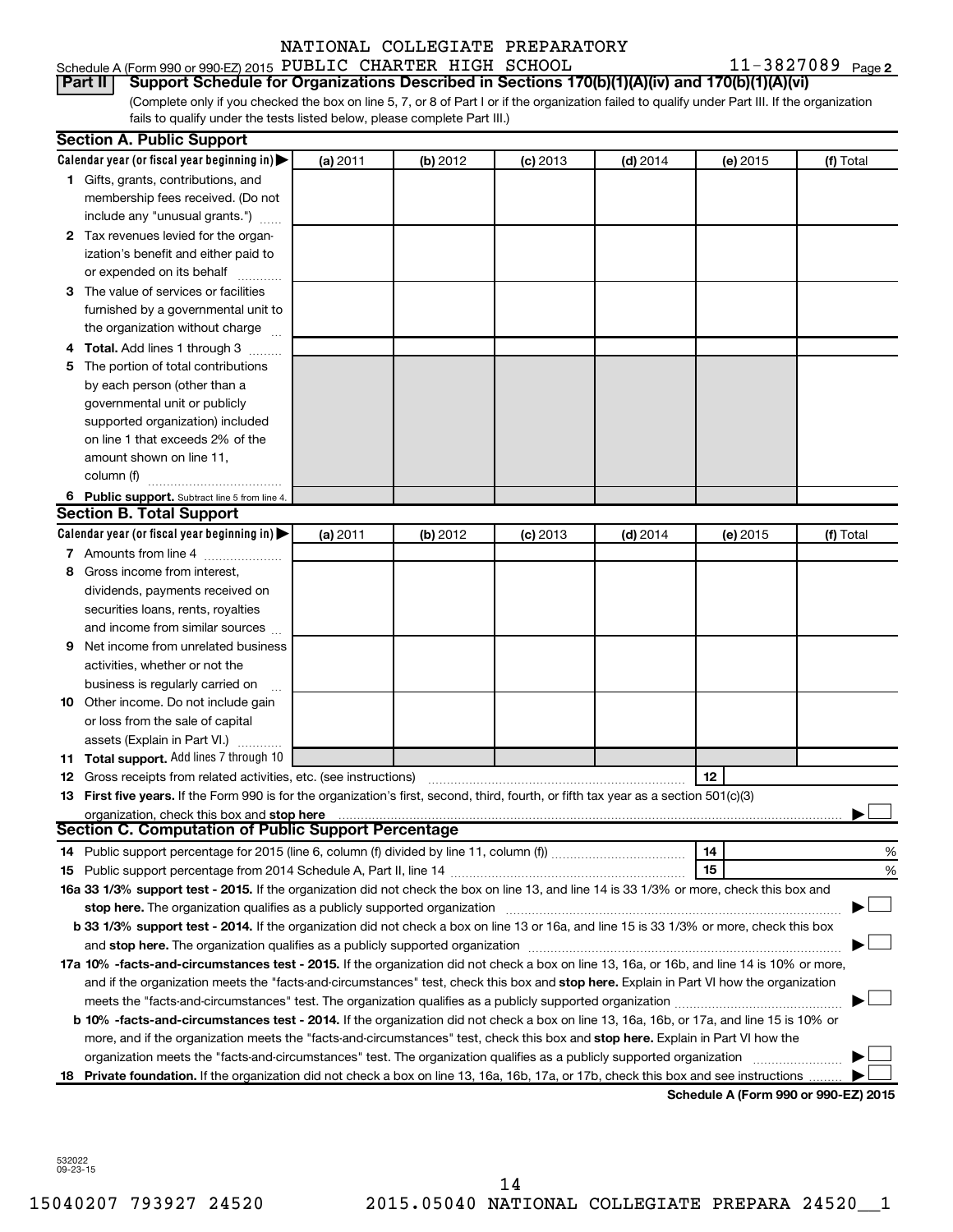NATIONAL COLLEGIATE PREPARATORY

Schedule A (Form 990 or 990-EZ) 2015 PUBLIC CHARTER HIGH SCHOOL 11-3827089 Page 2

**Part II Support Schedule for Organizations Described in Sections 170(b)(1)(A)(iv) and 170(b)(1)(A)(vi)**

(Complete only if you checked the box on line 5, 7, or 8 of Part I or if the organization failed to qualify under Part III. If the organization fails to qualify under the tests listed below, please complete Part III.)

**Section A. Public Support**

| Calendar year (or fiscal year beginning in) ▶ | (a) 2011 | (b) 2012 | (c) 2013 | (d) 2014 | (e) 2015 | (f) Total |
|---|---|---|---|---|---|---|
| **1** Gifts, grants, contributions, and membership fees received. (Do not include any "unusual grants.") | | | | | | |
| **2** Tax revenues levied for the organization's benefit and either paid to or expended on its behalf | | | | | | |
| **3** The value of services or facilities furnished by a governmental unit to the organization without charge | | | | | | |
| **4** **Total.** Add lines 1 through 3 | | | | | | |
| **5** The portion of total contributions by each person (other than a governmental unit or publicly supported organization) included on line 1 that exceeds 2% of the amount shown on line 11, column (f) | | | | | | |
| **6** **Public support.** Subtract line 5 from line 4. | | | | | | |

**Section B. Total Support**

| Calendar year (or fiscal year beginning in) ▶ | (a) 2011 | (b) 2012 | (c) 2013 | (d) 2014 | (e) 2015 | (f) Total |
|---|---|---|---|---|---|---|
| **7** Amounts from line 4 | | | | | | |
| **8** Gross income from interest, dividends, payments received on securities loans, rents, royalties and income from similar sources | | | | | | |
| **9** Net income from unrelated business activities, whether or not the business is regularly carried on | | | | | | |
| **10** Other income. Do not include gain or loss from the sale of capital assets (Explain in Part VI.) | | | | | | |
| **11** **Total support.** Add lines 7 through 10 | | | | | | |

**12** Gross receipts from related activities, etc. (see instructions) **12**

**13** **First five years.** If the Form 990 is for the organization's first, second, third, fourth, or fifth tax year as a section 501(c)(3) organization, check this box and **stop here** ▶ ☐

**Section C. Computation of Public Support Percentage**

**14** Public support percentage for 2015 (line 6, column (f) divided by line 11, column (f)) **14** %

**15** Public support percentage from 2014 Schedule A, Part II, line 14 **15** %

**16a 33 1/3% support test - 2015.** If the organization did not check the box on line 13, and line 14 is 33 1/3% or more, check this box and **stop here.** The organization qualifies as a publicly supported organization ▶ ☐

**b 33 1/3% support test - 2014.** If the organization did not check a box on line 13 or 16a, and line 15 is 33 1/3% or more, check this box and **stop here.** The organization qualifies as a publicly supported organization ▶ ☐

**17a 10% -facts-and-circumstances test - 2015.** If the organization did not check a box on line 13, 16a, or 16b, and line 14 is 10% or more, and if the organization meets the "facts-and-circumstances" test, check this box and **stop here.** Explain in Part VI how the organization meets the "facts-and-circumstances" test. The organization qualifies as a publicly supported organization ▶ ☐

**b 10% -facts-and-circumstances test - 2014.** If the organization did not check a box on line 13, 16a, 16b, or 17a, and line 15 is 10% or more, and if the organization meets the "facts-and-circumstances" test, check this box and **stop here.** Explain in Part VI how the organization meets the "facts-and-circumstances" test. The organization qualifies as a publicly supported organization ▶ ☐

**18** **Private foundation.** If the organization did not check a box on line 13, 16a, 16b, 17a, or 17b, check this box and see instructions ▶ ☐

**Schedule A (Form 990 or 990-EZ) 2015**

532022
09-23-15

15040207 793927 24520 2015.05040 NATIONAL COLLEGIATE PREPARA 24520__1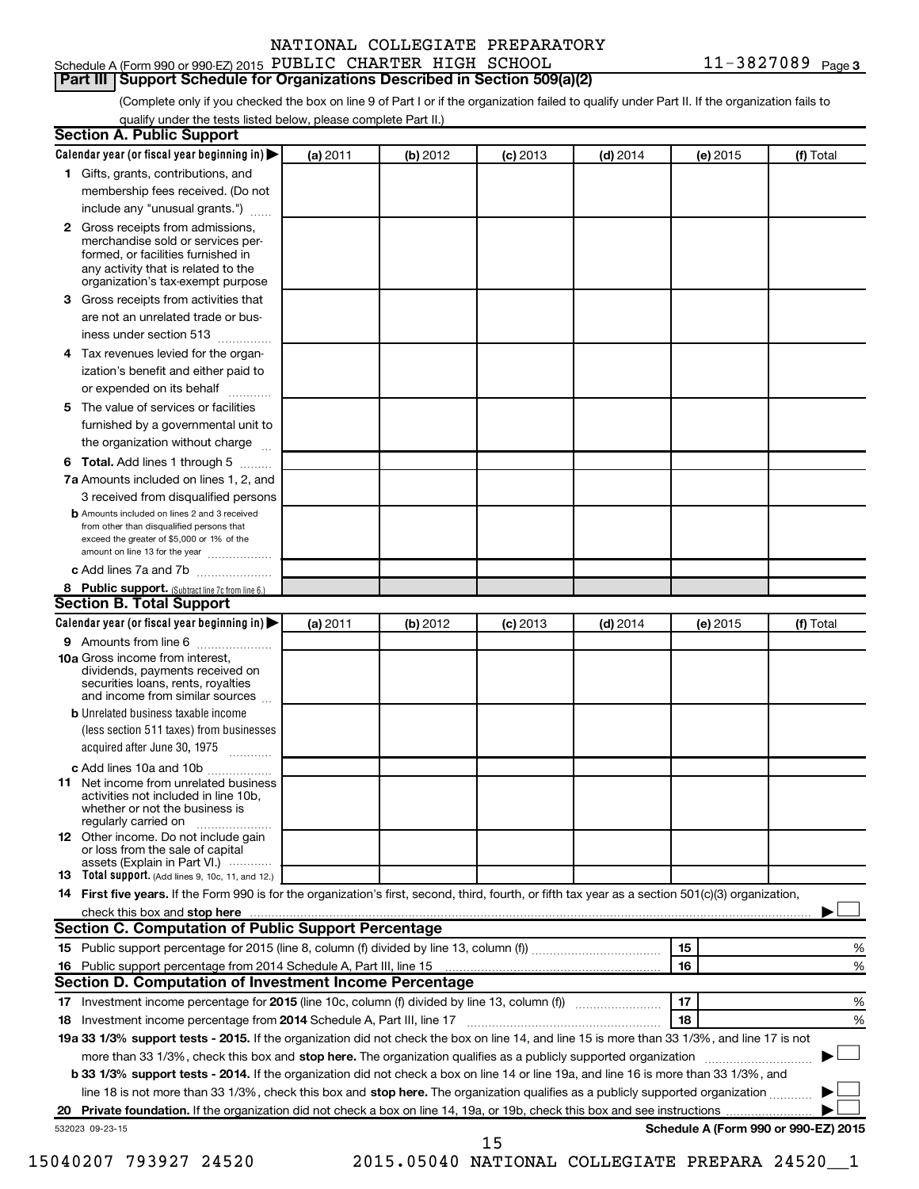NATIONAL COLLEGIATE PREPARATORY

Schedule A (Form 990 or 990-EZ) 2015 PUBLIC CHARTER HIGH SCHOOL 11-3827089 Page 3

## Part III Support Schedule for Organizations Described in Section 509(a)(2)

(Complete only if you checked the box on line 9 of Part I or if the organization failed to qualify under Part II. If the organization fails to qualify under the tests listed below, please complete Part II.)

### Section A. Public Support

| Calendar year (or fiscal year beginning in) | (a) 2011 | (b) 2012 | (c) 2013 | (d) 2014 | (e) 2015 | (f) Total |
|---|---|---|---|---|---|---|
| 1 Gifts, grants, contributions, and membership fees received. (Do not include any "unusual grants.") | | | | | | |
| 2 Gross receipts from admissions, merchandise sold or services performed, or facilities furnished in any activity that is related to the organization's tax-exempt purpose | | | | | | |
| 3 Gross receipts from activities that are not an unrelated trade or business under section 513 | | | | | | |
| 4 Tax revenues levied for the organization's benefit and either paid to or expended on its behalf | | | | | | |
| 5 The value of services or facilities furnished by a governmental unit to the organization without charge | | | | | | |
| 6 **Total.** Add lines 1 through 5 | | | | | | |
| 7a Amounts included on lines 1, 2, and 3 received from disqualified persons | | | | | | |
| b Amounts included on lines 2 and 3 received from other than disqualified persons that exceed the greater of $5,000 or 1% of the amount on line 13 for the year | | | | | | |
| c Add lines 7a and 7b | | | | | | |
| 8 **Public support.** (Subtract line 7c from line 6.) | | | | | | |

### Section B. Total Support

| Calendar year (or fiscal year beginning in) | (a) 2011 | (b) 2012 | (c) 2013 | (d) 2014 | (e) 2015 | (f) Total |
|---|---|---|---|---|---|---|
| 9 Amounts from line 6 | | | | | | |
| 10a Gross income from interest, dividends, payments received on securities loans, rents, royalties and income from similar sources | | | | | | |
| b Unrelated business taxable income (less section 511 taxes) from businesses acquired after June 30, 1975 | | | | | | |
| c Add lines 10a and 10b | | | | | | |
| 11 Net income from unrelated business activities not included in line 10b, whether or not the business is regularly carried on | | | | | | |
| 12 Other income. Do not include gain or loss from the sale of capital assets (Explain in Part VI.) | | | | | | |
| 13 **Total support.** (Add lines 9, 10c, 11, and 12.) | | | | | | |

14 **First five years.** If the Form 990 is for the organization's first, second, third, fourth, or fifth tax year as a section 501(c)(3) organization, check this box and **stop here** ☐

### Section C. Computation of Public Support Percentage

| | | | |
|---|---|---|---|
| 15 | Public support percentage for 2015 (line 8, column (f) divided by line 13, column (f)) | 15 | % |
| 16 | Public support percentage from 2014 Schedule A, Part III, line 15 | 16 | % |

### Section D. Computation of Investment Income Percentage

| | | | |
|---|---|---|---|
| 17 | Investment income percentage for **2015** (line 10c, column (f) divided by line 13, column (f)) | 17 | % |
| 18 | Investment income percentage from **2014** Schedule A, Part III, line 17 | 18 | % |

**19a 33 1/3% support tests - 2015.** If the organization did not check the box on line 14, and line 15 is more than 33 1/3%, and line 17 is not more than 33 1/3%, check this box and **stop here.** The organization qualifies as a publicly supported organization ☐

**b 33 1/3% support tests - 2014.** If the organization did not check a box on line 14 or line 19a, and line 16 is more than 33 1/3%, and line 18 is not more than 33 1/3%, check this box and **stop here.** The organization qualifies as a publicly supported organization ☐

**20 Private foundation.** If the organization did not check a box on line 14, 19a, or 19b, check this box and see instructions ☐

532023 09-23-15

**Schedule A (Form 990 or 990-EZ) 2015**

15040207 793927 24520 2015.05040 NATIONAL COLLEGIATE PREPARA 24520__1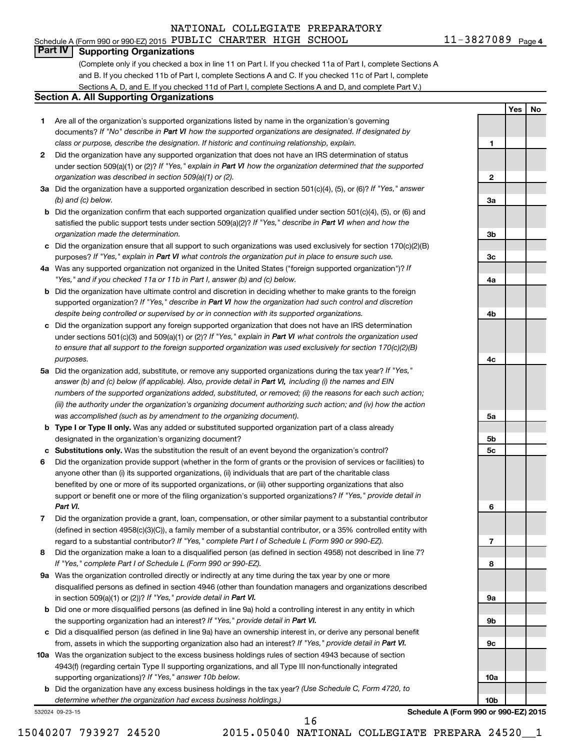NATIONAL COLLEGIATE PREPARATORY

Schedule A (Form 990 or 990-EZ) 2015 PUBLIC CHARTER HIGH SCHOOL    11-3827089 Page 4

## Part IV Supporting Organizations

(Complete only if you checked a box in line 11 on Part I. If you checked 11a of Part I, complete Sections A and B. If you checked 11b of Part I, complete Sections A and C. If you checked 11c of Part I, complete Sections A, D, and E. If you checked 11d of Part I, complete Sections A and D, and complete Part V.)

### Section A. All Supporting Organizations

| | | Line | Yes | No |
|---|---|---|---|---|
| 1 | Are all of the organization's supported organizations listed by name in the organization's governing documents? *If "No" describe in **Part VI** how the supported organizations are designated. If designated by class or purpose, describe the designation. If historic and continuing relationship, explain.* | 1 | | |
| 2 | Did the organization have any supported organization that does not have an IRS determination of status under section 509(a)(1) or (2)? *If "Yes," explain in **Part VI** how the organization determined that the supported organization was described in section 509(a)(1) or (2).* | 2 | | |
| 3a | Did the organization have a supported organization described in section 501(c)(4), (5), or (6)? *If "Yes," answer (b) and (c) below.* | 3a | | |
| b | Did the organization confirm that each supported organization qualified under section 501(c)(4), (5), or (6) and satisfied the public support tests under section 509(a)(2)? *If "Yes," describe in **Part VI** when and how the organization made the determination.* | 3b | | |
| c | Did the organization ensure that all support to such organizations was used exclusively for section 170(c)(2)(B) purposes? *If "Yes," explain in **Part VI** what controls the organization put in place to ensure such use.* | 3c | | |
| 4a | Was any supported organization not organized in the United States ("foreign supported organization")? *If "Yes," and if you checked 11a or 11b in Part I, answer (b) and (c) below.* | 4a | | |
| b | Did the organization have ultimate control and discretion in deciding whether to make grants to the foreign supported organization? *If "Yes," describe in **Part VI** how the organization had such control and discretion despite being controlled or supervised by or in connection with its supported organizations.* | 4b | | |
| c | Did the organization support any foreign supported organization that does not have an IRS determination under sections 501(c)(3) and 509(a)(1) or (2)? *If "Yes," explain in **Part VI** what controls the organization used to ensure that all support to the foreign supported organization was used exclusively for section 170(c)(2)(B) purposes.* | 4c | | |
| 5a | Did the organization add, substitute, or remove any supported organizations during the tax year? *If "Yes," answer (b) and (c) below (if applicable). Also, provide detail in **Part VI**, including (i) the names and EIN numbers of the supported organizations added, substituted, or removed; (ii) the reasons for each such action; (iii) the authority under the organization's organizing document authorizing such action; and (iv) how the action was accomplished (such as by amendment to the organizing document).* | 5a | | |
| b | **Type I or Type II only.** Was any added or substituted supported organization part of a class already designated in the organization's organizing document? | 5b | | |
| c | **Substitutions only.** Was the substitution the result of an event beyond the organization's control? | 5c | | |
| 6 | Did the organization provide support (whether in the form of grants or the provision of services or facilities) to anyone other than (i) its supported organizations, (ii) individuals that are part of the charitable class benefited by one or more of its supported organizations, or (iii) other supporting organizations that also support or benefit one or more of the filing organization's supported organizations? *If "Yes," provide detail in **Part VI.*** | 6 | | |
| 7 | Did the organization provide a grant, loan, compensation, or other similar payment to a substantial contributor (defined in section 4958(c)(3)(C)), a family member of a substantial contributor, or a 35% controlled entity with regard to a substantial contributor? *If "Yes," complete Part I of Schedule L (Form 990 or 990-EZ).* | 7 | | |
| 8 | Did the organization make a loan to a disqualified person (as defined in section 4958) not described in line 7? *If "Yes," complete Part I of Schedule L (Form 990 or 990-EZ).* | 8 | | |
| 9a | Was the organization controlled directly or indirectly at any time during the tax year by one or more disqualified persons as defined in section 4946 (other than foundation managers and organizations described in section 509(a)(1) or (2))? *If "Yes," provide detail in **Part VI.*** | 9a | | |
| b | Did one or more disqualified persons (as defined in line 9a) hold a controlling interest in any entity in which the supporting organization had an interest? *If "Yes," provide detail in **Part VI.*** | 9b | | |
| c | Did a disqualified person (as defined in line 9a) have an ownership interest in, or derive any personal benefit from, assets in which the supporting organization also had an interest? *If "Yes," provide detail in **Part VI.*** | 9c | | |
| 10a | Was the organization subject to the excess business holdings rules of section 4943 because of section 4943(f) (regarding certain Type II supporting organizations, and all Type III non-functionally integrated supporting organizations)? *If "Yes," answer 10b below.* | 10a | | |
| b | Did the organization have any excess business holdings in the tax year? *(Use Schedule C, Form 4720, to determine whether the organization had excess business holdings.)* | 10b | | |

532024 09-23-15    **Schedule A (Form 990 or 990-EZ) 2015**

15040207 793927 24520    2015.05040 NATIONAL COLLEGIATE PREPARA 24520__1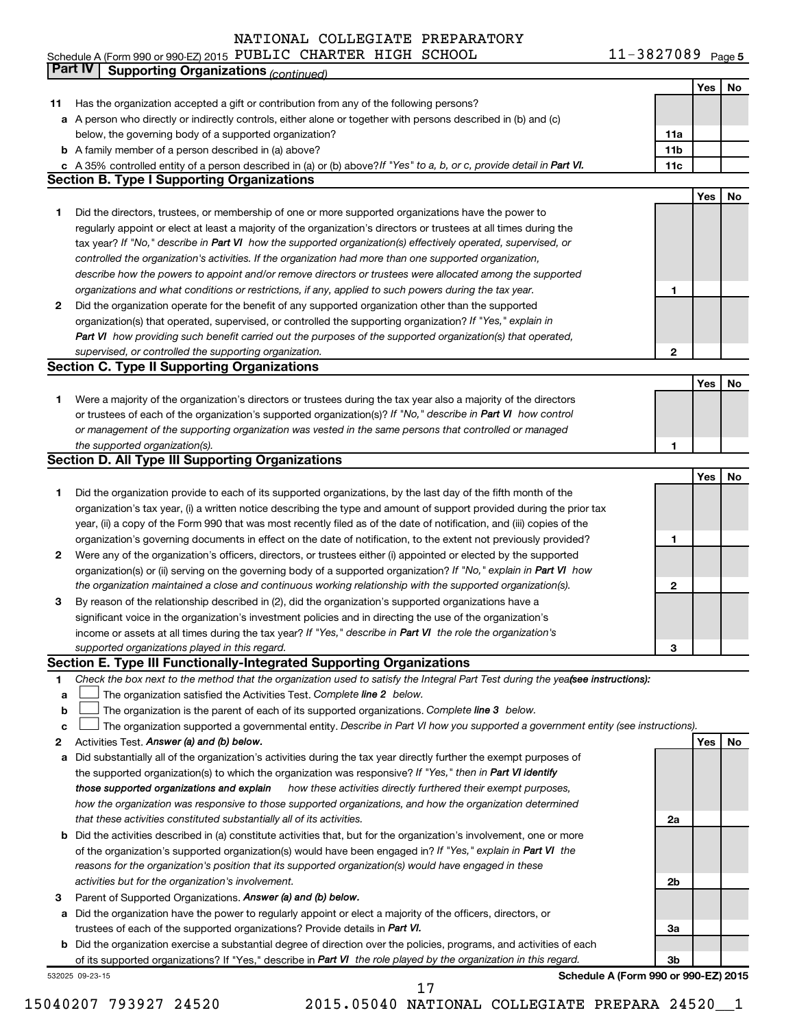NATIONAL COLLEGIATE PREPARATORY

Schedule A (Form 990 or 990-EZ) 2015 PUBLIC CHARTER HIGH SCHOOL 11-3827089 Page 5

**Part IV | Supporting Organizations** *(continued)*

| | | | Yes | No |
|---|---|---|---|---|
| **11** | Has the organization accepted a gift or contribution from any of the following persons? | | | |
| **a** | A person who directly or indirectly controls, either alone or together with persons described in (b) and (c) below, the governing body of a supported organization? | **11a** | | |
| **b** | A family member of a person described in (a) above? | **11b** | | |
| **c** | A 35% controlled entity of a person described in (a) or (b) above? *If "Yes" to a, b, or c, provide detail in **Part VI.*** | **11c** | | |

**Section B. Type I Supporting Organizations**

| | | | Yes | No |
|---|---|---|---|---|
| **1** | Did the directors, trustees, or membership of one or more supported organizations have the power to regularly appoint or elect at least a majority of the organization's directors or trustees at all times during the tax year? *If "No," describe in **Part VI** how the supported organization(s) effectively operated, supervised, or controlled the organization's activities. If the organization had more than one supported organization, describe how the powers to appoint and/or remove directors or trustees were allocated among the supported organizations and what conditions or restrictions, if any, applied to such powers during the tax year.* | **1** | | |
| **2** | Did the organization operate for the benefit of any supported organization other than the supported organization(s) that operated, supervised, or controlled the supporting organization? *If "Yes," explain in **Part VI** how providing such benefit carried out the purposes of the supported organization(s) that operated, supervised, or controlled the supporting organization.* | **2** | | |

**Section C. Type II Supporting Organizations**

| | | | Yes | No |
|---|---|---|---|---|
| **1** | Were a majority of the organization's directors or trustees during the tax year also a majority of the directors or trustees of each of the organization's supported organization(s)? *If "No," describe in **Part VI** how control or management of the supporting organization was vested in the same persons that controlled or managed the supported organization(s).* | **1** | | |

**Section D. All Type III Supporting Organizations**

| | | | Yes | No |
|---|---|---|---|---|
| **1** | Did the organization provide to each of its supported organizations, by the last day of the fifth month of the organization's tax year, (i) a written notice describing the type and amount of support provided during the prior tax year, (ii) a copy of the Form 990 that was most recently filed as of the date of notification, and (iii) copies of the organization's governing documents in effect on the date of notification, to the extent not previously provided? | **1** | | |
| **2** | Were any of the organization's officers, directors, or trustees either (i) appointed or elected by the supported organization(s) or (ii) serving on the governing body of a supported organization? *If "No," explain in **Part VI** how the organization maintained a close and continuous working relationship with the supported organization(s).* | **2** | | |
| **3** | By reason of the relationship described in (2), did the organization's supported organizations have a significant voice in the organization's investment policies and in directing the use of the organization's income or assets at all times during the tax year? *If "Yes," describe in **Part VI** the role the organization's supported organizations played in this regard.* | **3** | | |

**Section E. Type III Functionally-Integrated Supporting Organizations**

**1** *Check the box next to the method that the organization used to satisfy the Integral Part Test during the year* ***(see instructions):***

- **a** ☐ The organization satisfied the Activities Test. *Complete **line 2** below.*
- **b** ☐ The organization is the parent of each of its supported organizations. *Complete **line 3** below.*
- **c** ☐ The organization supported a governmental entity. *Describe in Part VI how you supported a government entity (see instructions).*

| | | | Yes | No |
|---|---|---|---|---|
| **2** | Activities Test. ***Answer (a) and (b) below.*** | | | |
| **a** | Did substantially all of the organization's activities during the tax year directly further the exempt purposes of the supported organization(s) to which the organization was responsive? *If "Yes," then in **Part VI identify those supported organizations and explain** how these activities directly furthered their exempt purposes, how the organization was responsive to those supported organizations, and how the organization determined that these activities constituted substantially all of its activities.* | **2a** | | |
| **b** | Did the activities described in (a) constitute activities that, but for the organization's involvement, one or more of the organization's supported organization(s) would have been engaged in? *If "Yes," explain in **Part VI** the reasons for the organization's position that its supported organization(s) would have engaged in these activities but for the organization's involvement.* | **2b** | | |
| **3** | Parent of Supported Organizations. ***Answer (a) and (b) below.*** | | | |
| **a** | Did the organization have the power to regularly appoint or elect a majority of the officers, directors, or trustees of each of the supported organizations? Provide details in ***Part VI.*** | **3a** | | |
| **b** | Did the organization exercise a substantial degree of direction over the policies, programs, and activities of each of its supported organizations? If "Yes," describe in ***Part VI*** *the role played by the organization in this regard.* | **3b** | | |

532025 09-23-15 **Schedule A (Form 990 or 990-EZ) 2015**

15040207 793927 24520 2015.05040 NATIONAL COLLEGIATE PREPARA 24520__1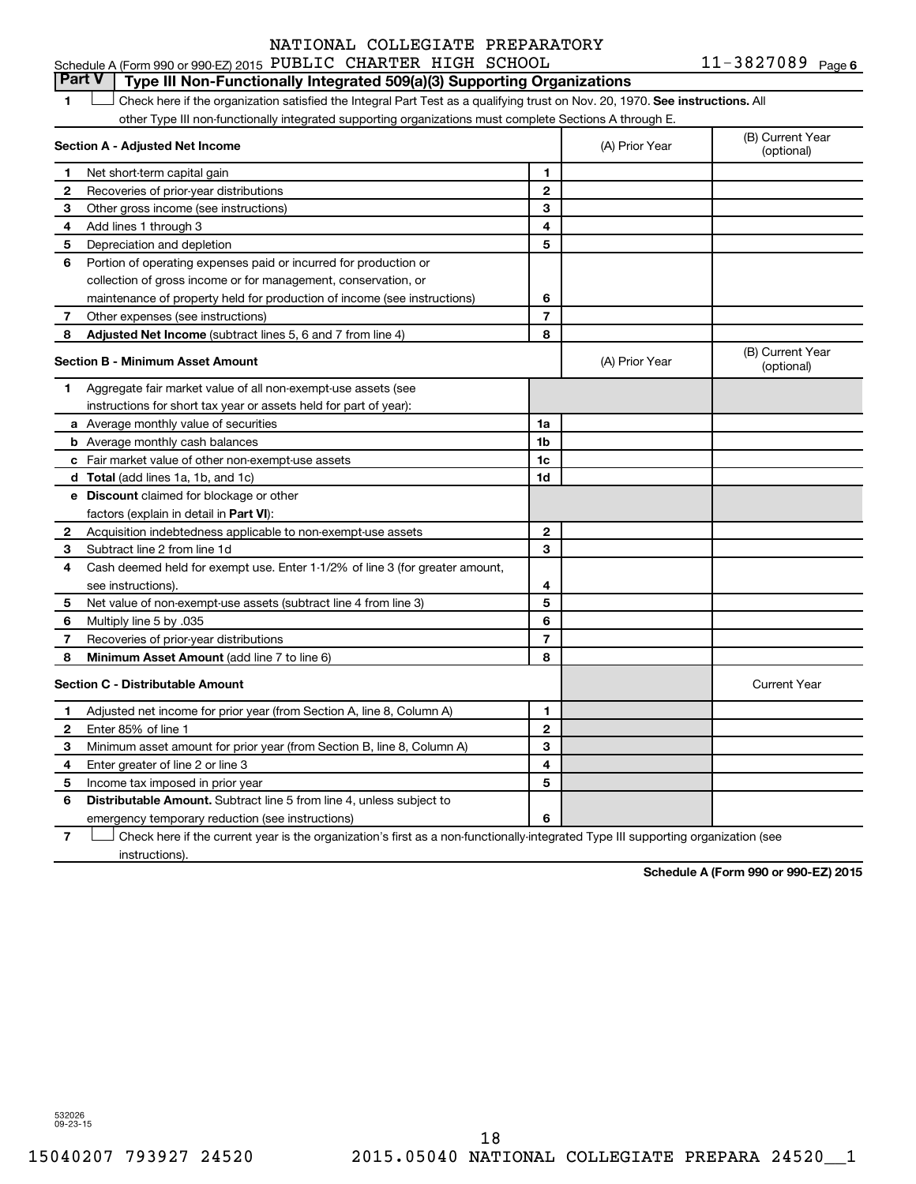NATIONAL COLLEGIATE PREPARATORY

Schedule A (Form 990 or 990-EZ) 2015 PUBLIC CHARTER HIGH SCHOOL 11-3827089 Page 6

## Part V Type III Non-Functionally Integrated 509(a)(3) Supporting Organizations

1 ☐ Check here if the organization satisfied the Integral Part Test as a qualifying trust on Nov. 20, 1970. **See instructions.** All other Type III non-functionally integrated supporting organizations must complete Sections A through E.

| | **Section A - Adjusted Net Income** | | (A) Prior Year | (B) Current Year (optional) |
|---|---|---|---|---|
| 1 | Net short-term capital gain | 1 | | |
| 2 | Recoveries of prior-year distributions | 2 | | |
| 3 | Other gross income (see instructions) | 3 | | |
| 4 | Add lines 1 through 3 | 4 | | |
| 5 | Depreciation and depletion | 5 | | |
| 6 | Portion of operating expenses paid or incurred for production or collection of gross income or for management, conservation, or maintenance of property held for production of income (see instructions) | 6 | | |
| 7 | Other expenses (see instructions) | 7 | | |
| 8 | **Adjusted Net Income** (subtract lines 5, 6 and 7 from line 4) | 8 | | |

| | **Section B - Minimum Asset Amount** | | (A) Prior Year | (B) Current Year (optional) |
|---|---|---|---|---|
| 1 | Aggregate fair market value of all non-exempt-use assets (see instructions for short tax year or assets held for part of year): | | | |
| a | Average monthly value of securities | 1a | | |
| b | Average monthly cash balances | 1b | | |
| c | Fair market value of other non-exempt-use assets | 1c | | |
| d | **Total** (add lines 1a, 1b, and 1c) | 1d | | |
| e | **Discount** claimed for blockage or other factors (explain in detail in **Part VI**): | | | |
| 2 | Acquisition indebtedness applicable to non-exempt-use assets | 2 | | |
| 3 | Subtract line 2 from line 1d | 3 | | |
| 4 | Cash deemed held for exempt use. Enter 1-1/2% of line 3 (for greater amount, see instructions). | 4 | | |
| 5 | Net value of non-exempt-use assets (subtract line 4 from line 3) | 5 | | |
| 6 | Multiply line 5 by .035 | 6 | | |
| 7 | Recoveries of prior-year distributions | 7 | | |
| 8 | **Minimum Asset Amount** (add line 7 to line 6) | 8 | | |

| | **Section C - Distributable Amount** | | | Current Year |
|---|---|---|---|---|
| 1 | Adjusted net income for prior year (from Section A, line 8, Column A) | 1 | | |
| 2 | Enter 85% of line 1 | 2 | | |
| 3 | Minimum asset amount for prior year (from Section B, line 8, Column A) | 3 | | |
| 4 | Enter greater of line 2 or line 3 | 4 | | |
| 5 | Income tax imposed in prior year | 5 | | |
| 6 | **Distributable Amount.** Subtract line 5 from line 4, unless subject to emergency temporary reduction (see instructions) | 6 | | |

7 ☐ Check here if the current year is the organization's first as a non-functionally-integrated Type III supporting organization (see instructions).

**Schedule A (Form 990 or 990-EZ) 2015**

532026 09-23-15

15040207 793927 24520 2015.05040 NATIONAL COLLEGIATE PREPARA 24520__1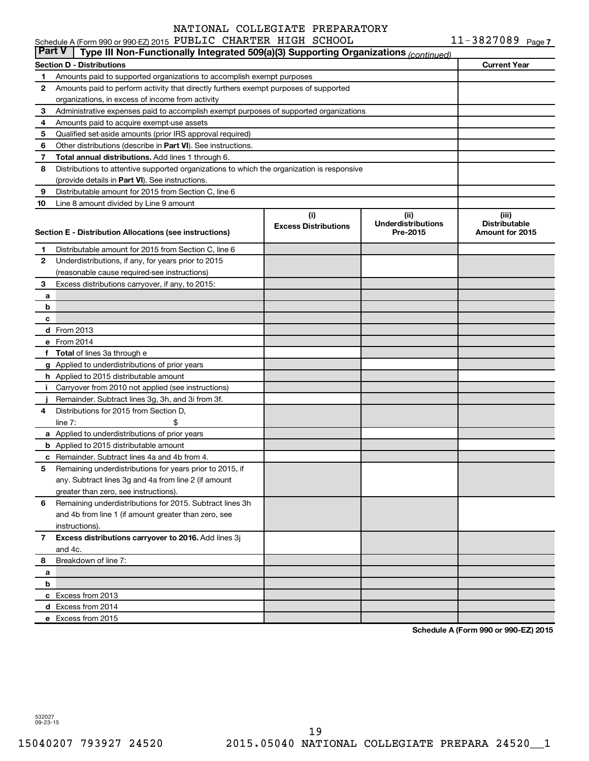Schedule A (Form 990 or 990-EZ) 2015 NATIONAL COLLEGIATE PREPARATORY PUBLIC CHARTER HIGH SCHOOL 11-3827089 Page 7

**Part V | Type III Non-Functionally Integrated 509(a)(3) Supporting Organizations** *(continued)*

| Section D - Distributions | | Current Year |
|---|---|---|
| 1 | Amounts paid to supported organizations to accomplish exempt purposes | |
| 2 | Amounts paid to perform activity that directly furthers exempt purposes of supported organizations, in excess of income from activity | |
| 3 | Administrative expenses paid to accomplish exempt purposes of supported organizations | |
| 4 | Amounts paid to acquire exempt-use assets | |
| 5 | Qualified set-aside amounts (prior IRS approval required) | |
| 6 | Other distributions (describe in **Part VI**). See instructions. | |
| 7 | **Total annual distributions.** Add lines 1 through 6. | |
| 8 | Distributions to attentive supported organizations to which the organization is responsive (provide details in **Part VI**). See instructions. | |
| 9 | Distributable amount for 2015 from Section C, line 6 | |
| 10 | Line 8 amount divided by Line 9 amount | |

| Section E - Distribution Allocations (see instructions) | | (i) Excess Distributions | (ii) Underdistributions Pre-2015 | (iii) Distributable Amount for 2015 |
|---|---|---|---|---|
| 1 | Distributable amount for 2015 from Section C, line 6 | | | |
| 2 | Underdistributions, if any, for years prior to 2015 (reasonable cause required-see instructions) | | | |
| 3 | Excess distributions carryover, if any, to 2015: | | | |
| a | | | | |
| b | | | | |
| c | | | | |
| d | From 2013 | | | |
| e | From 2014 | | | |
| f | **Total** of lines 3a through e | | | |
| g | Applied to underdistributions of prior years | | | |
| h | Applied to 2015 distributable amount | | | |
| i | Carryover from 2010 not applied (see instructions) | | | |
| j | Remainder. Subtract lines 3g, 3h, and 3i from 3f. | | | |
| 4 | Distributions for 2015 from Section D, line 7: $ | | | |
| a | Applied to underdistributions of prior years | | | |
| b | Applied to 2015 distributable amount | | | |
| c | Remainder. Subtract lines 4a and 4b from 4. | | | |
| 5 | Remaining underdistributions for years prior to 2015, if any. Subtract lines 3g and 4a from line 2 (if amount greater than zero, see instructions). | | | |
| 6 | Remaining underdistributions for 2015. Subtract lines 3h and 4b from line 1 (if amount greater than zero, see instructions). | | | |
| 7 | **Excess distributions carryover to 2016.** Add lines 3j and 4c. | | | |
| 8 | Breakdown of line 7: | | | |
| a | | | | |
| b | | | | |
| c | Excess from 2013 | | | |
| d | Excess from 2014 | | | |
| e | Excess from 2015 | | | |

**Schedule A (Form 990 or 990-EZ) 2015**

532027 09-23-15

15040207 793927 24520 2015.05040 NATIONAL COLLEGIATE PREPARA 24520__1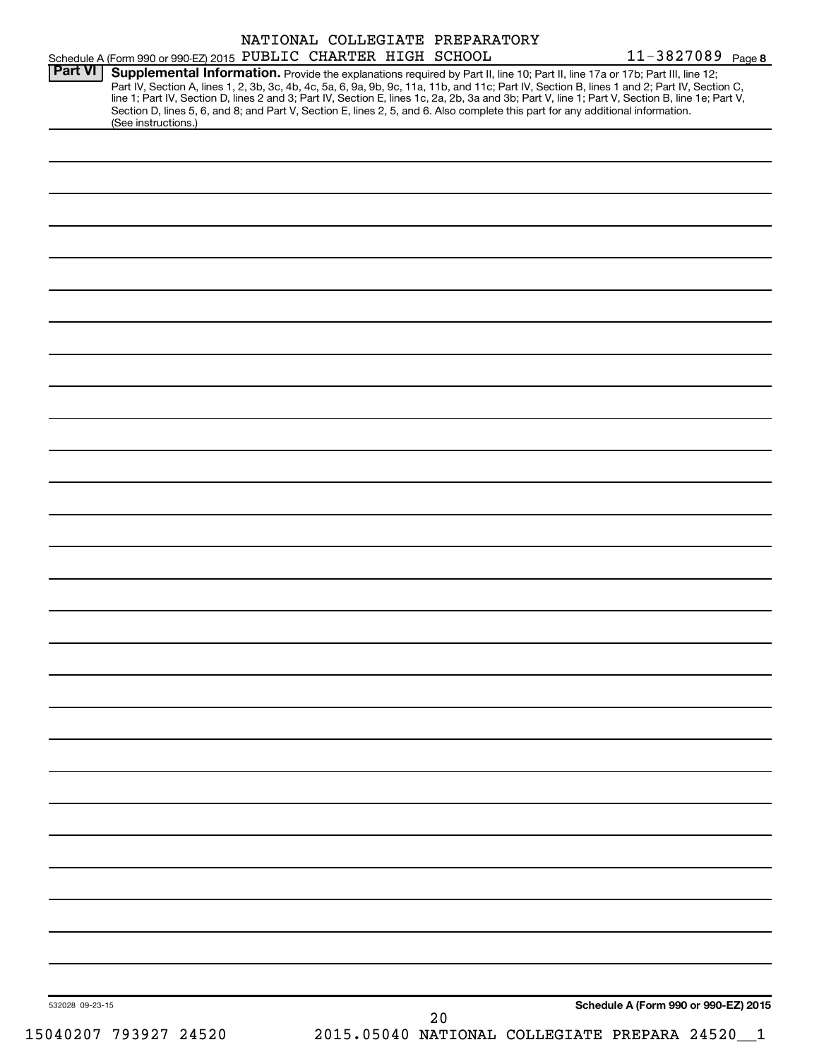NATIONAL COLLEGIATE PREPARATORY

Schedule A (Form 990 or 990-EZ) 2015 PUBLIC CHARTER HIGH SCHOOL 11-3827089 Page 8

**Part VI** **Supplemental Information.** Provide the explanations required by Part II, line 10; Part II, line 17a or 17b; Part III, line 12; Part IV, Section A, lines 1, 2, 3b, 3c, 4b, 4c, 5a, 6, 9a, 9b, 9c, 11a, 11b, and 11c; Part IV, Section B, lines 1 and 2; Part IV, Section C, line 1; Part IV, Section D, lines 2 and 3; Part IV, Section E, lines 1c, 2a, 2b, 3a and 3b; Part V, line 1; Part V, Section B, line 1e; Part V, Section D, lines 5, 6, and 8; and Part V, Section E, lines 2, 5, and 6. Also complete this part for any additional information. (See instructions.)

532028 09-23-15

**Schedule A (Form 990 or 990-EZ) 2015**

15040207 793927 24520 2015.05040 NATIONAL COLLEGIATE PREPARA 24520__1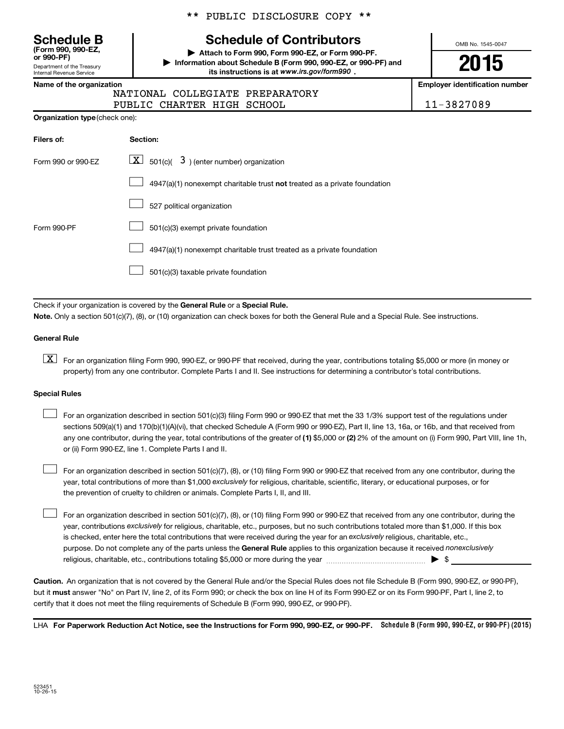** PUBLIC DISCLOSURE COPY **

**Schedule B**
**(Form 990, 990-EZ, or 990-PF)**
Department of the Treasury
Internal Revenue Service

# Schedule of Contributors

▶ Attach to Form 990, Form 990-EZ, or Form 990-PF.
▶ Information about Schedule B (Form 990, 990-EZ, or 990-PF) and its instructions is at *www.irs.gov/form990*.

OMB No. 1545-0047

**2015**

| Name of the organization | Employer identification number |
|---|---|
| NATIONAL COLLEGIATE PREPARATORY PUBLIC CHARTER HIGH SCHOOL | 11-3827089 |

**Organization type** (check one):

| Filers of: | Section: |
|---|---|
| Form 990 or 990-EZ | [X] 501(c)( 3 ) (enter number) organization |
| | [ ] 4947(a)(1) nonexempt charitable trust **not** treated as a private foundation |
| | [ ] 527 political organization |
| Form 990-PF | [ ] 501(c)(3) exempt private foundation |
| | [ ] 4947(a)(1) nonexempt charitable trust treated as a private foundation |
| | [ ] 501(c)(3) taxable private foundation |

Check if your organization is covered by the **General Rule** or a **Special Rule.**

**Note.** Only a section 501(c)(7), (8), or (10) organization can check boxes for both the General Rule and a Special Rule. See instructions.

**General Rule**

[X] For an organization filing Form 990, 990-EZ, or 990-PF that received, during the year, contributions totaling $5,000 or more (in money or property) from any one contributor. Complete Parts I and II. See instructions for determining a contributor's total contributions.

**Special Rules**

[ ] For an organization described in section 501(c)(3) filing Form 990 or 990-EZ that met the 33 1/3% support test of the regulations under sections 509(a)(1) and 170(b)(1)(A)(vi), that checked Schedule A (Form 990 or 990-EZ), Part II, line 13, 16a, or 16b, and that received from any one contributor, during the year, total contributions of the greater of **(1)** $5,000 or **(2)** 2% of the amount on (i) Form 990, Part VIII, line 1h, or (ii) Form 990-EZ, line 1. Complete Parts I and II.

[ ] For an organization described in section 501(c)(7), (8), or (10) filing Form 990 or 990-EZ that received from any one contributor, during the year, total contributions of more than $1,000 *exclusively* for religious, charitable, scientific, literary, or educational purposes, or for the prevention of cruelty to children or animals. Complete Parts I, II, and III.

[ ] For an organization described in section 501(c)(7), (8), or (10) filing Form 990 or 990-EZ that received from any one contributor, during the year, contributions *exclusively* for religious, charitable, etc., purposes, but no such contributions totaled more than $1,000. If this box is checked, enter here the total contributions that were received during the year for an *exclusively* religious, charitable, etc., purpose. Do not complete any of the parts unless the **General Rule** applies to this organization because it received *nonexclusively* religious, charitable, etc., contributions totaling $5,000 or more during the year ........ ▶ $ ________

**Caution.** An organization that is not covered by the General Rule and/or the Special Rules does not file Schedule B (Form 990, 990-EZ, or 990-PF), but it **must** answer "No" on Part IV, line 2, of its Form 990; or check the box on line H of its Form 990-EZ or on its Form 990-PF, Part I, line 2, to certify that it does not meet the filing requirements of Schedule B (Form 990, 990-EZ, or 990-PF).

LHA **For Paperwork Reduction Act Notice, see the Instructions for Form 990, 990-EZ, or 990-PF.** **Schedule B (Form 990, 990-EZ, or 990-PF) (2015)**

523451
10-26-15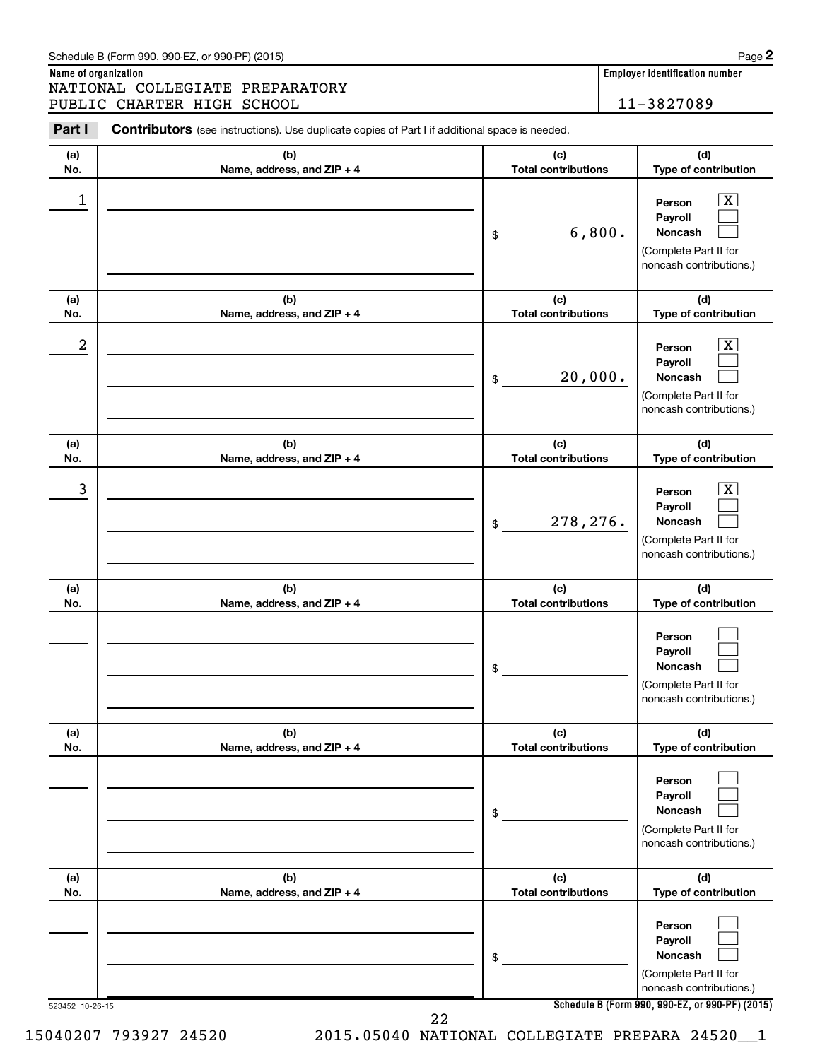Schedule B (Form 990, 990-EZ, or 990-PF) (2015)

**Name of organization**
NATIONAL COLLEGIATE PREPARATORY PUBLIC CHARTER HIGH SCHOOL

**Employer identification number**
11-3827089

**Part I** **Contributors** (see instructions). Use duplicate copies of Part I if additional space is needed.

| (a) No. | (b) Name, address, and ZIP + 4 | (c) Total contributions | (d) Type of contribution |
|---|---|---|---|
| 1 | | $ 6,800. | Person [X] Payroll [ ] Noncash [ ] (Complete Part II for noncash contributions.) |
| 2 | | $ 20,000. | Person [X] Payroll [ ] Noncash [ ] (Complete Part II for noncash contributions.) |
| 3 | | $ 278,276. | Person [X] Payroll [ ] Noncash [ ] (Complete Part II for noncash contributions.) |
| | | $ | Person [ ] Payroll [ ] Noncash [ ] (Complete Part II for noncash contributions.) |
| | | $ | Person [ ] Payroll [ ] Noncash [ ] (Complete Part II for noncash contributions.) |
| | | $ | Person [ ] Payroll [ ] Noncash [ ] (Complete Part II for noncash contributions.) |

523452 10-26-15

**Schedule B (Form 990, 990-EZ, or 990-PF) (2015)**

15040207 793927 24520 2015.05040 NATIONAL COLLEGIATE PREPARA 24520__1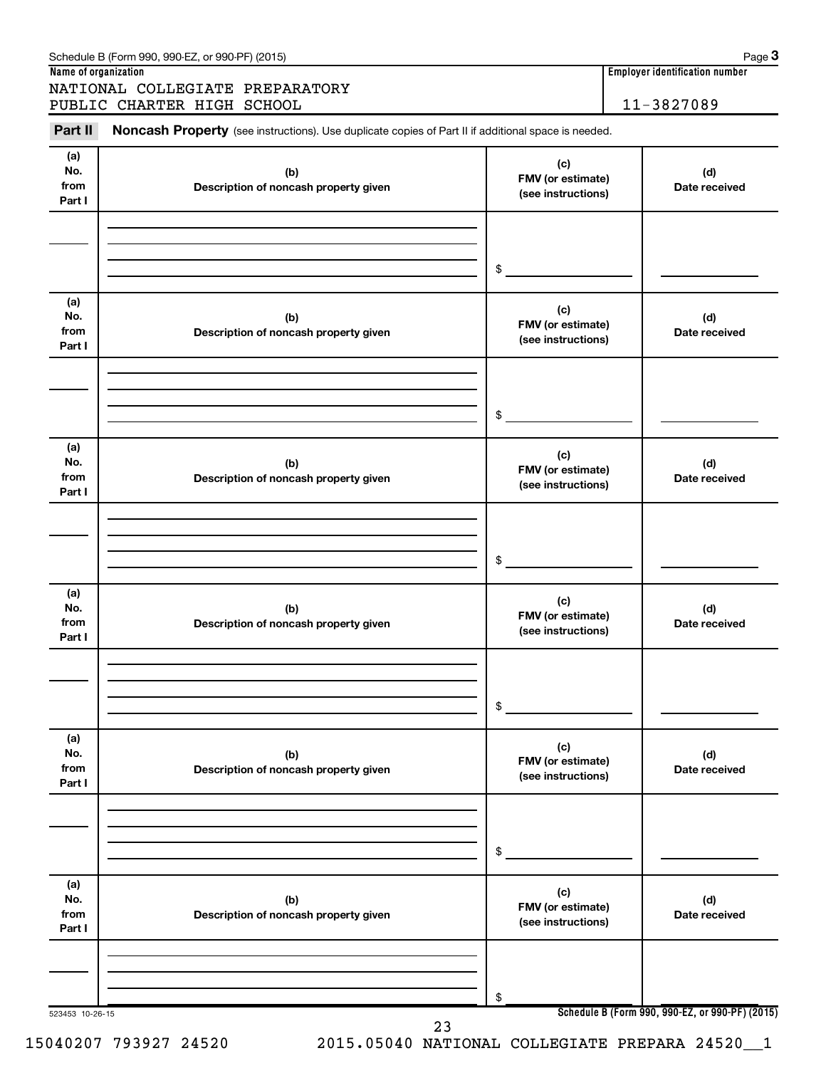Schedule B (Form 990, 990-EZ, or 990-PF) (2015) Page **3**

**Name of organization**

NATIONAL COLLEGIATE PREPARATORY PUBLIC CHARTER HIGH SCHOOL

**Employer identification number**

11-3827089

**Part II** **Noncash Property** (see instructions). Use duplicate copies of Part II if additional space is needed.

| (a) No. from Part I | (b) Description of noncash property given | (c) FMV (or estimate) (see instructions) | (d) Date received |
|---|---|---|---|
| | | $ | |

| (a) No. from Part I | (b) Description of noncash property given | (c) FMV (or estimate) (see instructions) | (d) Date received |
|---|---|---|---|
| | | $ | |

| (a) No. from Part I | (b) Description of noncash property given | (c) FMV (or estimate) (see instructions) | (d) Date received |
|---|---|---|---|
| | | $ | |

| (a) No. from Part I | (b) Description of noncash property given | (c) FMV (or estimate) (see instructions) | (d) Date received |
|---|---|---|---|
| | | $ | |

| (a) No. from Part I | (b) Description of noncash property given | (c) FMV (or estimate) (see instructions) | (d) Date received |
|---|---|---|---|
| | | $ | |

| (a) No. from Part I | (b) Description of noncash property given | (c) FMV (or estimate) (see instructions) | (d) Date received |
|---|---|---|---|
| | | $ | |

523453 10-26-15

**Schedule B (Form 990, 990-EZ, or 990-PF) (2015)**

15040207 793927 24520 2015.05040 NATIONAL COLLEGIATE PREPARA 24520__1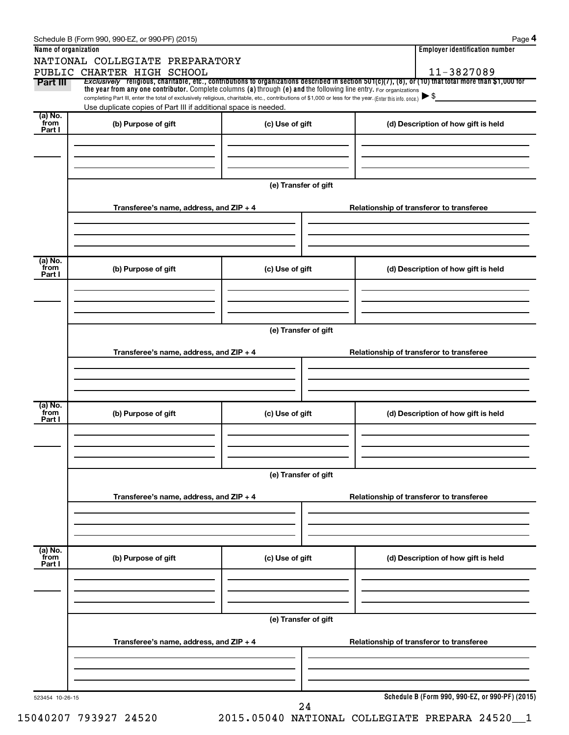Schedule B (Form 990, 990-EZ, or 990-PF) (2015)

**Name of organization**

NATIONAL COLLEGIATE PREPARATORY
PUBLIC CHARTER HIGH SCHOOL

**Employer identification number**

11-3827089

**Part III** *Exclusively* religious, charitable, etc., contributions to organizations described in section 501(c)(7), (8), or (10) that total more than $1,000 for the year from any one contributor. Complete columns (a) through (e) and the following line entry. For organizations completing Part III, enter the total of exclusively religious, charitable, etc., contributions of $1,000 or less for the year. (Enter this info. once.) ▶ $

Use duplicate copies of Part III if additional space is needed.

| (a) No. from Part I | (b) Purpose of gift | (c) Use of gift | (d) Description of how gift is held |
|---|---|---|---|
| | | | |

(e) Transfer of gift

| Transferee's name, address, and ZIP + 4 | Relationship of transferor to transferee |
|---|---|
| | |

| (a) No. from Part I | (b) Purpose of gift | (c) Use of gift | (d) Description of how gift is held |
|---|---|---|---|
| | | | |

(e) Transfer of gift

| Transferee's name, address, and ZIP + 4 | Relationship of transferor to transferee |
|---|---|
| | |

| (a) No. from Part I | (b) Purpose of gift | (c) Use of gift | (d) Description of how gift is held |
|---|---|---|---|
| | | | |

(e) Transfer of gift

| Transferee's name, address, and ZIP + 4 | Relationship of transferor to transferee |
|---|---|
| | |

| (a) No. from Part I | (b) Purpose of gift | (c) Use of gift | (d) Description of how gift is held |
|---|---|---|---|
| | | | |

(e) Transfer of gift

| Transferee's name, address, and ZIP + 4 | Relationship of transferor to transferee |
|---|---|
| | |

523454 10-26-15

**Schedule B (Form 990, 990-EZ, or 990-PF) (2015)**

15040207 793927 24520 2015.05040 NATIONAL COLLEGIATE PREPARA 24520__1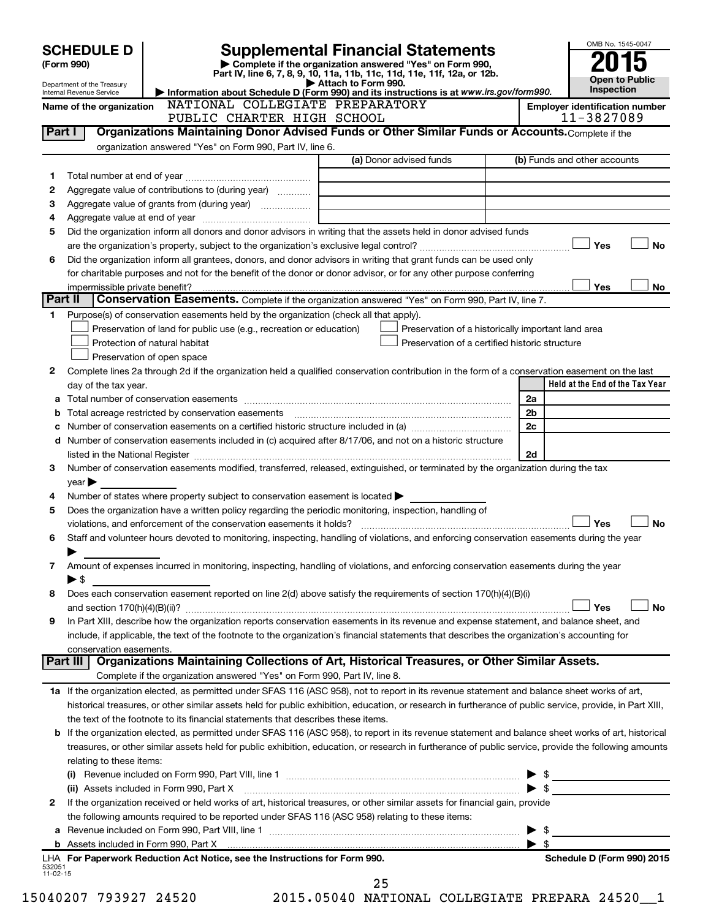# SCHEDULE D (Form 990)

Department of the Treasury
Internal Revenue Service

## Supplemental Financial Statements

▶ Complete if the organization answered "Yes" on Form 990, Part IV, line 6, 7, 8, 9, 10, 11a, 11b, 11c, 11d, 11e, 11f, 12a, or 12b.
▶ Attach to Form 990.
▶ Information about Schedule D (Form 990) and its instructions is at www.irs.gov/form990.

OMB No. 1545-0047

**2015**

**Open to Public Inspection**

**Name of the organization:** NATIONAL COLLEGIATE PREPARATORY PUBLIC CHARTER HIGH SCHOOL

**Employer identification number:** 11-3827089

### Part I — Organizations Maintaining Donor Advised Funds or Other Similar Funds or Accounts.
Complete if the organization answered "Yes" on Form 990, Part IV, line 6.

| | | (a) Donor advised funds | (b) Funds and other accounts |
|---|---|---|---|
| 1 | Total number at end of year | | |
| 2 | Aggregate value of contributions to (during year) | | |
| 3 | Aggregate value of grants from (during year) | | |
| 4 | Aggregate value at end of year | | |

5 Did the organization inform all donors and donor advisors in writing that the assets held in donor advised funds are the organization's property, subject to the organization's exclusive legal control? ☐ Yes ☐ No

6 Did the organization inform all grantees, donors, and donor advisors in writing that grant funds can be used only for charitable purposes and not for the benefit of the donor or donor advisor, or for any other purpose conferring impermissible private benefit? ☐ Yes ☐ No

### Part II — Conservation Easements.
Complete if the organization answered "Yes" on Form 990, Part IV, line 7.

1 Purpose(s) of conservation easements held by the organization (check all that apply).

- ☐ Preservation of land for public use (e.g., recreation or education)
- ☐ Protection of natural habitat
- ☐ Preservation of open space
- ☐ Preservation of a historically important land area
- ☐ Preservation of a certified historic structure

2 Complete lines 2a through 2d if the organization held a qualified conservation contribution in the form of a conservation easement on the last day of the tax year.

| | | | Held at the End of the Tax Year |
|---|---|---|---|
| a | Total number of conservation easements | 2a | |
| b | Total acreage restricted by conservation easements | 2b | |
| c | Number of conservation easements on a certified historic structure included in (a) | 2c | |
| d | Number of conservation easements included in (c) acquired after 8/17/06, and not on a historic structure listed in the National Register | 2d | |

3 Number of conservation easements modified, transferred, released, extinguished, or terminated by the organization during the tax year ▶

4 Number of states where property subject to conservation easement is located ▶

5 Does the organization have a written policy regarding the periodic monitoring, inspection, handling of violations, and enforcement of the conservation easements it holds? ☐ Yes ☐ No

6 Staff and volunteer hours devoted to monitoring, inspecting, handling of violations, and enforcing conservation easements during the year ▶

7 Amount of expenses incurred in monitoring, inspecting, handling of violations, and enforcing conservation easements during the year ▶ $

8 Does each conservation easement reported on line 2(d) above satisfy the requirements of section 170(h)(4)(B)(i) and section 170(h)(4)(B)(ii)? ☐ Yes ☐ No

9 In Part XIII, describe how the organization reports conservation easements in its revenue and expense statement, and balance sheet, and include, if applicable, the text of the footnote to the organization's financial statements that describes the organization's accounting for conservation easements.

### Part III — Organizations Maintaining Collections of Art, Historical Treasures, or Other Similar Assets.
Complete if the organization answered "Yes" on Form 990, Part IV, line 8.

1a If the organization elected, as permitted under SFAS 116 (ASC 958), not to report in its revenue statement and balance sheet works of art, historical treasures, or other similar assets held for public exhibition, education, or research in furtherance of public service, provide, in Part XIII, the text of the footnote to its financial statements that describes these items.

b If the organization elected, as permitted under SFAS 116 (ASC 958), to report in its revenue statement and balance sheet works of art, historical treasures, or other similar assets held for public exhibition, education, or research in furtherance of public service, provide the following amounts relating to these items:

(i) Revenue included on Form 990, Part VIII, line 1 ▶ $

(ii) Assets included in Form 990, Part X ▶ $

2 If the organization received or held works of art, historical treasures, or other similar assets for financial gain, provide the following amounts required to be reported under SFAS 116 (ASC 958) relating to these items:

a Revenue included on Form 990, Part VIII, line 1 ▶ $

b Assets included in Form 990, Part X ▶ $

LHA For Paperwork Reduction Act Notice, see the Instructions for Form 990.

Schedule D (Form 990) 2015

532051
11-02-15

15040207 793927 24520 2015.05040 NATIONAL COLLEGIATE PREPARA 24520__1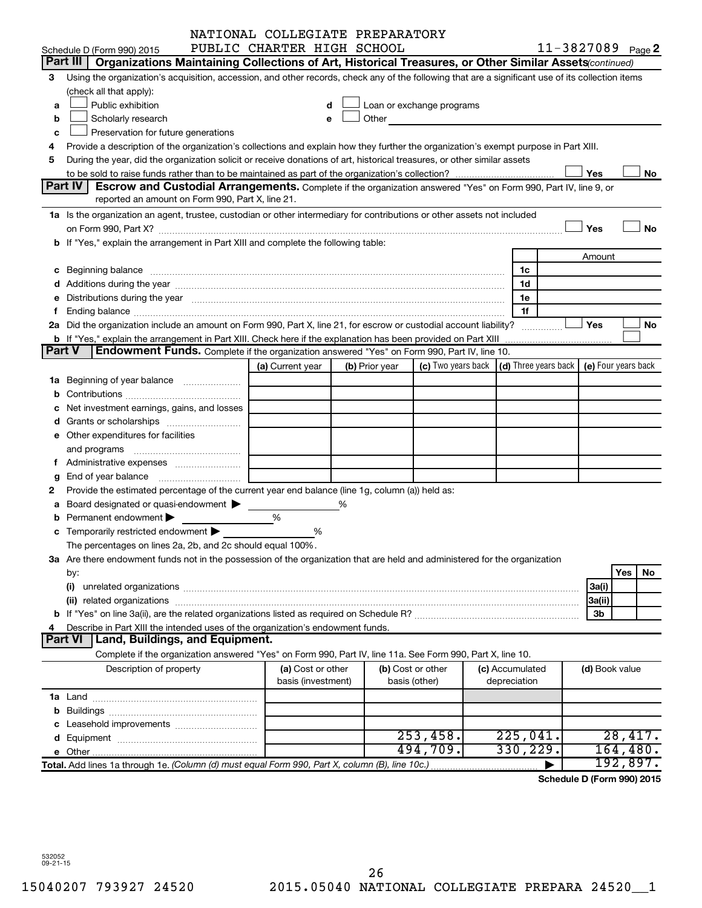Schedule D (Form 990) 2015 NATIONAL COLLEGIATE PREPARATORY PUBLIC CHARTER HIGH SCHOOL 11-3827089 Page 2

## Part III Organizations Maintaining Collections of Art, Historical Treasures, or Other Similar Assets *(continued)*

3 Using the organization's acquisition, accession, and other records, check any of the following that are a significant use of its collection items (check all that apply):

a ☐ Public exhibition
b ☐ Scholarly research
c ☐ Preservation for future generations
d ☐ Loan or exchange programs
e ☐ Other

4 Provide a description of the organization's collections and explain how they further the organization's exempt purpose in Part XIII.

5 During the year, did the organization solicit or receive donations of art, historical treasures, or other similar assets to be sold to raise funds rather than to be maintained as part of the organization's collection? ☐ Yes ☐ No

## Part IV Escrow and Custodial Arrangements.

Complete if the organization answered "Yes" on Form 990, Part IV, line 9, or reported an amount on Form 990, Part X, line 21.

1a Is the organization an agent, trustee, custodian or other intermediary for contributions or other assets not included on Form 990, Part X? ☐ Yes ☐ No

b If "Yes," explain the arrangement in Part XIII and complete the following table:

| | | Amount |
|---|---|---|
| c Beginning balance | 1c | |
| d Additions during the year | 1d | |
| e Distributions during the year | 1e | |
| f Ending balance | 1f | |

2a Did the organization include an amount on Form 990, Part X, line 21, for escrow or custodial account liability? ☐ Yes ☐ No

b If "Yes," explain the arrangement in Part XIII. Check here if the explanation has been provided on Part XIII ☐

## Part V Endowment Funds.

Complete if the organization answered "Yes" on Form 990, Part IV, line 10.

| | (a) Current year | (b) Prior year | (c) Two years back | (d) Three years back | (e) Four years back |
|---|---|---|---|---|---|
| 1a Beginning of year balance | | | | | |
| b Contributions | | | | | |
| c Net investment earnings, gains, and losses | | | | | |
| d Grants or scholarships | | | | | |
| e Other expenditures for facilities and programs | | | | | |
| f Administrative expenses | | | | | |
| g End of year balance | | | | | |

2 Provide the estimated percentage of the current year end balance (line 1g, column (a)) held as:

a Board designated or quasi-endowment ▶ %
b Permanent endowment ▶ %
c Temporarily restricted endowment ▶ %

The percentages on lines 2a, 2b, and 2c should equal 100%.

3a Are there endowment funds not in the possession of the organization that are held and administered for the organization by:

| | | Yes | No |
|---|---|---|---|
| (i) unrelated organizations | 3a(i) | | |
| (ii) related organizations | 3a(ii) | | |
| b If "Yes" on line 3a(ii), are the related organizations listed as required on Schedule R? | 3b | | |

4 Describe in Part XIII the intended uses of the organization's endowment funds.

## Part VI Land, Buildings, and Equipment.

Complete if the organization answered "Yes" on Form 990, Part IV, line 11a. See Form 990, Part X, line 10.

| Description of property | (a) Cost or other basis (investment) | (b) Cost or other basis (other) | (c) Accumulated depreciation | (d) Book value |
|---|---|---|---|---|
| 1a Land | | | | |
| b Buildings | | | | |
| c Leasehold improvements | | | | |
| d Equipment | | 253,458. | 225,041. | 28,417. |
| e Other | | 494,709. | 330,229. | 164,480. |
| **Total.** Add lines 1a through 1e. *(Column (d) must equal Form 990, Part X, column (B), line 10c.)* | | | ▶ | 192,897. |

**Schedule D (Form 990) 2015**

532052 09-21-15

15040207 793927 24520 2015.05040 NATIONAL COLLEGIATE PREPARA 24520__1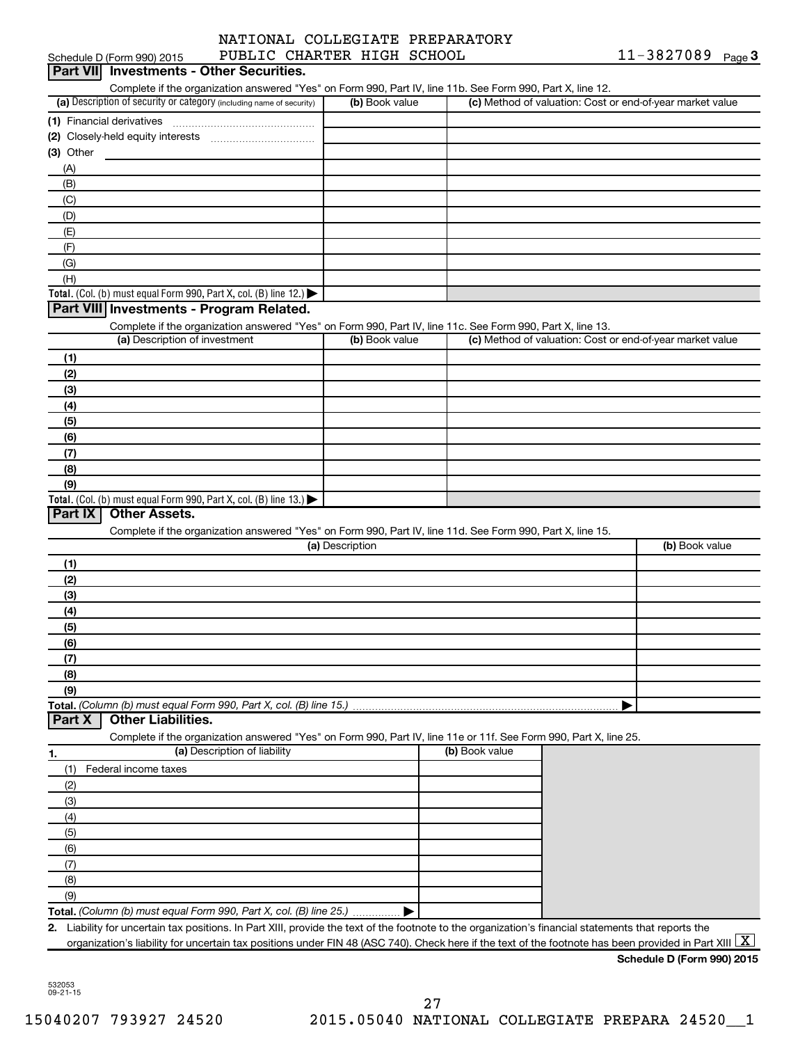NATIONAL COLLEGIATE PREPARATORY PUBLIC CHARTER HIGH SCHOOL 11-3827089

Schedule D (Form 990) 2015 Page 3

## Part VII Investments - Other Securities.

Complete if the organization answered "Yes" on Form 990, Part IV, line 11b. See Form 990, Part X, line 12.

| (a) Description of security or category (including name of security) | (b) Book value | (c) Method of valuation: Cost or end-of-year market value |
|---|---|---|
| (1) Financial derivatives | | |
| (2) Closely-held equity interests | | |
| (3) Other | | |
| (A) | | |
| (B) | | |
| (C) | | |
| (D) | | |
| (E) | | |
| (F) | | |
| (G) | | |
| (H) | | |
| **Total.** (Col. (b) must equal Form 990, Part X, col. (B) line 12.) ▶ | | |

## Part VIII Investments - Program Related.

Complete if the organization answered "Yes" on Form 990, Part IV, line 11c. See Form 990, Part X, line 13.

| (a) Description of investment | (b) Book value | (c) Method of valuation: Cost or end-of-year market value |
|---|---|---|
| (1) | | |
| (2) | | |
| (3) | | |
| (4) | | |
| (5) | | |
| (6) | | |
| (7) | | |
| (8) | | |
| (9) | | |
| **Total.** (Col. (b) must equal Form 990, Part X, col. (B) line 13.) ▶ | | |

## Part IX Other Assets.

Complete if the organization answered "Yes" on Form 990, Part IV, line 11d. See Form 990, Part X, line 15.

| (a) Description | (b) Book value |
|---|---|
| (1) | |
| (2) | |
| (3) | |
| (4) | |
| (5) | |
| (6) | |
| (7) | |
| (8) | |
| (9) | |
| **Total.** *(Column (b) must equal Form 990, Part X, col. (B) line 15.)* ▶ | |

## Part X Other Liabilities.

Complete if the organization answered "Yes" on Form 990, Part IV, line 11e or 11f. See Form 990, Part X, line 25.

| 1. (a) Description of liability | (b) Book value |
|---|---|
| (1) Federal income taxes | |
| (2) | |
| (3) | |
| (4) | |
| (5) | |
| (6) | |
| (7) | |
| (8) | |
| (9) | |
| **Total.** *(Column (b) must equal Form 990, Part X, col. (B) line 25.)* ▶ | |

**2.** Liability for uncertain tax positions. In Part XIII, provide the text of the footnote to the organization's financial statements that reports the organization's liability for uncertain tax positions under FIN 48 (ASC 740). Check here if the text of the footnote has been provided in Part XIII [X]

**Schedule D (Form 990) 2015**

532053 09-21-15

15040207 793927 24520 2015.05040 NATIONAL COLLEGIATE PREPARA 24520__1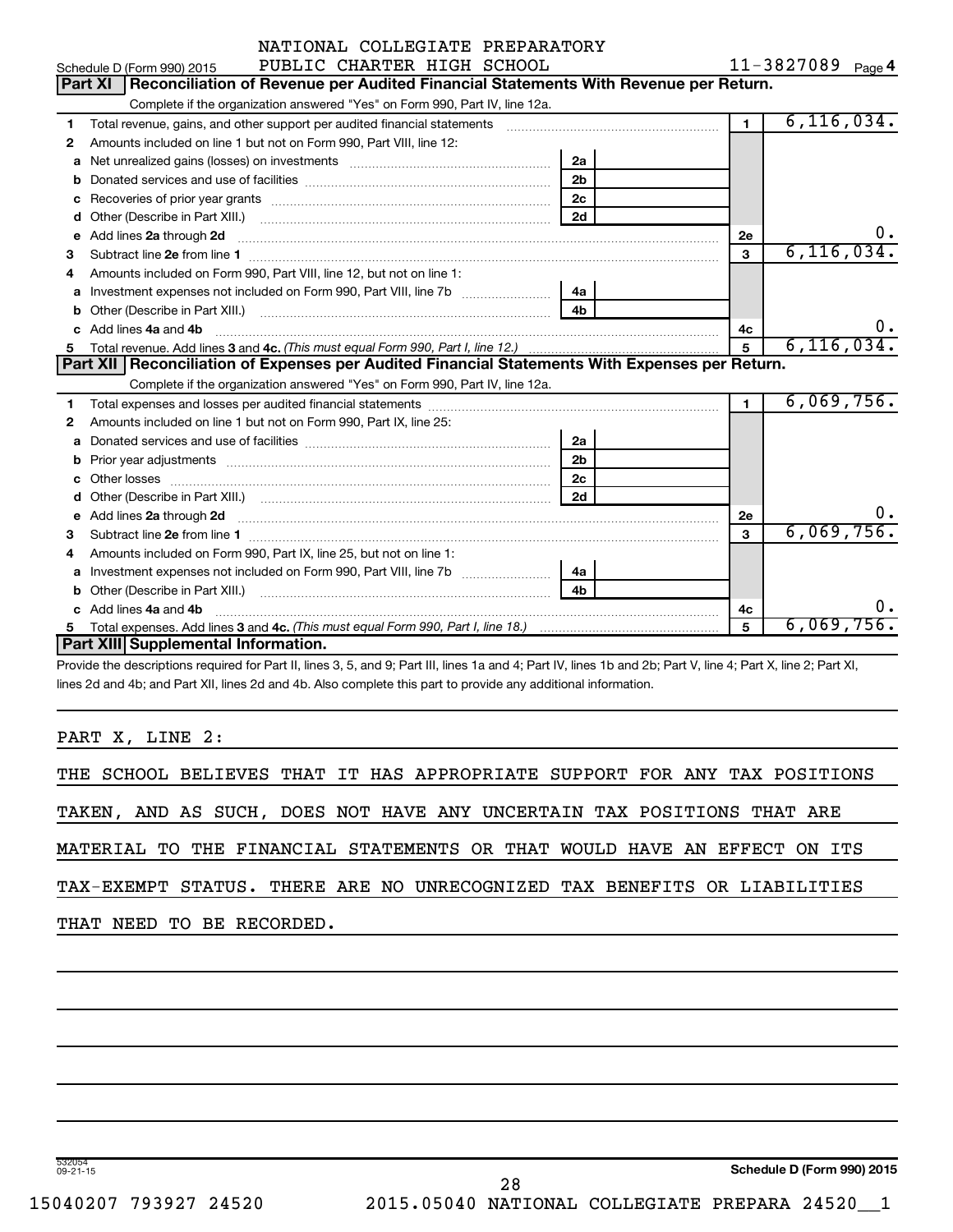NATIONAL COLLEGIATE PREPARATORY PUBLIC CHARTER HIGH SCHOOL

Schedule D (Form 990) 2015 — 11-3827089 Page 4

## Part XI Reconciliation of Revenue per Audited Financial Statements With Revenue per Return.

Complete if the organization answered "Yes" on Form 990, Part IV, line 12a.

| | | | | | |
|---|---|---|---|---|---|
| 1 | Total revenue, gains, and other support per audited financial statements | | | 1 | 6,116,034. |
| 2 | Amounts included on line 1 but not on Form 990, Part VIII, line 12: | | | | |
| a | Net unrealized gains (losses) on investments | 2a | | | |
| b | Donated services and use of facilities | 2b | | | |
| c | Recoveries of prior year grants | 2c | | | |
| d | Other (Describe in Part XIII.) | 2d | | | |
| e | Add lines 2a through 2d | | | 2e | 0. |
| 3 | Subtract line 2e from line 1 | | | 3 | 6,116,034. |
| 4 | Amounts included on Form 990, Part VIII, line 12, but not on line 1: | | | | |
| a | Investment expenses not included on Form 990, Part VIII, line 7b | 4a | | | |
| b | Other (Describe in Part XIII.) | 4b | | | |
| c | Add lines 4a and 4b | | | 4c | 0. |
| 5 | Total revenue. Add lines 3 and 4c. *(This must equal Form 990, Part I, line 12.)* | | | 5 | 6,116,034. |

## Part XII Reconciliation of Expenses per Audited Financial Statements With Expenses per Return.

Complete if the organization answered "Yes" on Form 990, Part IV, line 12a.

| | | | | | |
|---|---|---|---|---|---|
| 1 | Total expenses and losses per audited financial statements | | | 1 | 6,069,756. |
| 2 | Amounts included on line 1 but not on Form 990, Part IX, line 25: | | | | |
| a | Donated services and use of facilities | 2a | | | |
| b | Prior year adjustments | 2b | | | |
| c | Other losses | 2c | | | |
| d | Other (Describe in Part XIII.) | 2d | | | |
| e | Add lines 2a through 2d | | | 2e | 0. |
| 3 | Subtract line 2e from line 1 | | | 3 | 6,069,756. |
| 4 | Amounts included on Form 990, Part IX, line 25, but not on line 1: | | | | |
| a | Investment expenses not included on Form 990, Part VIII, line 7b | 4a | | | |
| b | Other (Describe in Part XIII.) | 4b | | | |
| c | Add lines 4a and 4b | | | 4c | 0. |
| 5 | Total expenses. Add lines 3 and 4c. *(This must equal Form 990, Part I, line 18.)* | | | 5 | 6,069,756. |

## Part XIII Supplemental Information.

Provide the descriptions required for Part II, lines 3, 5, and 9; Part III, lines 1a and 4; Part IV, lines 1b and 2b; Part V, line 4; Part X, line 2; Part XI, lines 2d and 4b; and Part XII, lines 2d and 4b. Also complete this part to provide any additional information.

PART X, LINE 2:

THE SCHOOL BELIEVES THAT IT HAS APPROPRIATE SUPPORT FOR ANY TAX POSITIONS TAKEN, AND AS SUCH, DOES NOT HAVE ANY UNCERTAIN TAX POSITIONS THAT ARE MATERIAL TO THE FINANCIAL STATEMENTS OR THAT WOULD HAVE AN EFFECT ON ITS TAX-EXEMPT STATUS. THERE ARE NO UNRECOGNIZED TAX BENEFITS OR LIABILITIES THAT NEED TO BE RECORDED.

532054 09-21-15

Schedule D (Form 990) 2015

15040207 793927 24520 2015.05040 NATIONAL COLLEGIATE PREPARA 24520__1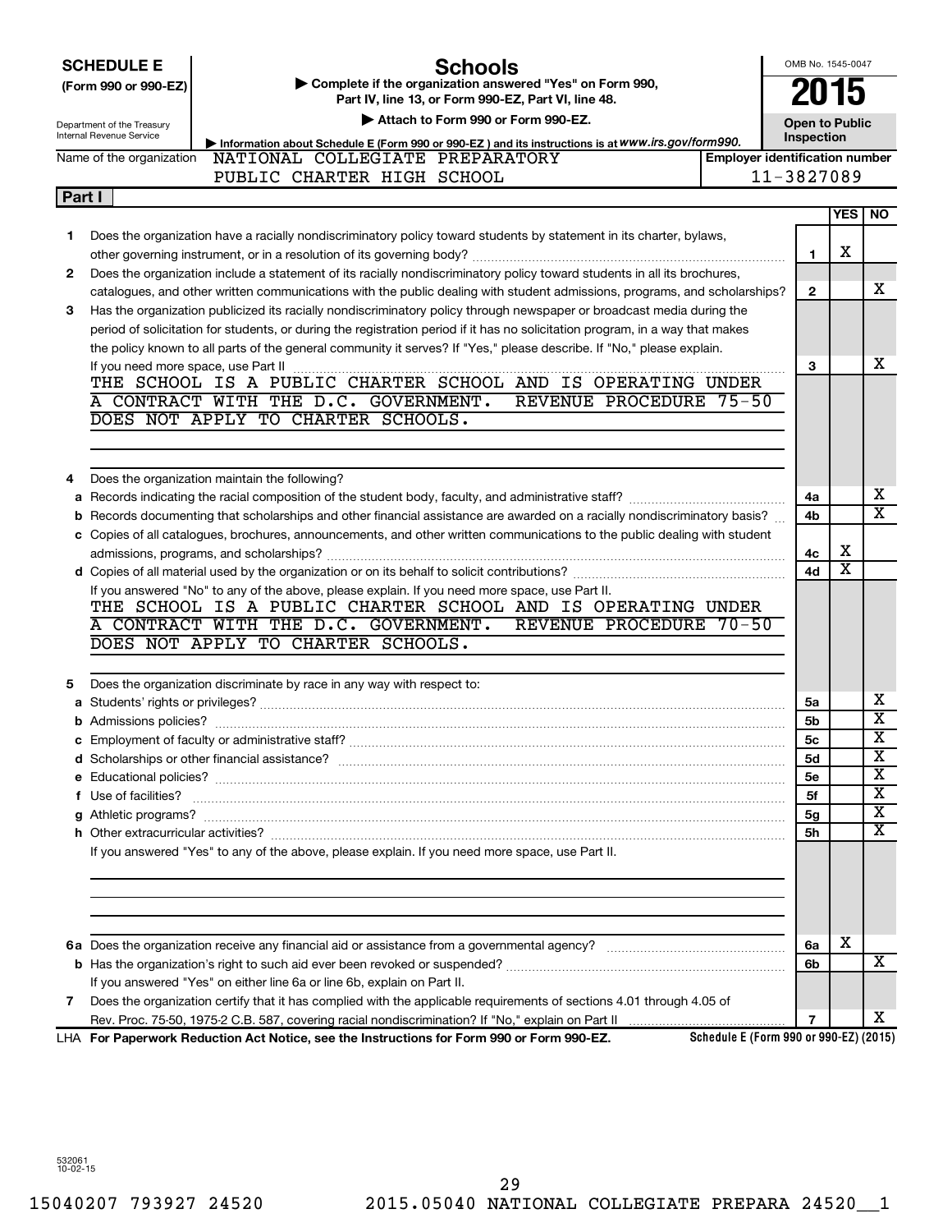**SCHEDULE E**
**(Form 990 or 990-EZ)**

Department of the Treasury
Internal Revenue Service

# Schools

▶ **Complete if the organization answered "Yes" on Form 990, Part IV, line 13, or Form 990-EZ, Part VI, line 48.**
▶ **Attach to Form 990 or Form 990-EZ.**
▶ **Information about Schedule E (Form 990 or 990-EZ ) and its instructions is at** *www.irs.gov/form990.*

OMB No. 1545-0047
**2015**
**Open to Public Inspection**

Name of the organization: NATIONAL COLLEGIATE PREPARATORY PUBLIC CHARTER HIGH SCHOOL

**Employer identification number:** 11-3827089

**Part I**

| | | | YES | NO |
|---|---|---|---|---|
| **1** | Does the organization have a racially nondiscriminatory policy toward students by statement in its charter, bylaws, other governing instrument, or in a resolution of its governing body? | **1** | X | |
| **2** | Does the organization include a statement of its racially nondiscriminatory policy toward students in all its brochures, catalogues, and other written communications with the public dealing with student admissions, programs, and scholarships? | **2** | | X |
| **3** | Has the organization publicized its racially nondiscriminatory policy through newspaper or broadcast media during the period of solicitation for students, or during the registration period if it has no solicitation program, in a way that makes the policy known to all parts of the general community it serves? If "Yes," please describe. If "No," please explain. If you need more space, use Part II | **3** | | X |

THE SCHOOL IS A PUBLIC CHARTER SCHOOL AND IS OPERATING UNDER A CONTRACT WITH THE D.C. GOVERNMENT. REVENUE PROCEDURE 75-50 DOES NOT APPLY TO CHARTER SCHOOLS.

| | | | YES | NO |
|---|---|---|---|---|
| **4** | Does the organization maintain the following? | | | |
| **a** | Records indicating the racial composition of the student body, faculty, and administrative staff? | **4a** | | X |
| **b** | Records documenting that scholarships and other financial assistance are awarded on a racially nondiscriminatory basis? | **4b** | | X |
| **c** | Copies of all catalogues, brochures, announcements, and other written communications to the public dealing with student admissions, programs, and scholarships? | **4c** | X | |
| **d** | Copies of all material used by the organization or on its behalf to solicit contributions? | **4d** | X | |

If you answered "No" to any of the above, please explain. If you need more space, use Part II.

THE SCHOOL IS A PUBLIC CHARTER SCHOOL AND IS OPERATING UNDER A CONTRACT WITH THE D.C. GOVERNMENT. REVENUE PROCEDURE 70-50 DOES NOT APPLY TO CHARTER SCHOOLS.

| | | | YES | NO |
|---|---|---|---|---|
| **5** | Does the organization discriminate by race in any way with respect to: | | | |
| **a** | Students' rights or privileges? | **5a** | | X |
| **b** | Admissions policies? | **5b** | | X |
| **c** | Employment of faculty or administrative staff? | **5c** | | X |
| **d** | Scholarships or other financial assistance? | **5d** | | X |
| **e** | Educational policies? | **5e** | | X |
| **f** | Use of facilities? | **5f** | | X |
| **g** | Athletic programs? | **5g** | | X |
| **h** | Other extracurricular activities? | **5h** | | X |

If you answered "Yes" to any of the above, please explain. If you need more space, use Part II.

| | | | YES | NO |
|---|---|---|---|---|
| **6a** | Does the organization receive any financial aid or assistance from a governmental agency? | **6a** | X | |
| **b** | Has the organization's right to such aid ever been revoked or suspended? | **6b** | | X |
| | If you answered "Yes" on either line 6a or line 6b, explain on Part II. | | | |
| **7** | Does the organization certify that it has complied with the applicable requirements of sections 4.01 through 4.05 of Rev. Proc. 75-50, 1975-2 C.B. 587, covering racial nondiscrimination? If "No," explain on Part II | **7** | | X |

LHA **For Paperwork Reduction Act Notice, see the Instructions for Form 990 or Form 990-EZ.** **Schedule E (Form 990 or 990-EZ) (2015)**

532061
10-02-15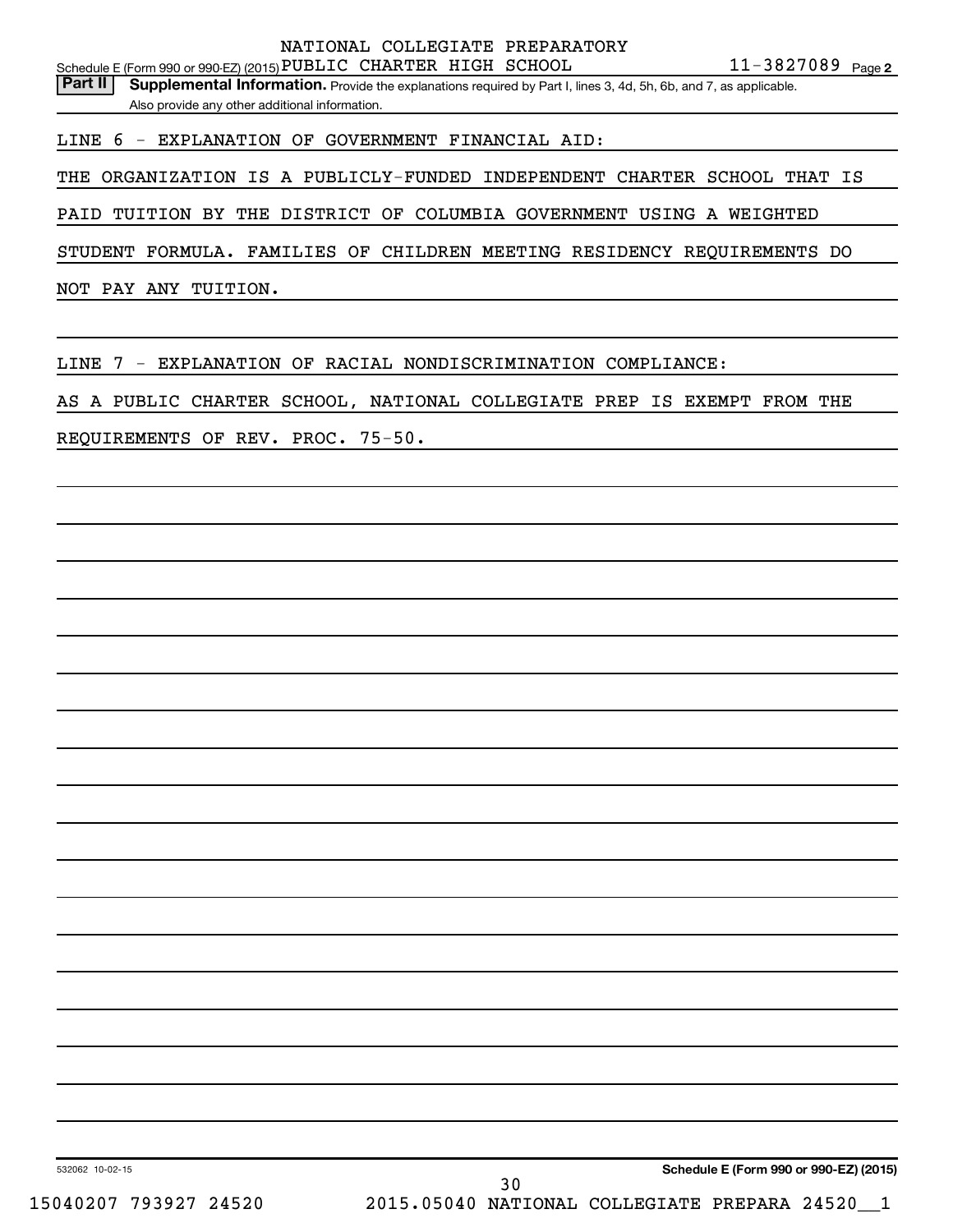Schedule E (Form 990 or 990-EZ) (2015) NATIONAL COLLEGIATE PREPARATORY PUBLIC CHARTER HIGH SCHOOL 11-3827089 Page 2

**Part II** **Supplemental Information.** Provide the explanations required by Part I, lines 3, 4d, 5h, 6b, and 7, as applicable. Also provide any other additional information.

LINE 6 - EXPLANATION OF GOVERNMENT FINANCIAL AID:

THE ORGANIZATION IS A PUBLICLY-FUNDED INDEPENDENT CHARTER SCHOOL THAT IS PAID TUITION BY THE DISTRICT OF COLUMBIA GOVERNMENT USING A WEIGHTED STUDENT FORMULA. FAMILIES OF CHILDREN MEETING RESIDENCY REQUIREMENTS DO NOT PAY ANY TUITION.

LINE 7 - EXPLANATION OF RACIAL NONDISCRIMINATION COMPLIANCE:

AS A PUBLIC CHARTER SCHOOL, NATIONAL COLLEGIATE PREP IS EXEMPT FROM THE REQUIREMENTS OF REV. PROC. 75-50.

532062 10-02-15 **Schedule E (Form 990 or 990-EZ) (2015)**

15040207 793927 24520 2015.05040 NATIONAL COLLEGIATE PREPARA 24520__1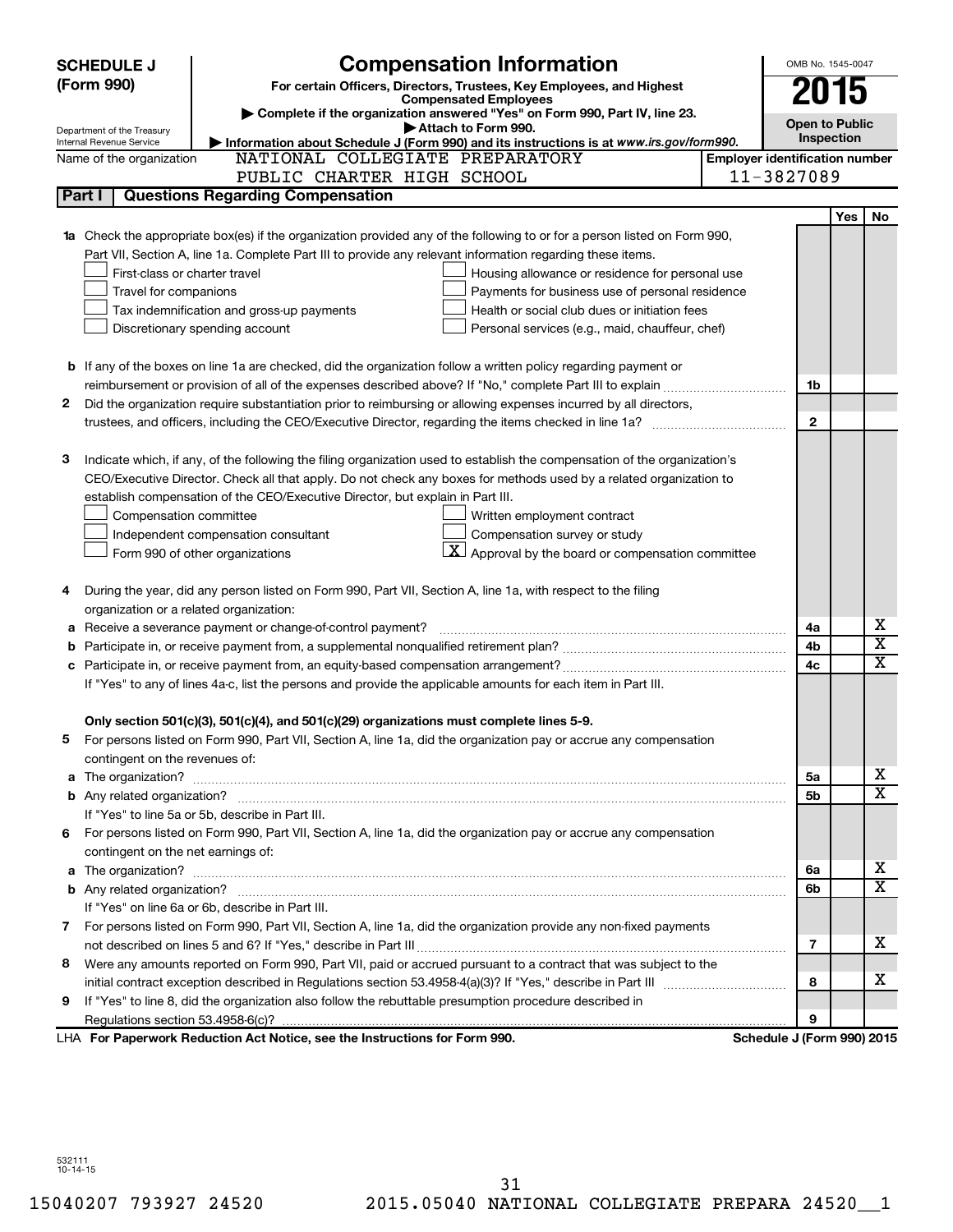**SCHEDULE J (Form 990)**

Department of the Treasury
Internal Revenue Service

# Compensation Information

**For certain Officers, Directors, Trustees, Key Employees, and Highest Compensated Employees**

▶ Complete if the organization answered "Yes" on Form 990, Part IV, line 23.

▶ Attach to Form 990.

▶ Information about Schedule J (Form 990) and its instructions is at www.irs.gov/form990.

OMB No. 1545-0047

**2015**

**Open to Public Inspection**

Name of the organization: NATIONAL COLLEGIATE PREPARATORY PUBLIC CHARTER HIGH SCHOOL

Employer identification number: 11-3827089

## Part I — Questions Regarding Compensation

| | | | Yes | No |
|---|---|---|---|---|
| **1a** | Check the appropriate box(es) if the organization provided any of the following to or for a person listed on Form 990, Part VII, Section A, line 1a. Complete Part III to provide any relevant information regarding these items.<br>☐ First-class or charter travel ☐ Housing allowance or residence for personal use<br>☐ Travel for companions ☐ Payments for business use of personal residence<br>☐ Tax indemnification and gross-up payments ☐ Health or social club dues or initiation fees<br>☐ Discretionary spending account ☐ Personal services (e.g., maid, chauffeur, chef) | | | |
| **b** | If any of the boxes on line 1a are checked, did the organization follow a written policy regarding payment or reimbursement or provision of all of the expenses described above? If "No," complete Part III to explain | 1b | | |
| **2** | Did the organization require substantiation prior to reimbursing or allowing expenses incurred by all directors, trustees, and officers, including the CEO/Executive Director, regarding the items checked in line 1a? | 2 | | |
| **3** | Indicate which, if any, of the following the filing organization used to establish the compensation of the organization's CEO/Executive Director. Check all that apply. Do not check any boxes for methods used by a related organization to establish compensation of the CEO/Executive Director, but explain in Part III.<br>☐ Compensation committee ☐ Written employment contract<br>☐ Independent compensation consultant ☐ Compensation survey or study<br>☐ Form 990 of other organizations ☒ Approval by the board or compensation committee | | | |
| **4** | During the year, did any person listed on Form 990, Part VII, Section A, line 1a, with respect to the filing organization or a related organization: | | | |
| **a** | Receive a severance payment or change-of-control payment? | 4a | | X |
| **b** | Participate in, or receive payment from, a supplemental nonqualified retirement plan? | 4b | | X |
| **c** | Participate in, or receive payment from, an equity-based compensation arrangement? | 4c | | X |
| | If "Yes" to any of lines 4a-c, list the persons and provide the applicable amounts for each item in Part III. | | | |
| | **Only section 501(c)(3), 501(c)(4), and 501(c)(29) organizations must complete lines 5-9.** | | | |
| **5** | For persons listed on Form 990, Part VII, Section A, line 1a, did the organization pay or accrue any compensation contingent on the revenues of: | | | |
| **a** | The organization? | 5a | | X |
| **b** | Any related organization? | 5b | | X |
| | If "Yes" to line 5a or 5b, describe in Part III. | | | |
| **6** | For persons listed on Form 990, Part VII, Section A, line 1a, did the organization pay or accrue any compensation contingent on the net earnings of: | | | |
| **a** | The organization? | 6a | | X |
| **b** | Any related organization? | 6b | | X |
| | If "Yes" on line 6a or 6b, describe in Part III. | | | |
| **7** | For persons listed on Form 990, Part VII, Section A, line 1a, did the organization provide any non-fixed payments not described on lines 5 and 6? If "Yes," describe in Part III | 7 | | X |
| **8** | Were any amounts reported on Form 990, Part VII, paid or accrued pursuant to a contract that was subject to the initial contract exception described in Regulations section 53.4958-4(a)(3)? If "Yes," describe in Part III | 8 | | X |
| **9** | If "Yes" to line 8, did the organization also follow the rebuttable presumption procedure described in Regulations section 53.4958-6(c)? | 9 | | |

LHA **For Paperwork Reduction Act Notice, see the Instructions for Form 990.** **Schedule J (Form 990) 2015**

532111 10-14-15

15040207 793927 24520 2015.05040 NATIONAL COLLEGIATE PREPARA 24520__1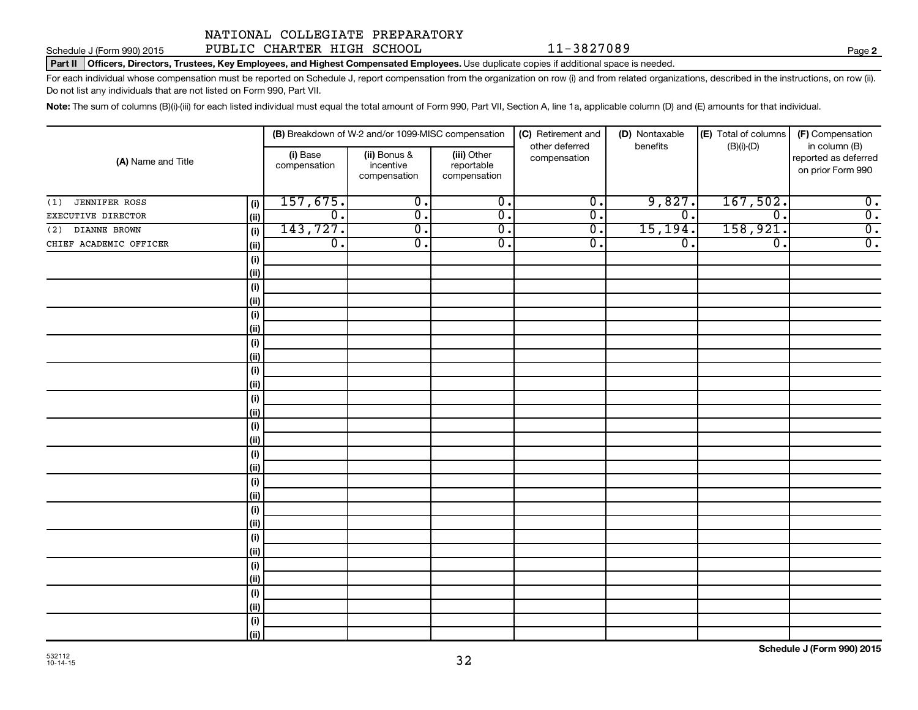NATIONAL COLLEGIATE PREPARATORY PUBLIC CHARTER HIGH SCHOOL 11-3827089

Schedule J (Form 990) 2015

**Part II Officers, Directors, Trustees, Key Employees, and Highest Compensated Employees.** Use duplicate copies if additional space is needed.

For each individual whose compensation must be reported on Schedule J, report compensation from the organization on row (i) and from related organizations, described in the instructions, on row (ii). Do not list any individuals that are not listed on Form 990, Part VII.

**Note:** The sum of columns (B)(i)-(iii) for each listed individual must equal the total amount of Form 990, Part VII, Section A, line 1a, applicable column (D) and (E) amounts for that individual.

| (A) Name and Title | | (B) Breakdown of W-2 and/or 1099-MISC compensation | | | (C) Retirement and other deferred compensation | (D) Nontaxable benefits | (E) Total of columns (B)(i)-(D) | (F) Compensation in column (B) reported as deferred on prior Form 990 |
|---|---|---|---|---|---|---|---|---|
| | | (i) Base compensation | (ii) Bonus & incentive compensation | (iii) Other reportable compensation | | | | |
| (1) JENNIFER ROSS | (i) | 157,675. | 0. | 0. | 0. | 9,827. | 167,502. | 0. |
| EXECUTIVE DIRECTOR | (ii) | 0. | 0. | 0. | 0. | 0. | 0. | 0. |
| (2) DIANNE BROWN | (i) | 143,727. | 0. | 0. | 0. | 15,194. | 158,921. | 0. |
| CHIEF ACADEMIC OFFICER | (ii) | 0. | 0. | 0. | 0. | 0. | 0. | 0. |
| | (i) | | | | | | | |
| | (ii) | | | | | | | |
| | (i) | | | | | | | |
| | (ii) | | | | | | | |
| | (i) | | | | | | | |
| | (ii) | | | | | | | |
| | (i) | | | | | | | |
| | (ii) | | | | | | | |
| | (i) | | | | | | | |
| | (ii) | | | | | | | |
| | (i) | | | | | | | |
| | (ii) | | | | | | | |
| | (i) | | | | | | | |
| | (ii) | | | | | | | |
| | (i) | | | | | | | |
| | (ii) | | | | | | | |
| | (i) | | | | | | | |
| | (ii) | | | | | | | |
| | (i) | | | | | | | |
| | (ii) | | | | | | | |
| | (i) | | | | | | | |
| | (ii) | | | | | | | |
| | (i) | | | | | | | |
| | (ii) | | | | | | | |
| | (i) | | | | | | | |
| | (ii) | | | | | | | |
| | (i) | | | | | | | |
| | (ii) | | | | | | | |

532112 10-14-15

**Schedule J (Form 990) 2015**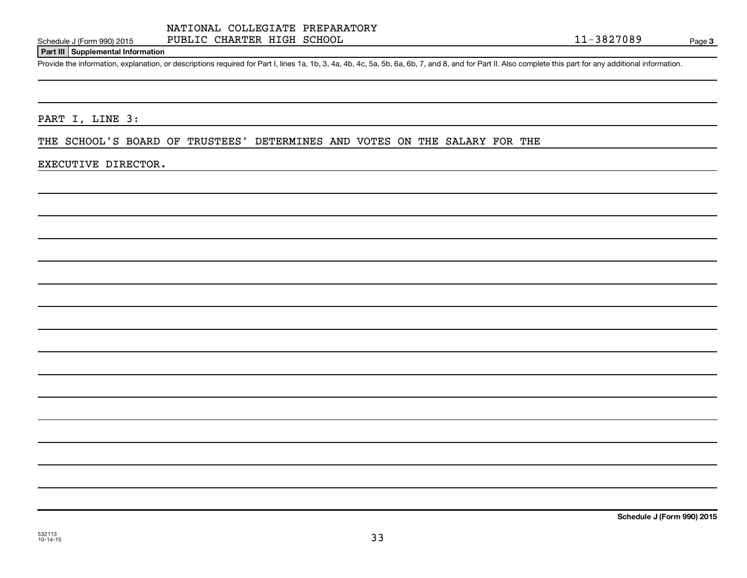NATIONAL COLLEGIATE PREPARATORY PUBLIC CHARTER HIGH SCHOOL — 11-3827089

**Part III Supplemental Information**

Provide the information, explanation, or descriptions required for Part I, lines 1a, 1b, 3, 4a, 4b, 4c, 5a, 5b, 6a, 6b, 7, and 8, and for Part II. Also complete this part for any additional information.

PART I, LINE 3:

THE SCHOOL'S BOARD OF TRUSTEES' DETERMINES AND VOTES ON THE SALARY FOR THE EXECUTIVE DIRECTOR.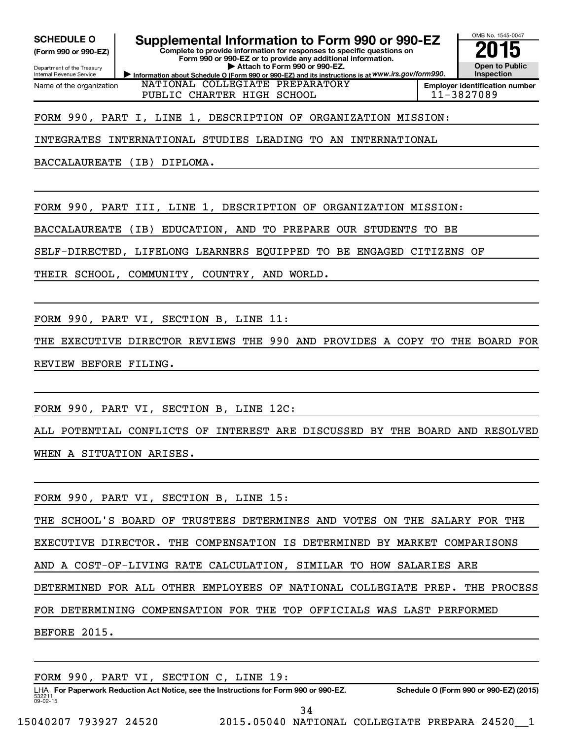**SCHEDULE O** (Form 990 or 990-EZ)

Department of the Treasury
Internal Revenue Service

# Supplemental Information to Form 990 or 990-EZ

**Complete to provide information for responses to specific questions on Form 990 or 990-EZ or to provide any additional information.**

**▶ Attach to Form 990 or 990-EZ.**

▶ Information about Schedule O (Form 990 or 990-EZ) and its instructions is at *www.irs.gov/form990.*

OMB No. 1545-0047

**2015**

**Open to Public Inspection**

Name of the organization: NATIONAL COLLEGIATE PREPARATORY PUBLIC CHARTER HIGH SCHOOL

**Employer identification number:** 11-3827089

FORM 990, PART I, LINE 1, DESCRIPTION OF ORGANIZATION MISSION:

INTEGRATES INTERNATIONAL STUDIES LEADING TO AN INTERNATIONAL BACCALAUREATE (IB) DIPLOMA.

FORM 990, PART III, LINE 1, DESCRIPTION OF ORGANIZATION MISSION:

BACCALAUREATE (IB) EDUCATION, AND TO PREPARE OUR STUDENTS TO BE SELF-DIRECTED, LIFELONG LEARNERS EQUIPPED TO BE ENGAGED CITIZENS OF THEIR SCHOOL, COMMUNITY, COUNTRY, AND WORLD.

FORM 990, PART VI, SECTION B, LINE 11:

THE EXECUTIVE DIRECTOR REVIEWS THE 990 AND PROVIDES A COPY TO THE BOARD FOR REVIEW BEFORE FILING.

FORM 990, PART VI, SECTION B, LINE 12C:

ALL POTENTIAL CONFLICTS OF INTEREST ARE DISCUSSED BY THE BOARD AND RESOLVED WHEN A SITUATION ARISES.

FORM 990, PART VI, SECTION B, LINE 15:

THE SCHOOL'S BOARD OF TRUSTEES DETERMINES AND VOTES ON THE SALARY FOR THE EXECUTIVE DIRECTOR. THE COMPENSATION IS DETERMINED BY MARKET COMPARISONS AND A COST-OF-LIVING RATE CALCULATION, SIMILAR TO HOW SALARIES ARE DETERMINED FOR ALL OTHER EMPLOYEES OF NATIONAL COLLEGIATE PREP. THE PROCESS FOR DETERMINING COMPENSATION FOR THE TOP OFFICIALS WAS LAST PERFORMED BEFORE 2015.

FORM 990, PART VI, SECTION C, LINE 19:

LHA **For Paperwork Reduction Act Notice, see the Instructions for Form 990 or 990-EZ.** **Schedule O (Form 990 or 990-EZ) (2015)**

532211
09-02-15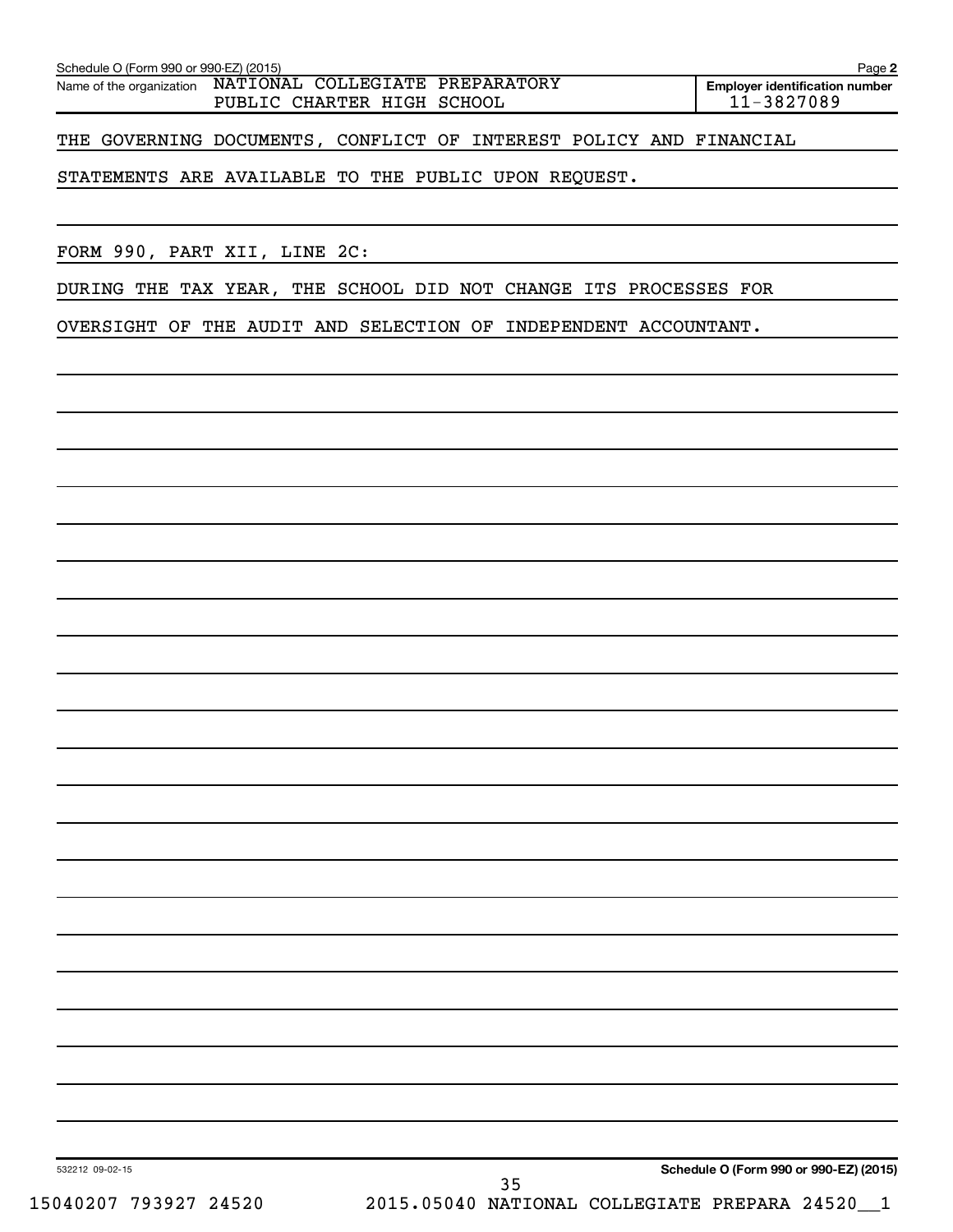Schedule O (Form 990 or 990-EZ) (2015) Page **2**

Name of the organization NATIONAL COLLEGIATE PREPARATORY PUBLIC CHARTER HIGH SCHOOL

**Employer identification number** 11-3827089

THE GOVERNING DOCUMENTS, CONFLICT OF INTEREST POLICY AND FINANCIAL STATEMENTS ARE AVAILABLE TO THE PUBLIC UPON REQUEST.

FORM 990, PART XII, LINE 2C:

DURING THE TAX YEAR, THE SCHOOL DID NOT CHANGE ITS PROCESSES FOR OVERSIGHT OF THE AUDIT AND SELECTION OF INDEPENDENT ACCOUNTANT.

532212 09-02-15 **Schedule O (Form 990 or 990-EZ) (2015)**

15040207 793927 24520 2015.05040 NATIONAL COLLEGIATE PREPARA 24520__1